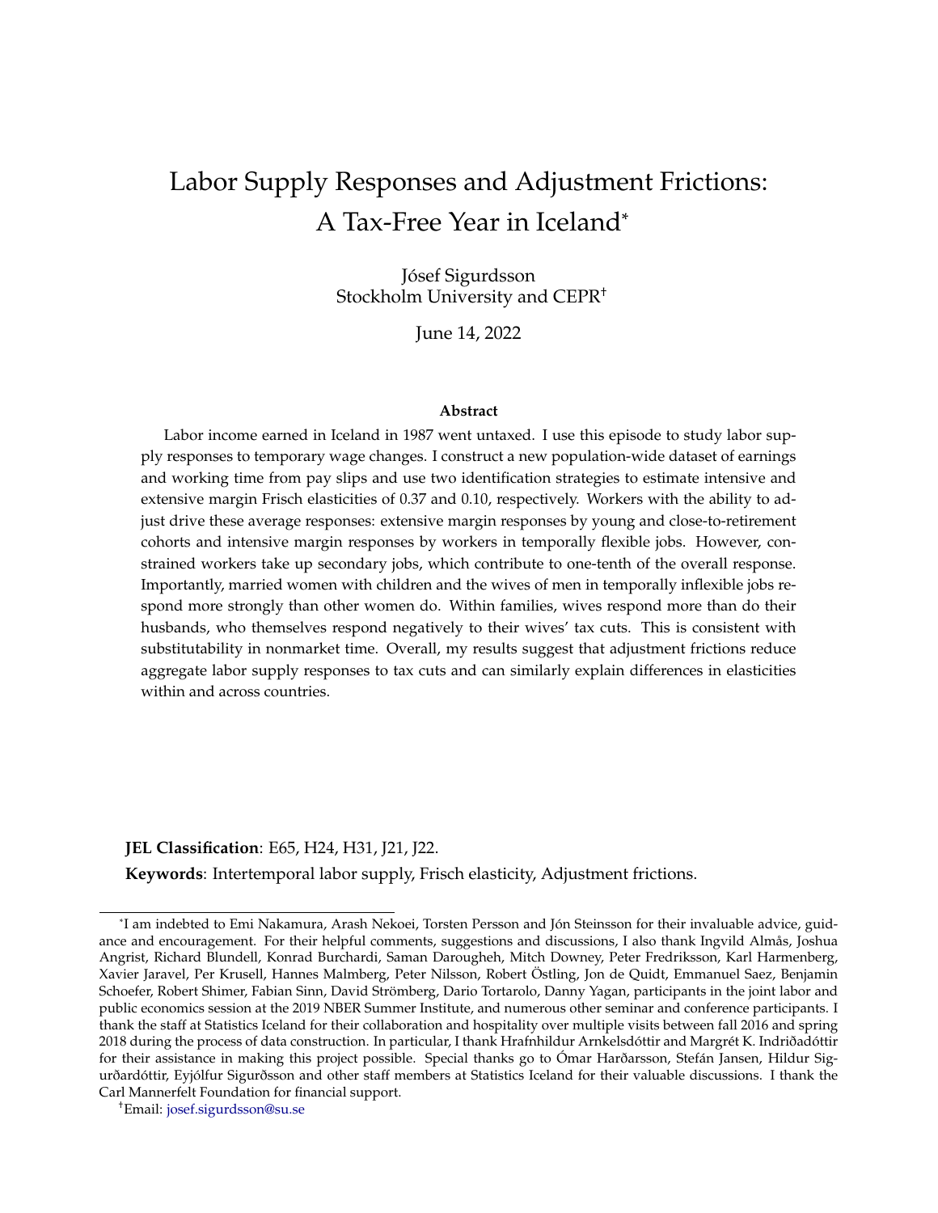# Labor Supply Responses and Adjustment Frictions: A Tax-Free Year in Iceland[*]

Jósef Sigurdsson
Stockholm University and CEPR[†]

June 14, 2022

### Abstract

Labor income earned in Iceland in 1987 went untaxed. I use this episode to study labor supply responses to temporary wage changes. I construct a new population-wide dataset of earnings and working time from pay slips and use two identification strategies to estimate intensive and extensive margin Frisch elasticities of 0.37 and 0.10, respectively. Workers with the ability to adjust drive these average responses: extensive margin responses by young and close-to-retirement cohorts and intensive margin responses by workers in temporally flexible jobs. However, constrained workers take up secondary jobs, which contribute to one-tenth of the overall response. Importantly, married women with children and the wives of men in temporally inflexible jobs respond more strongly than other women do. Within families, wives respond more than do their husbands, who themselves respond negatively to their wives' tax cuts. This is consistent with substitutability in nonmarket time. Overall, my results suggest that adjustment frictions reduce aggregate labor supply responses to tax cuts and can similarly explain differences in elasticities within and across countries.

**JEL Classification**: E65, H24, H31, J21, J22.

**Keywords**: Intertemporal labor supply, Frisch elasticity, Adjustment frictions.

---

[*]I am indebted to Emi Nakamura, Arash Nekoei, Torsten Persson and Jón Steinsson for their invaluable advice, guidance and encouragement. For their helpful comments, suggestions and discussions, I also thank Ingvild Almås, Joshua Angrist, Richard Blundell, Konrad Burchardi, Saman Darougheh, Mitch Downey, Peter Fredriksson, Karl Harmenberg, Xavier Jaravel, Per Krusell, Hannes Malmberg, Peter Nilsson, Robert Östling, Jon de Quidt, Emmanuel Saez, Benjamin Schoefer, Robert Shimer, Fabian Sinn, David Strömberg, Dario Tortarolo, Danny Yagan, participants in the joint labor and public economics session at the 2019 NBER Summer Institute, and numerous other seminar and conference participants. I thank the staff at Statistics Iceland for their collaboration and hospitality over multiple visits between fall 2016 and spring 2018 during the process of data construction. In particular, I thank Hrafnhildur Arnkelsdóttir and Margrét K. Indriðadóttir for their assistance in making this project possible. Special thanks go to Ómar Harðarsson, Stefán Jansen, Hildur Sigurðardóttir, Eyjólfur Sigurðsson and other staff members at Statistics Iceland for their valuable discussions. I thank the Carl Mannerfelt Foundation for financial support.

[†]Email: josef.sigurdsson@su.se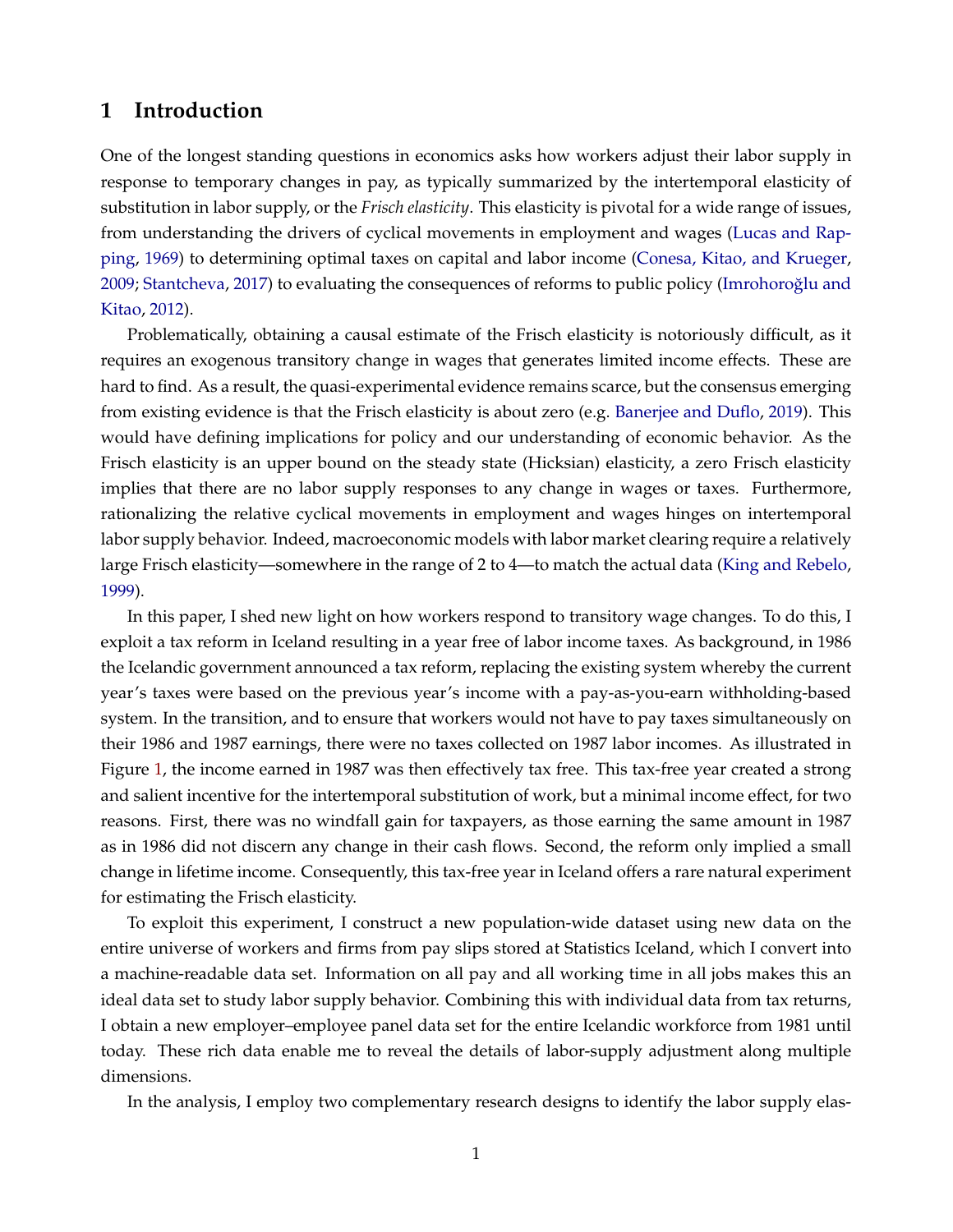# 1 Introduction

One of the longest standing questions in economics asks how workers adjust their labor supply in response to temporary changes in pay, as typically summarized by the intertemporal elasticity of substitution in labor supply, or the *Frisch elasticity*. This elasticity is pivotal for a wide range of issues, from understanding the drivers of cyclical movements in employment and wages (Lucas and Rapping, 1969) to determining optimal taxes on capital and labor income (Conesa, Kitao, and Krueger, 2009; Stantcheva, 2017) to evaluating the consequences of reforms to public policy (Imrohoroğlu and Kitao, 2012).

Problematically, obtaining a causal estimate of the Frisch elasticity is notoriously difficult, as it requires an exogenous transitory change in wages that generates limited income effects. These are hard to find. As a result, the quasi-experimental evidence remains scarce, but the consensus emerging from existing evidence is that the Frisch elasticity is about zero (e.g. Banerjee and Duflo, 2019). This would have defining implications for policy and our understanding of economic behavior. As the Frisch elasticity is an upper bound on the steady state (Hicksian) elasticity, a zero Frisch elasticity implies that there are no labor supply responses to any change in wages or taxes. Furthermore, rationalizing the relative cyclical movements in employment and wages hinges on intertemporal labor supply behavior. Indeed, macroeconomic models with labor market clearing require a relatively large Frisch elasticity—somewhere in the range of 2 to 4—to match the actual data (King and Rebelo, 1999).

In this paper, I shed new light on how workers respond to transitory wage changes. To do this, I exploit a tax reform in Iceland resulting in a year free of labor income taxes. As background, in 1986 the Icelandic government announced a tax reform, replacing the existing system whereby the current year's taxes were based on the previous year's income with a pay-as-you-earn withholding-based system. In the transition, and to ensure that workers would not have to pay taxes simultaneously on their 1986 and 1987 earnings, there were no taxes collected on 1987 labor incomes. As illustrated in Figure 1, the income earned in 1987 was then effectively tax free. This tax-free year created a strong and salient incentive for the intertemporal substitution of work, but a minimal income effect, for two reasons. First, there was no windfall gain for taxpayers, as those earning the same amount in 1987 as in 1986 did not discern any change in their cash flows. Second, the reform only implied a small change in lifetime income. Consequently, this tax-free year in Iceland offers a rare natural experiment for estimating the Frisch elasticity.

To exploit this experiment, I construct a new population-wide dataset using new data on the entire universe of workers and firms from pay slips stored at Statistics Iceland, which I convert into a machine-readable data set. Information on all pay and all working time in all jobs makes this an ideal data set to study labor supply behavior. Combining this with individual data from tax returns, I obtain a new employer–employee panel data set for the entire Icelandic workforce from 1981 until today. These rich data enable me to reveal the details of labor-supply adjustment along multiple dimensions.

In the analysis, I employ two complementary research designs to identify the labor supply elas-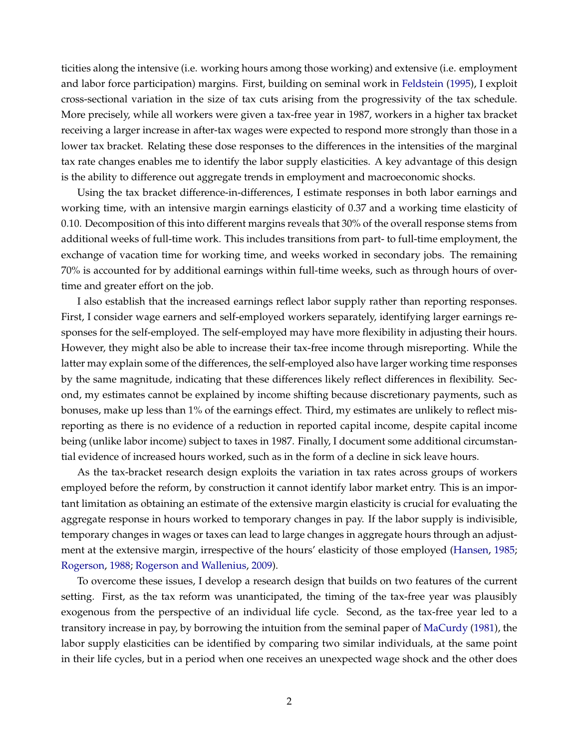ticities along the intensive (i.e. working hours among those working) and extensive (i.e. employment and labor force participation) margins. First, building on seminal work in Feldstein (1995), I exploit cross-sectional variation in the size of tax cuts arising from the progressivity of the tax schedule. More precisely, while all workers were given a tax-free year in 1987, workers in a higher tax bracket receiving a larger increase in after-tax wages were expected to respond more strongly than those in a lower tax bracket. Relating these dose responses to the differences in the intensities of the marginal tax rate changes enables me to identify the labor supply elasticities. A key advantage of this design is the ability to difference out aggregate trends in employment and macroeconomic shocks.

Using the tax bracket difference-in-differences, I estimate responses in both labor earnings and working time, with an intensive margin earnings elasticity of 0.37 and a working time elasticity of 0.10. Decomposition of this into different margins reveals that 30% of the overall response stems from additional weeks of full-time work. This includes transitions from part- to full-time employment, the exchange of vacation time for working time, and weeks worked in secondary jobs. The remaining 70% is accounted for by additional earnings within full-time weeks, such as through hours of overtime and greater effort on the job.

I also establish that the increased earnings reflect labor supply rather than reporting responses. First, I consider wage earners and self-employed workers separately, identifying larger earnings responses for the self-employed. The self-employed may have more flexibility in adjusting their hours. However, they might also be able to increase their tax-free income through misreporting. While the latter may explain some of the differences, the self-employed also have larger working time responses by the same magnitude, indicating that these differences likely reflect differences in flexibility. Second, my estimates cannot be explained by income shifting because discretionary payments, such as bonuses, make up less than 1% of the earnings effect. Third, my estimates are unlikely to reflect misreporting as there is no evidence of a reduction in reported capital income, despite capital income being (unlike labor income) subject to taxes in 1987. Finally, I document some additional circumstantial evidence of increased hours worked, such as in the form of a decline in sick leave hours.

As the tax-bracket research design exploits the variation in tax rates across groups of workers employed before the reform, by construction it cannot identify labor market entry. This is an important limitation as obtaining an estimate of the extensive margin elasticity is crucial for evaluating the aggregate response in hours worked to temporary changes in pay. If the labor supply is indivisible, temporary changes in wages or taxes can lead to large changes in aggregate hours through an adjustment at the extensive margin, irrespective of the hours' elasticity of those employed (Hansen, 1985; Rogerson, 1988; Rogerson and Wallenius, 2009).

To overcome these issues, I develop a research design that builds on two features of the current setting. First, as the tax reform was unanticipated, the timing of the tax-free year was plausibly exogenous from the perspective of an individual life cycle. Second, as the tax-free year led to a transitory increase in pay, by borrowing the intuition from the seminal paper of MaCurdy (1981), the labor supply elasticities can be identified by comparing two similar individuals, at the same point in their life cycles, but in a period when one receives an unexpected wage shock and the other does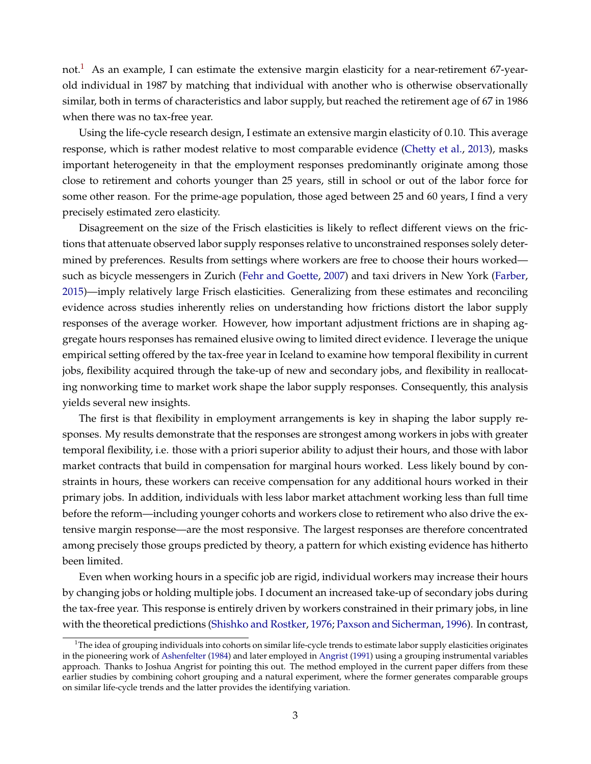not.[1] As an example, I can estimate the extensive margin elasticity for a near-retirement 67-year-old individual in 1987 by matching that individual with another who is otherwise observationally similar, both in terms of characteristics and labor supply, but reached the retirement age of 67 in 1986 when there was no tax-free year.

Using the life-cycle research design, I estimate an extensive margin elasticity of 0.10. This average response, which is rather modest relative to most comparable evidence (Chetty et al., 2013), masks important heterogeneity in that the employment responses predominantly originate among those close to retirement and cohorts younger than 25 years, still in school or out of the labor force for some other reason. For the prime-age population, those aged between 25 and 60 years, I find a very precisely estimated zero elasticity.

Disagreement on the size of the Frisch elasticities is likely to reflect different views on the frictions that attenuate observed labor supply responses relative to unconstrained responses solely determined by preferences. Results from settings where workers are free to choose their hours worked—such as bicycle messengers in Zurich (Fehr and Goette, 2007) and taxi drivers in New York (Farber, 2015)—imply relatively large Frisch elasticities. Generalizing from these estimates and reconciling evidence across studies inherently relies on understanding how frictions distort the labor supply responses of the average worker. However, how important adjustment frictions are in shaping aggregate hours responses has remained elusive owing to limited direct evidence. I leverage the unique empirical setting offered by the tax-free year in Iceland to examine how temporal flexibility in current jobs, flexibility acquired through the take-up of new and secondary jobs, and flexibility in reallocating nonworking time to market work shape the labor supply responses. Consequently, this analysis yields several new insights.

The first is that flexibility in employment arrangements is key in shaping the labor supply responses. My results demonstrate that the responses are strongest among workers in jobs with greater temporal flexibility, i.e. those with a priori superior ability to adjust their hours, and those with labor market contracts that build in compensation for marginal hours worked. Less likely bound by constraints in hours, these workers can receive compensation for any additional hours worked in their primary jobs. In addition, individuals with less labor market attachment working less than full time before the reform—including younger cohorts and workers close to retirement who also drive the extensive margin response—are the most responsive. The largest responses are therefore concentrated among precisely those groups predicted by theory, a pattern for which existing evidence has hitherto been limited.

Even when working hours in a specific job are rigid, individual workers may increase their hours by changing jobs or holding multiple jobs. I document an increased take-up of secondary jobs during the tax-free year. This response is entirely driven by workers constrained in their primary jobs, in line with the theoretical predictions (Shishko and Rostker, 1976; Paxson and Sicherman, 1996). In contrast,

[1] The idea of grouping individuals into cohorts on similar life-cycle trends to estimate labor supply elasticities originates in the pioneering work of Ashenfelter (1984) and later employed in Angrist (1991) using a grouping instrumental variables approach. Thanks to Joshua Angrist for pointing this out. The method employed in the current paper differs from these earlier studies by combining cohort grouping and a natural experiment, where the former generates comparable groups on similar life-cycle trends and the latter provides the identifying variation.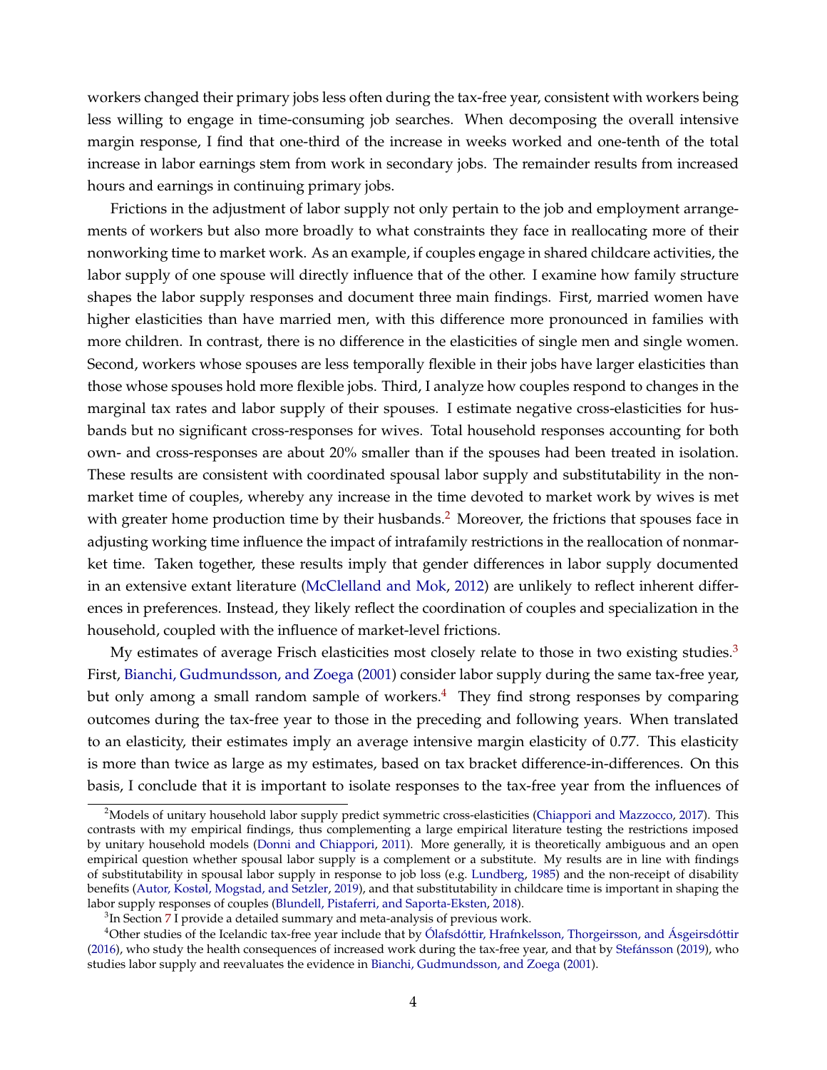workers changed their primary jobs less often during the tax-free year, consistent with workers being less willing to engage in time-consuming job searches. When decomposing the overall intensive margin response, I find that one-third of the increase in weeks worked and one-tenth of the total increase in labor earnings stem from work in secondary jobs. The remainder results from increased hours and earnings in continuing primary jobs.

Frictions in the adjustment of labor supply not only pertain to the job and employment arrangements of workers but also more broadly to what constraints they face in reallocating more of their nonworking time to market work. As an example, if couples engage in shared childcare activities, the labor supply of one spouse will directly influence that of the other. I examine how family structure shapes the labor supply responses and document three main findings. First, married women have higher elasticities than have married men, with this difference more pronounced in families with more children. In contrast, there is no difference in the elasticities of single men and single women. Second, workers whose spouses are less temporally flexible in their jobs have larger elasticities than those whose spouses hold more flexible jobs. Third, I analyze how couples respond to changes in the marginal tax rates and labor supply of their spouses. I estimate negative cross-elasticities for husbands but no significant cross-responses for wives. Total household responses accounting for both own- and cross-responses are about 20% smaller than if the spouses had been treated in isolation. These results are consistent with coordinated spousal labor supply and substitutability in the nonmarket time of couples, whereby any increase in the time devoted to market work by wives is met with greater home production time by their husbands.[2] Moreover, the frictions that spouses face in adjusting working time influence the impact of intrafamily restrictions in the reallocation of nonmarket time. Taken together, these results imply that gender differences in labor supply documented in an extensive extant literature (McClelland and Mok, 2012) are unlikely to reflect inherent differences in preferences. Instead, they likely reflect the coordination of couples and specialization in the household, coupled with the influence of market-level frictions.

My estimates of average Frisch elasticities most closely relate to those in two existing studies.[3] First, Bianchi, Gudmundsson, and Zoega (2001) consider labor supply during the same tax-free year, but only among a small random sample of workers.[4] They find strong responses by comparing outcomes during the tax-free year to those in the preceding and following years. When translated to an elasticity, their estimates imply an average intensive margin elasticity of 0.77. This elasticity is more than twice as large as my estimates, based on tax bracket difference-in-differences. On this basis, I conclude that it is important to isolate responses to the tax-free year from the influences of

[2] Models of unitary household labor supply predict symmetric cross-elasticities (Chiappori and Mazzocco, 2017). This contrasts with my empirical findings, thus complementing a large empirical literature testing the restrictions imposed by unitary household models (Donni and Chiappori, 2011). More generally, it is theoretically ambiguous and an open empirical question whether spousal labor supply is a complement or a substitute. My results are in line with findings of substitutability in spousal labor supply in response to job loss (e.g. Lundberg, 1985) and the non-receipt of disability benefits (Autor, Kostøl, Mogstad, and Setzler, 2019), and that substitutability in childcare time is important in shaping the labor supply responses of couples (Blundell, Pistaferri, and Saporta-Eksten, 2018).

[3] In Section 7 I provide a detailed summary and meta-analysis of previous work.

[4] Other studies of the Icelandic tax-free year include that by Ólafsdóttir, Hrafnkelsson, Thorgeirsson, and Ásgeirsdóttir (2016), who study the health consequences of increased work during the tax-free year, and that by Stefánsson (2019), who studies labor supply and reevaluates the evidence in Bianchi, Gudmundsson, and Zoega (2001).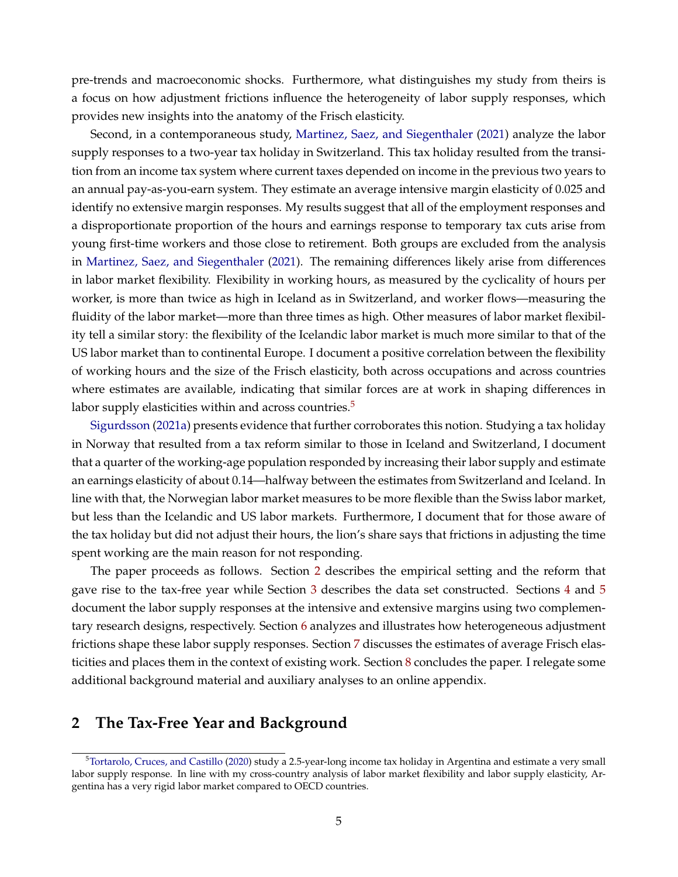pre-trends and macroeconomic shocks. Furthermore, what distinguishes my study from theirs is a focus on how adjustment frictions influence the heterogeneity of labor supply responses, which provides new insights into the anatomy of the Frisch elasticity.

Second, in a contemporaneous study, Martinez, Saez, and Siegenthaler (2021) analyze the labor supply responses to a two-year tax holiday in Switzerland. This tax holiday resulted from the transition from an income tax system where current taxes depended on income in the previous two years to an annual pay-as-you-earn system. They estimate an average intensive margin elasticity of 0.025 and identify no extensive margin responses. My results suggest that all of the employment responses and a disproportionate proportion of the hours and earnings response to temporary tax cuts arise from young first-time workers and those close to retirement. Both groups are excluded from the analysis in Martinez, Saez, and Siegenthaler (2021). The remaining differences likely arise from differences in labor market flexibility. Flexibility in working hours, as measured by the cyclicality of hours per worker, is more than twice as high in Iceland as in Switzerland, and worker flows—measuring the fluidity of the labor market—more than three times as high. Other measures of labor market flexibility tell a similar story: the flexibility of the Icelandic labor market is much more similar to that of the US labor market than to continental Europe. I document a positive correlation between the flexibility of working hours and the size of the Frisch elasticity, both across occupations and across countries where estimates are available, indicating that similar forces are at work in shaping differences in labor supply elasticities within and across countries.[5]

Sigurdsson (2021a) presents evidence that further corroborates this notion. Studying a tax holiday in Norway that resulted from a tax reform similar to those in Iceland and Switzerland, I document that a quarter of the working-age population responded by increasing their labor supply and estimate an earnings elasticity of about 0.14—halfway between the estimates from Switzerland and Iceland. In line with that, the Norwegian labor market measures to be more flexible than the Swiss labor market, but less than the Icelandic and US labor markets. Furthermore, I document that for those aware of the tax holiday but did not adjust their hours, the lion's share says that frictions in adjusting the time spent working are the main reason for not responding.

The paper proceeds as follows. Section 2 describes the empirical setting and the reform that gave rise to the tax-free year while Section 3 describes the data set constructed. Sections 4 and 5 document the labor supply responses at the intensive and extensive margins using two complementary research designs, respectively. Section 6 analyzes and illustrates how heterogeneous adjustment frictions shape these labor supply responses. Section 7 discusses the estimates of average Frisch elasticities and places them in the context of existing work. Section 8 concludes the paper. I relegate some additional background material and auxiliary analyses to an online appendix.

## 2 The Tax-Free Year and Background

[5] Tortarolo, Cruces, and Castillo (2020) study a 2.5-year-long income tax holiday in Argentina and estimate a very small labor supply response. In line with my cross-country analysis of labor market flexibility and labor supply elasticity, Argentina has a very rigid labor market compared to OECD countries.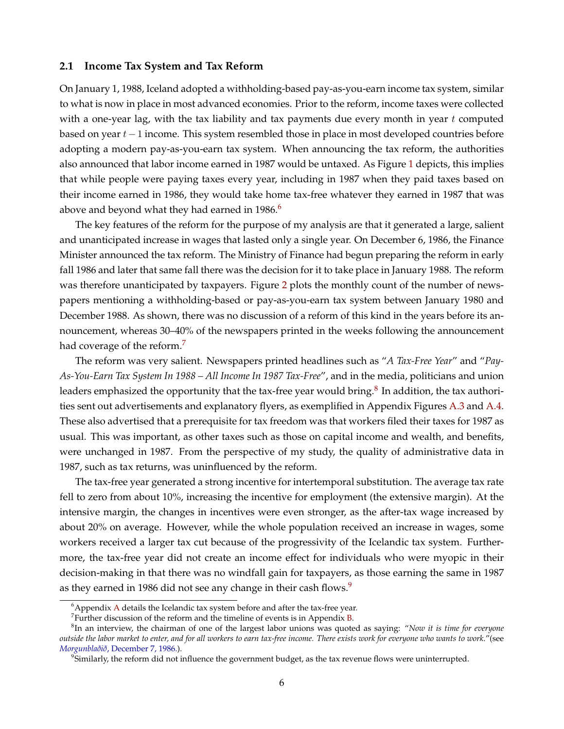### 2.1 Income Tax System and Tax Reform

On January 1, 1988, Iceland adopted a withholding-based pay-as-you-earn income tax system, similar to what is now in place in most advanced economies. Prior to the reform, income taxes were collected with a one-year lag, with the tax liability and tax payments due every month in year $t$ computed based on year $t-1$ income. This system resembled those in place in most developed countries before adopting a modern pay-as-you-earn tax system. When announcing the tax reform, the authorities also announced that labor income earned in 1987 would be untaxed. As Figure 1 depicts, this implies that while people were paying taxes every year, including in 1987 when they paid taxes based on their income earned in 1986, they would take home tax-free whatever they earned in 1987 that was above and beyond what they had earned in 1986.[6]

The key features of the reform for the purpose of my analysis are that it generated a large, salient and unanticipated increase in wages that lasted only a single year. On December 6, 1986, the Finance Minister announced the tax reform. The Ministry of Finance had begun preparing the reform in early fall 1986 and later that same fall there was the decision for it to take place in January 1988. The reform was therefore unanticipated by taxpayers. Figure 2 plots the monthly count of the number of newspapers mentioning a withholding-based or pay-as-you-earn tax system between January 1980 and December 1988. As shown, there was no discussion of a reform of this kind in the years before its announcement, whereas 30–40% of the newspapers printed in the weeks following the announcement had coverage of the reform.[7]

The reform was very salient. Newspapers printed headlines such as "*A Tax-Free Year*" and "*Pay-As-You-Earn Tax System In 1988 – All Income In 1987 Tax-Free*", and in the media, politicians and union leaders emphasized the opportunity that the tax-free year would bring.[8] In addition, the tax authorities sent out advertisements and explanatory flyers, as exemplified in Appendix Figures A.3 and A.4. These also advertised that a prerequisite for tax freedom was that workers filed their taxes for 1987 as usual. This was important, as other taxes such as those on capital income and wealth, and benefits, were unchanged in 1987. From the perspective of my study, the quality of administrative data in 1987, such as tax returns, was uninfluenced by the reform.

The tax-free year generated a strong incentive for intertemporal substitution. The average tax rate fell to zero from about 10%, increasing the incentive for employment (the extensive margin). At the intensive margin, the changes in incentives were even stronger, as the after-tax wage increased by about 20% on average. However, while the whole population received an increase in wages, some workers received a larger tax cut because of the progressivity of the Icelandic tax system. Furthermore, the tax-free year did not create an income effect for individuals who were myopic in their decision-making in that there was no windfall gain for taxpayers, as those earning the same in 1987 as they earned in 1986 did not see any change in their cash flows.[9]

---

[6] Appendix A details the Icelandic tax system before and after the tax-free year.

[7] Further discussion of the reform and the timeline of events is in Appendix B.

[8] In an interview, the chairman of one of the largest labor unions was quoted as saying: "*Now it is time for everyone outside the labor market to enter, and for all workers to earn tax-free income. There exists work for everyone who wants to work.*"(see *Morgunblaðið*, December 7, 1986.).

[9] Similarly, the reform did not influence the government budget, as the tax revenue flows were uninterrupted.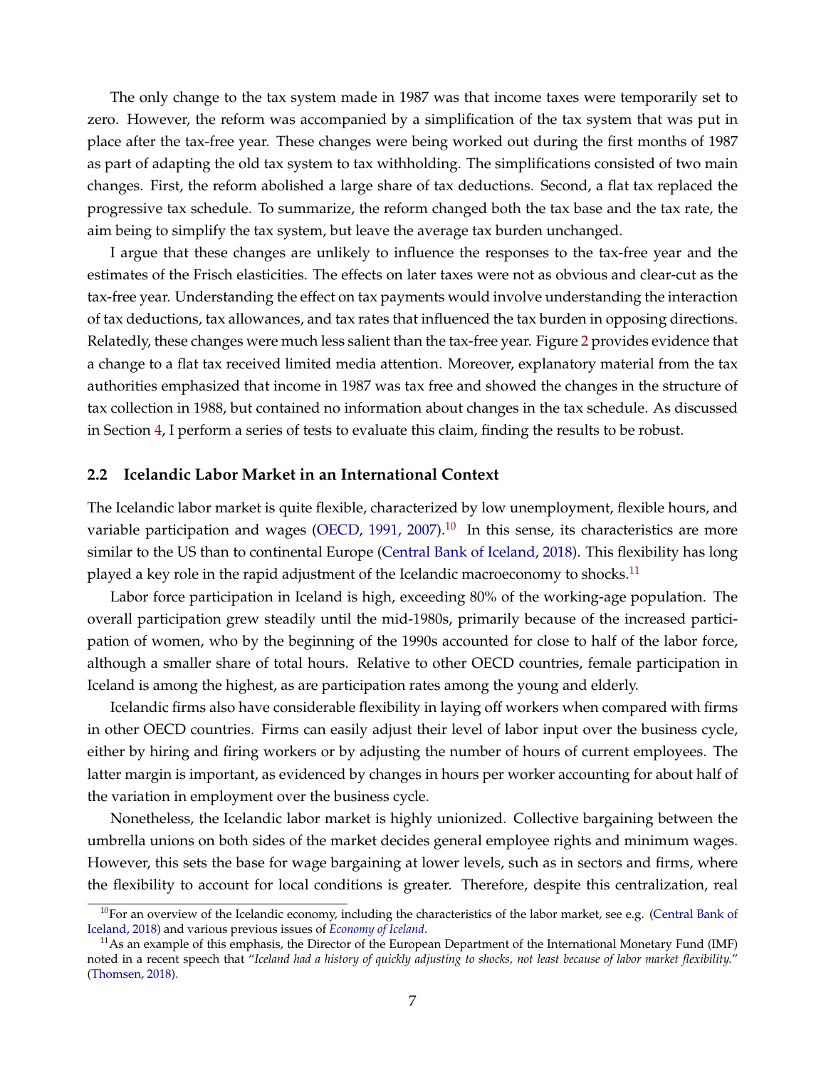The only change to the tax system made in 1987 was that income taxes were temporarily set to zero. However, the reform was accompanied by a simplification of the tax system that was put in place after the tax-free year. These changes were being worked out during the first months of 1987 as part of adapting the old tax system to tax withholding. The simplifications consisted of two main changes. First, the reform abolished a large share of tax deductions. Second, a flat tax replaced the progressive tax schedule. To summarize, the reform changed both the tax base and the tax rate, the aim being to simplify the tax system, but leave the average tax burden unchanged.

I argue that these changes are unlikely to influence the responses to the tax-free year and the estimates of the Frisch elasticities. The effects on later taxes were not as obvious and clear-cut as the tax-free year. Understanding the effect on tax payments would involve understanding the interaction of tax deductions, tax allowances, and tax rates that influenced the tax burden in opposing directions. Relatedly, these changes were much less salient than the tax-free year. Figure 2 provides evidence that a change to a flat tax received limited media attention. Moreover, explanatory material from the tax authorities emphasized that income in 1987 was tax free and showed the changes in the structure of tax collection in 1988, but contained no information about changes in the tax schedule. As discussed in Section 4, I perform a series of tests to evaluate this claim, finding the results to be robust.

## 2.2 Icelandic Labor Market in an International Context

The Icelandic labor market is quite flexible, characterized by low unemployment, flexible hours, and variable participation and wages (OECD, 1991, 2007).[10] In this sense, its characteristics are more similar to the US than to continental Europe (Central Bank of Iceland, 2018). This flexibility has long played a key role in the rapid adjustment of the Icelandic macroeconomy to shocks.[11]

Labor force participation in Iceland is high, exceeding 80% of the working-age population. The overall participation grew steadily until the mid-1980s, primarily because of the increased participation of women, who by the beginning of the 1990s accounted for close to half of the labor force, although a smaller share of total hours. Relative to other OECD countries, female participation in Iceland is among the highest, as are participation rates among the young and elderly.

Icelandic firms also have considerable flexibility in laying off workers when compared with firms in other OECD countries. Firms can easily adjust their level of labor input over the business cycle, either by hiring and firing workers or by adjusting the number of hours of current employees. The latter margin is important, as evidenced by changes in hours per worker accounting for about half of the variation in employment over the business cycle.

Nonetheless, the Icelandic labor market is highly unionized. Collective bargaining between the umbrella unions on both sides of the market decides general employee rights and minimum wages. However, this sets the base for wage bargaining at lower levels, such as in sectors and firms, where the flexibility to account for local conditions is greater. Therefore, despite this centralization, real

[10] For an overview of the Icelandic economy, including the characteristics of the labor market, see e.g. (Central Bank of Iceland, 2018) and various previous issues of *Economy of Iceland*.

[11] As an example of this emphasis, the Director of the European Department of the International Monetary Fund (IMF) noted in a recent speech that "*Iceland had a history of quickly adjusting to shocks, not least because of labor market flexibility.*" (Thomsen, 2018).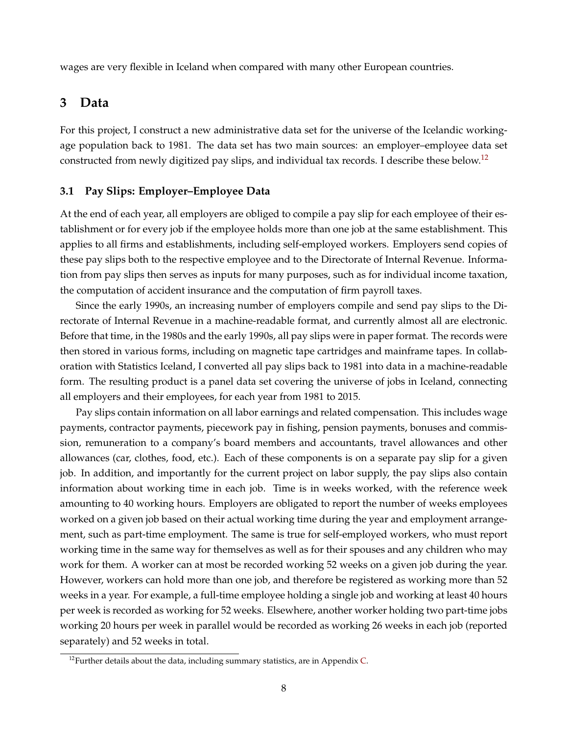wages are very flexible in Iceland when compared with many other European countries.

# 3 Data

For this project, I construct a new administrative data set for the universe of the Icelandic working-age population back to 1981. The data set has two main sources: an employer–employee data set constructed from newly digitized pay slips, and individual tax records. I describe these below.[12]

## 3.1 Pay Slips: Employer–Employee Data

At the end of each year, all employers are obliged to compile a pay slip for each employee of their establishment or for every job if the employee holds more than one job at the same establishment. This applies to all firms and establishments, including self-employed workers. Employers send copies of these pay slips both to the respective employee and to the Directorate of Internal Revenue. Information from pay slips then serves as inputs for many purposes, such as for individual income taxation, the computation of accident insurance and the computation of firm payroll taxes.

Since the early 1990s, an increasing number of employers compile and send pay slips to the Directorate of Internal Revenue in a machine-readable format, and currently almost all are electronic. Before that time, in the 1980s and the early 1990s, all pay slips were in paper format. The records were then stored in various forms, including on magnetic tape cartridges and mainframe tapes. In collaboration with Statistics Iceland, I converted all pay slips back to 1981 into data in a machine-readable form. The resulting product is a panel data set covering the universe of jobs in Iceland, connecting all employers and their employees, for each year from 1981 to 2015.

Pay slips contain information on all labor earnings and related compensation. This includes wage payments, contractor payments, piecework pay in fishing, pension payments, bonuses and commission, remuneration to a company's board members and accountants, travel allowances and other allowances (car, clothes, food, etc.). Each of these components is on a separate pay slip for a given job. In addition, and importantly for the current project on labor supply, the pay slips also contain information about working time in each job. Time is in weeks worked, with the reference week amounting to 40 working hours. Employers are obligated to report the number of weeks employees worked on a given job based on their actual working time during the year and employment arrangement, such as part-time employment. The same is true for self-employed workers, who must report working time in the same way for themselves as well as for their spouses and any children who may work for them. A worker can at most be recorded working 52 weeks on a given job during the year. However, workers can hold more than one job, and therefore be registered as working more than 52 weeks in a year. For example, a full-time employee holding a single job and working at least 40 hours per week is recorded as working for 52 weeks. Elsewhere, another worker holding two part-time jobs working 20 hours per week in parallel would be recorded as working 26 weeks in each job (reported separately) and 52 weeks in total.

[12] Further details about the data, including summary statistics, are in Appendix C.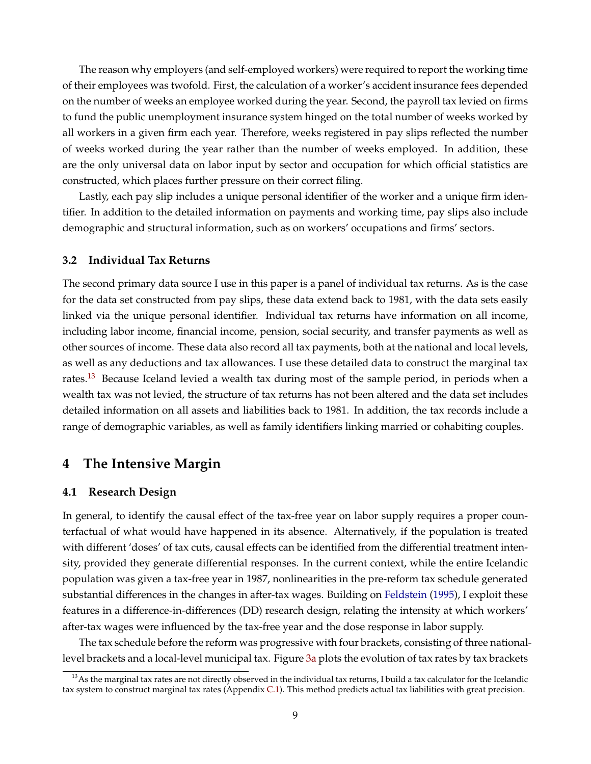The reason why employers (and self-employed workers) were required to report the working time of their employees was twofold. First, the calculation of a worker's accident insurance fees depended on the number of weeks an employee worked during the year. Second, the payroll tax levied on firms to fund the public unemployment insurance system hinged on the total number of weeks worked by all workers in a given firm each year. Therefore, weeks registered in pay slips reflected the number of weeks worked during the year rather than the number of weeks employed. In addition, these are the only universal data on labor input by sector and occupation for which official statistics are constructed, which places further pressure on their correct filing.

Lastly, each pay slip includes a unique personal identifier of the worker and a unique firm identifier. In addition to the detailed information on payments and working time, pay slips also include demographic and structural information, such as on workers' occupations and firms' sectors.

### 3.2 Individual Tax Returns

The second primary data source I use in this paper is a panel of individual tax returns. As is the case for the data set constructed from pay slips, these data extend back to 1981, with the data sets easily linked via the unique personal identifier. Individual tax returns have information on all income, including labor income, financial income, pension, social security, and transfer payments as well as other sources of income. These data also record all tax payments, both at the national and local levels, as well as any deductions and tax allowances. I use these detailed data to construct the marginal tax rates.[13] Because Iceland levied a wealth tax during most of the sample period, in periods when a wealth tax was not levied, the structure of tax returns has not been altered and the data set includes detailed information on all assets and liabilities back to 1981. In addition, the tax records include a range of demographic variables, as well as family identifiers linking married or cohabiting couples.

## 4 The Intensive Margin

### 4.1 Research Design

In general, to identify the causal effect of the tax-free year on labor supply requires a proper counterfactual of what would have happened in its absence. Alternatively, if the population is treated with different 'doses' of tax cuts, causal effects can be identified from the differential treatment intensity, provided they generate differential responses. In the current context, while the entire Icelandic population was given a tax-free year in 1987, nonlinearities in the pre-reform tax schedule generated substantial differences in the changes in after-tax wages. Building on Feldstein (1995), I exploit these features in a difference-in-differences (DD) research design, relating the intensity at which workers' after-tax wages were influenced by the tax-free year and the dose response in labor supply.

The tax schedule before the reform was progressive with four brackets, consisting of three national-level brackets and a local-level municipal tax. Figure 3a plots the evolution of tax rates by tax brackets

[13] As the marginal tax rates are not directly observed in the individual tax returns, I build a tax calculator for the Icelandic tax system to construct marginal tax rates (Appendix C.1). This method predicts actual tax liabilities with great precision.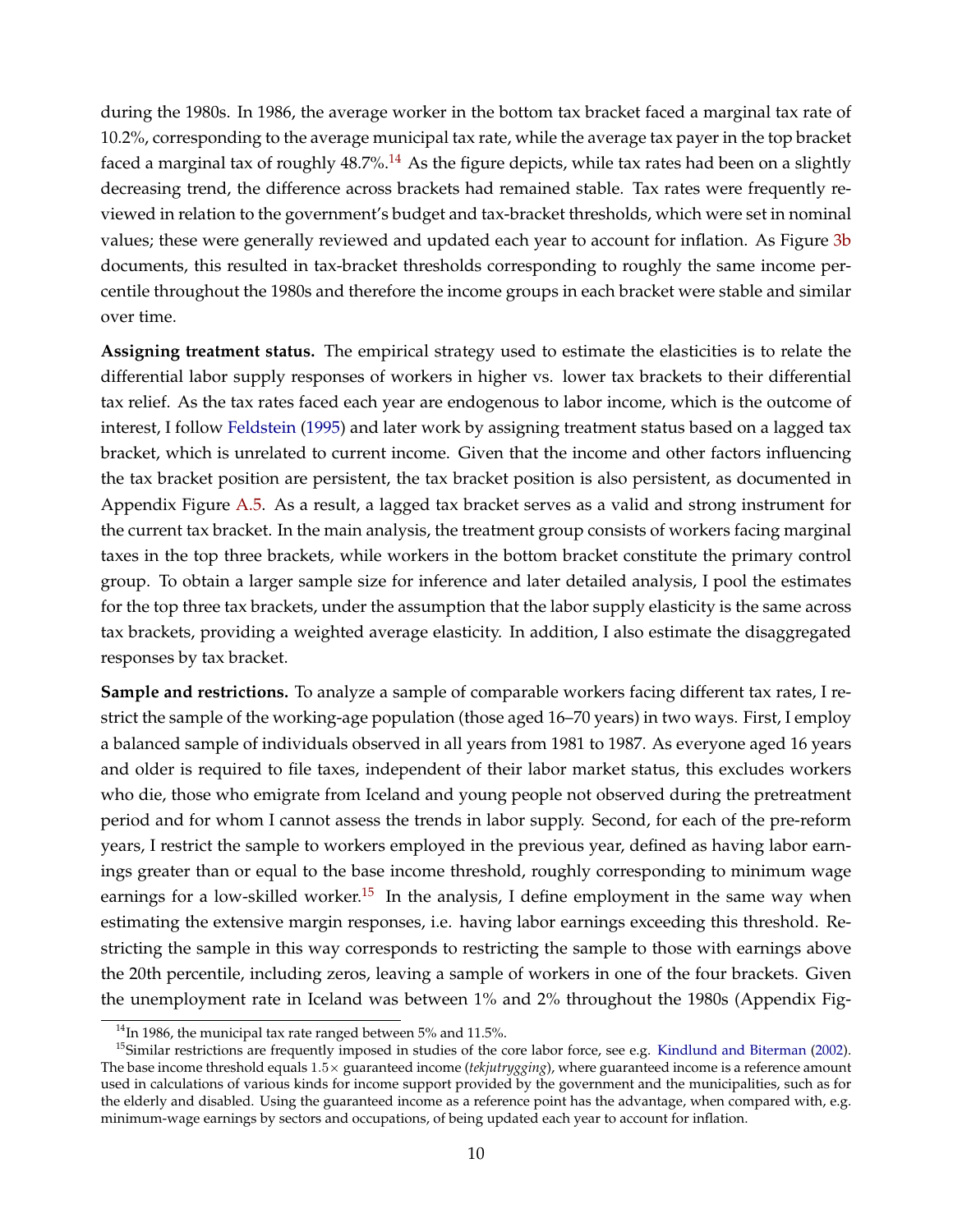during the 1980s. In 1986, the average worker in the bottom tax bracket faced a marginal tax rate of 10.2%, corresponding to the average municipal tax rate, while the average tax payer in the top bracket faced a marginal tax of roughly 48.7%.[14] As the figure depicts, while tax rates had been on a slightly decreasing trend, the difference across brackets had remained stable. Tax rates were frequently reviewed in relation to the government's budget and tax-bracket thresholds, which were set in nominal values; these were generally reviewed and updated each year to account for inflation. As Figure 3b documents, this resulted in tax-bracket thresholds corresponding to roughly the same income percentile throughout the 1980s and therefore the income groups in each bracket were stable and similar over time.

**Assigning treatment status.** The empirical strategy used to estimate the elasticities is to relate the differential labor supply responses of workers in higher vs. lower tax brackets to their differential tax relief. As the tax rates faced each year are endogenous to labor income, which is the outcome of interest, I follow Feldstein (1995) and later work by assigning treatment status based on a lagged tax bracket, which is unrelated to current income. Given that the income and other factors influencing the tax bracket position are persistent, the tax bracket position is also persistent, as documented in Appendix Figure A.5. As a result, a lagged tax bracket serves as a valid and strong instrument for the current tax bracket. In the main analysis, the treatment group consists of workers facing marginal taxes in the top three brackets, while workers in the bottom bracket constitute the primary control group. To obtain a larger sample size for inference and later detailed analysis, I pool the estimates for the top three tax brackets, under the assumption that the labor supply elasticity is the same across tax brackets, providing a weighted average elasticity. In addition, I also estimate the disaggregated responses by tax bracket.

**Sample and restrictions.** To analyze a sample of comparable workers facing different tax rates, I restrict the sample of the working-age population (those aged 16–70 years) in two ways. First, I employ a balanced sample of individuals observed in all years from 1981 to 1987. As everyone aged 16 years and older is required to file taxes, independent of their labor market status, this excludes workers who die, those who emigrate from Iceland and young people not observed during the pretreatment period and for whom I cannot assess the trends in labor supply. Second, for each of the pre-reform years, I restrict the sample to workers employed in the previous year, defined as having labor earnings greater than or equal to the base income threshold, roughly corresponding to minimum wage earnings for a low-skilled worker.[15] In the analysis, I define employment in the same way when estimating the extensive margin responses, i.e. having labor earnings exceeding this threshold. Restricting the sample in this way corresponds to restricting the sample to those with earnings above the 20th percentile, including zeros, leaving a sample of workers in one of the four brackets. Given the unemployment rate in Iceland was between 1% and 2% throughout the 1980s (Appendix Fig-

[14] In 1986, the municipal tax rate ranged between 5% and 11.5%.

[15] Similar restrictions are frequently imposed in studies of the core labor force, see e.g. Kindlund and Biterman (2002). The base income threshold equals $1.5\times$ guaranteed income (*tekjutrygging*), where guaranteed income is a reference amount used in calculations of various kinds for income support provided by the government and the municipalities, such as for the elderly and disabled. Using the guaranteed income as a reference point has the advantage, when compared with, e.g. minimum-wage earnings by sectors and occupations, of being updated each year to account for inflation.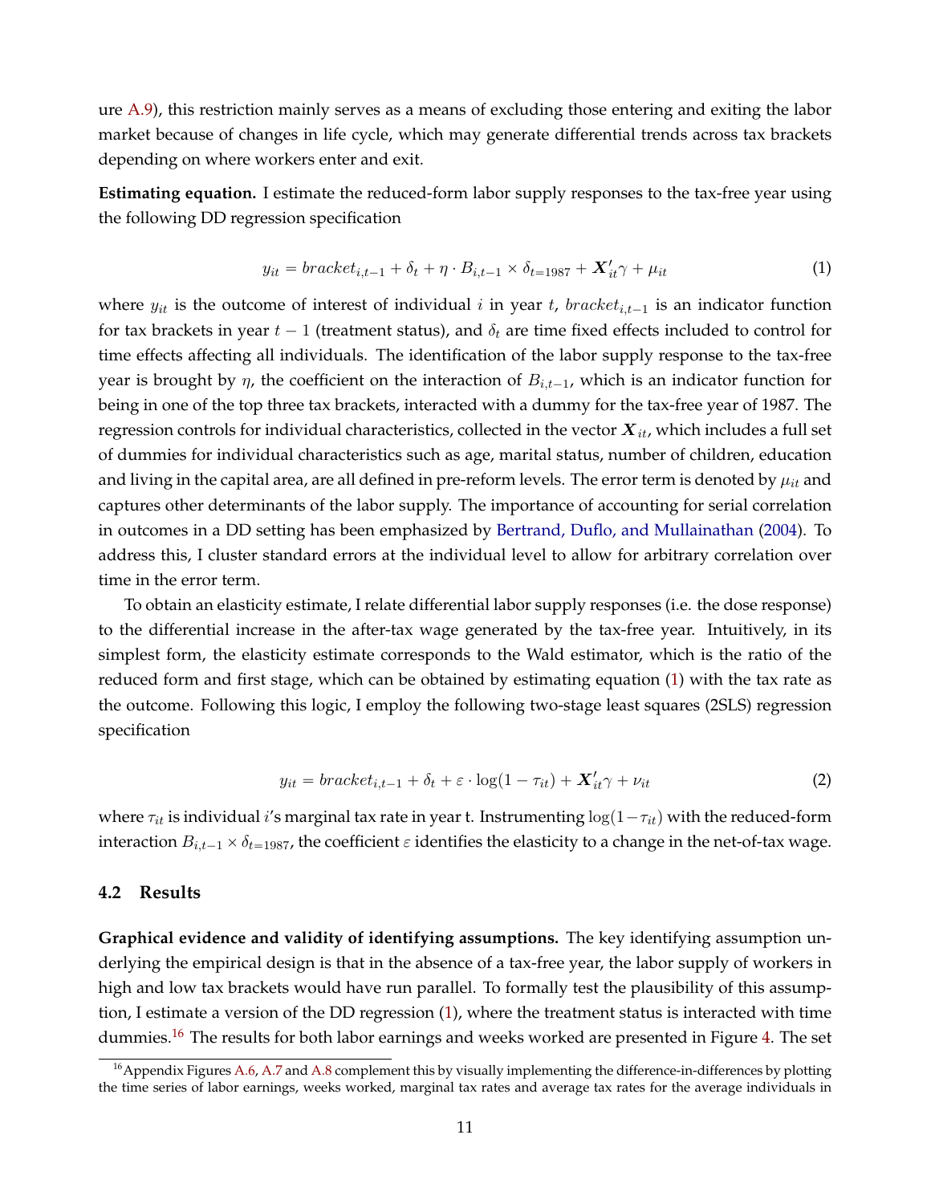ure A.9), this restriction mainly serves as a means of excluding those entering and exiting the labor market because of changes in life cycle, which may generate differential trends across tax brackets depending on where workers enter and exit.

**Estimating equation.** I estimate the reduced-form labor supply responses to the tax-free year using the following DD regression specification

$$y_{it} = bracket_{i,t-1} + \delta_t + \eta \cdot B_{i,t-1} \times \delta_{t=1987} + \boldsymbol{X}'_{it}\gamma + \mu_{it} \tag{1}$$

where $y_{it}$ is the outcome of interest of individual $i$ in year $t$, $bracket_{i,t-1}$ is an indicator function for tax brackets in year $t-1$ (treatment status), and $\delta_t$ are time fixed effects included to control for time effects affecting all individuals. The identification of the labor supply response to the tax-free year is brought by $\eta$, the coefficient on the interaction of $B_{i,t-1}$, which is an indicator function for being in one of the top three tax brackets, interacted with a dummy for the tax-free year of 1987. The regression controls for individual characteristics, collected in the vector $\boldsymbol{X}_{it}$, which includes a full set of dummies for individual characteristics such as age, marital status, number of children, education and living in the capital area, are all defined in pre-reform levels. The error term is denoted by $\mu_{it}$ and captures other determinants of the labor supply. The importance of accounting for serial correlation in outcomes in a DD setting has been emphasized by Bertrand, Duflo, and Mullainathan (2004). To address this, I cluster standard errors at the individual level to allow for arbitrary correlation over time in the error term.

To obtain an elasticity estimate, I relate differential labor supply responses (i.e. the dose response) to the differential increase in the after-tax wage generated by the tax-free year. Intuitively, in its simplest form, the elasticity estimate corresponds to the Wald estimator, which is the ratio of the reduced form and first stage, which can be obtained by estimating equation (1) with the tax rate as the outcome. Following this logic, I employ the following two-stage least squares (2SLS) regression specification

$$y_{it} = bracket_{i,t-1} + \delta_t + \varepsilon \cdot \log(1 - \tau_{it}) + \boldsymbol{X}'_{it}\gamma + \nu_{it} \tag{2}$$

where $\tau_{it}$ is individual $i$'s marginal tax rate in year t. Instrumenting $\log(1-\tau_{it})$ with the reduced-form interaction $B_{i,t-1} \times \delta_{t=1987}$, the coefficient $\varepsilon$ identifies the elasticity to a change in the net-of-tax wage.

## 4.2 Results

**Graphical evidence and validity of identifying assumptions.** The key identifying assumption underlying the empirical design is that in the absence of a tax-free year, the labor supply of workers in high and low tax brackets would have run parallel. To formally test the plausibility of this assumption, I estimate a version of the DD regression (1), where the treatment status is interacted with time dummies.[16] The results for both labor earnings and weeks worked are presented in Figure 4. The set

[16] Appendix Figures A.6, A.7 and A.8 complement this by visually implementing the difference-in-differences by plotting the time series of labor earnings, weeks worked, marginal tax rates and average tax rates for the average individuals in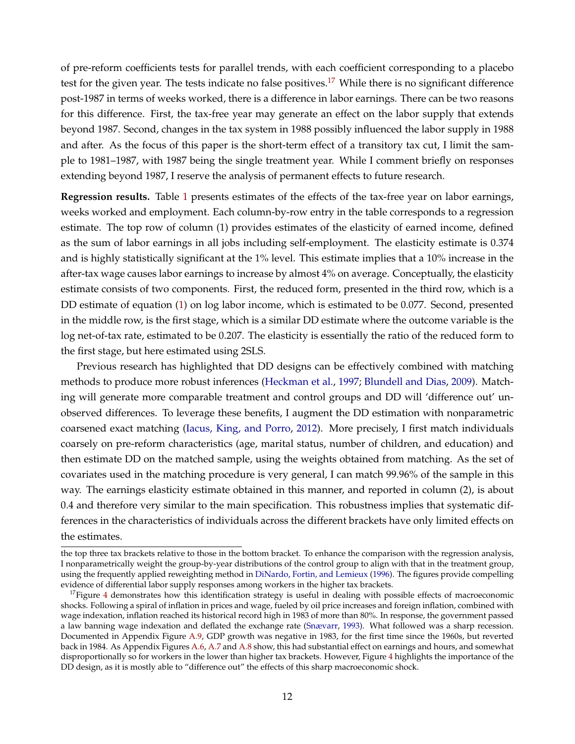of pre-reform coefficients tests for parallel trends, with each coefficient corresponding to a placebo test for the given year. The tests indicate no false positives.[17] While there is no significant difference post-1987 in terms of weeks worked, there is a difference in labor earnings. There can be two reasons for this difference. First, the tax-free year may generate an effect on the labor supply that extends beyond 1987. Second, changes in the tax system in 1988 possibly influenced the labor supply in 1988 and after. As the focus of this paper is the short-term effect of a transitory tax cut, I limit the sample to 1981–1987, with 1987 being the single treatment year. While I comment briefly on responses extending beyond 1987, I reserve the analysis of permanent effects to future research.

**Regression results.** Table 1 presents estimates of the effects of the tax-free year on labor earnings, weeks worked and employment. Each column-by-row entry in the table corresponds to a regression estimate. The top row of column (1) provides estimates of the elasticity of earned income, defined as the sum of labor earnings in all jobs including self-employment. The elasticity estimate is 0.374 and is highly statistically significant at the 1% level. This estimate implies that a 10% increase in the after-tax wage causes labor earnings to increase by almost 4% on average. Conceptually, the elasticity estimate consists of two components. First, the reduced form, presented in the third row, which is a DD estimate of equation (1) on log labor income, which is estimated to be 0.077. Second, presented in the middle row, is the first stage, which is a similar DD estimate where the outcome variable is the log net-of-tax rate, estimated to be 0.207. The elasticity is essentially the ratio of the reduced form to the first stage, but here estimated using 2SLS.

Previous research has highlighted that DD designs can be effectively combined with matching methods to produce more robust inferences (Heckman et al., 1997; Blundell and Dias, 2009). Matching will generate more comparable treatment and control groups and DD will 'difference out' unobserved differences. To leverage these benefits, I augment the DD estimation with nonparametric coarsened exact matching (Iacus, King, and Porro, 2012). More precisely, I first match individuals coarsely on pre-reform characteristics (age, marital status, number of children, and education) and then estimate DD on the matched sample, using the weights obtained from matching. As the set of covariates used in the matching procedure is very general, I can match 99.96% of the sample in this way. The earnings elasticity estimate obtained in this manner, and reported in column (2), is about 0.4 and therefore very similar to the main specification. This robustness implies that systematic differences in the characteristics of individuals across the different brackets have only limited effects on the estimates.

the top three tax brackets relative to those in the bottom bracket. To enhance the comparison with the regression analysis, I nonparametrically weight the group-by-year distributions of the control group to align with that in the treatment group, using the frequently applied reweighting method in DiNardo, Fortin, and Lemieux (1996). The figures provide compelling evidence of differential labor supply responses among workers in the higher tax brackets.

[17] Figure 4 demonstrates how this identification strategy is useful in dealing with possible effects of macroeconomic shocks. Following a spiral of inflation in prices and wage, fueled by oil price increases and foreign inflation, combined with wage indexation, inflation reached its historical record high in 1983 of more than 80%. In response, the government passed a law banning wage indexation and deflated the exchange rate (Snævarr, 1993). What followed was a sharp recession. Documented in Appendix Figure A.9, GDP growth was negative in 1983, for the first time since the 1960s, but reverted back in 1984. As Appendix Figures A.6, A.7 and A.8 show, this had substantial effect on earnings and hours, and somewhat disproportionally so for workers in the lower than higher tax brackets. However, Figure 4 highlights the importance of the DD design, as it is mostly able to "difference out" the effects of this sharp macroeconomic shock.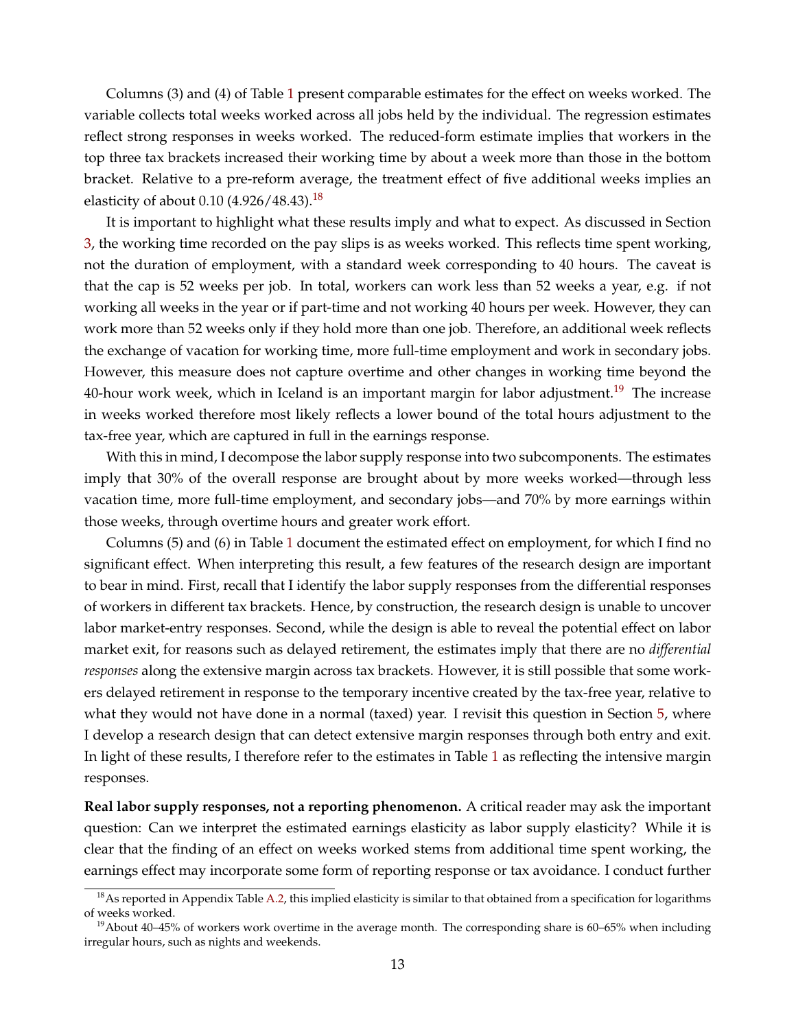Columns (3) and (4) of Table 1 present comparable estimates for the effect on weeks worked. The variable collects total weeks worked across all jobs held by the individual. The regression estimates reflect strong responses in weeks worked. The reduced-form estimate implies that workers in the top three tax brackets increased their working time by about a week more than those in the bottom bracket. Relative to a pre-reform average, the treatment effect of five additional weeks implies an elasticity of about 0.10 (4.926/48.43).[18]

It is important to highlight what these results imply and what to expect. As discussed in Section 3, the working time recorded on the pay slips is as weeks worked. This reflects time spent working, not the duration of employment, with a standard week corresponding to 40 hours. The caveat is that the cap is 52 weeks per job. In total, workers can work less than 52 weeks a year, e.g. if not working all weeks in the year or if part-time and not working 40 hours per week. However, they can work more than 52 weeks only if they hold more than one job. Therefore, an additional week reflects the exchange of vacation for working time, more full-time employment and work in secondary jobs. However, this measure does not capture overtime and other changes in working time beyond the 40-hour work week, which in Iceland is an important margin for labor adjustment.[19] The increase in weeks worked therefore most likely reflects a lower bound of the total hours adjustment to the tax-free year, which are captured in full in the earnings response.

With this in mind, I decompose the labor supply response into two subcomponents. The estimates imply that 30% of the overall response are brought about by more weeks worked—through less vacation time, more full-time employment, and secondary jobs—and 70% by more earnings within those weeks, through overtime hours and greater work effort.

Columns (5) and (6) in Table 1 document the estimated effect on employment, for which I find no significant effect. When interpreting this result, a few features of the research design are important to bear in mind. First, recall that I identify the labor supply responses from the differential responses of workers in different tax brackets. Hence, by construction, the research design is unable to uncover labor market-entry responses. Second, while the design is able to reveal the potential effect on labor market exit, for reasons such as delayed retirement, the estimates imply that there are no *differential responses* along the extensive margin across tax brackets. However, it is still possible that some workers delayed retirement in response to the temporary incentive created by the tax-free year, relative to what they would not have done in a normal (taxed) year. I revisit this question in Section 5, where I develop a research design that can detect extensive margin responses through both entry and exit. In light of these results, I therefore refer to the estimates in Table 1 as reflecting the intensive margin responses.

**Real labor supply responses, not a reporting phenomenon.** A critical reader may ask the important question: Can we interpret the estimated earnings elasticity as labor supply elasticity? While it is clear that the finding of an effect on weeks worked stems from additional time spent working, the earnings effect may incorporate some form of reporting response or tax avoidance. I conduct further

[18] As reported in Appendix Table A.2, this implied elasticity is similar to that obtained from a specification for logarithms of weeks worked.

[19] About 40–45% of workers work overtime in the average month. The corresponding share is 60–65% when including irregular hours, such as nights and weekends.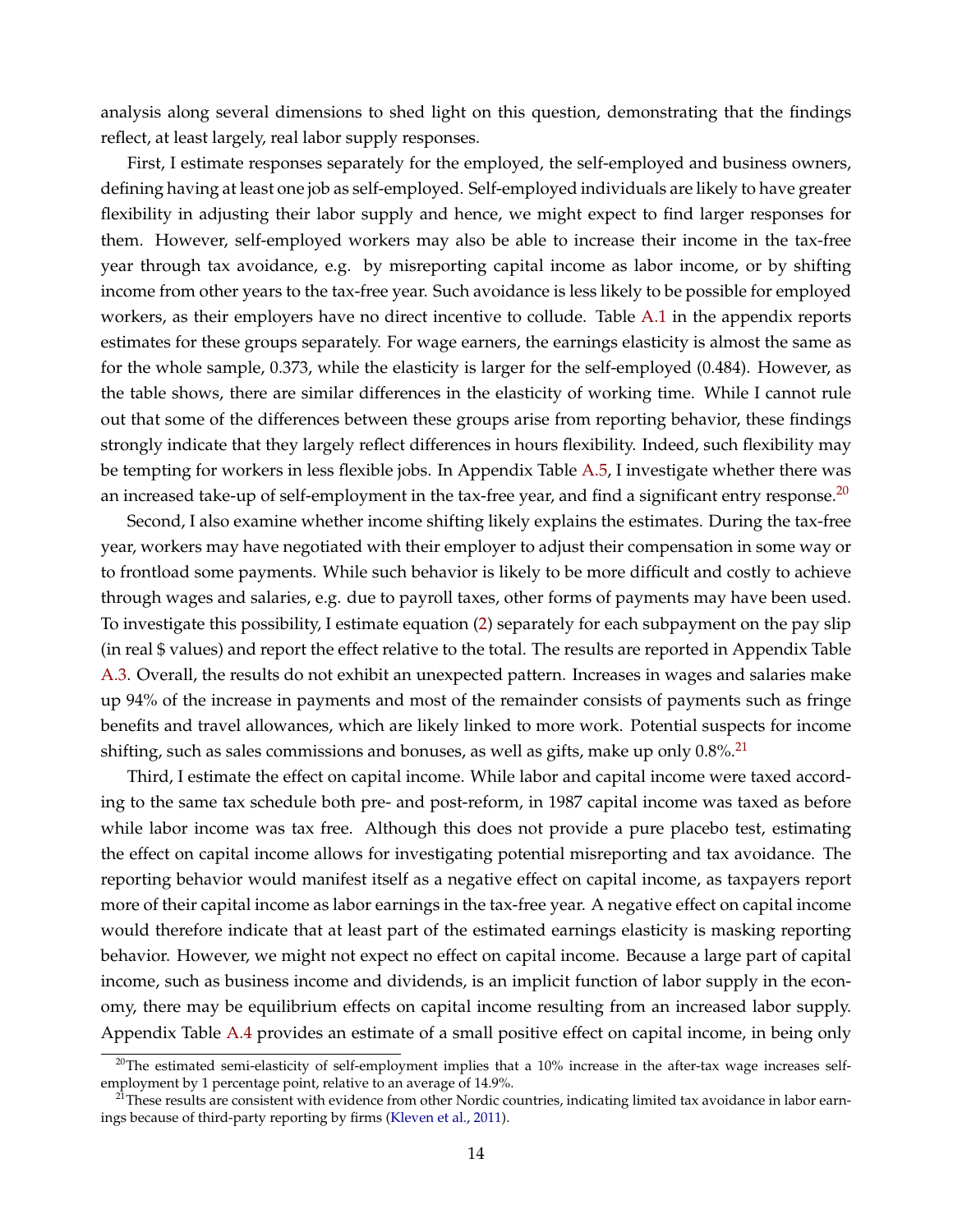analysis along several dimensions to shed light on this question, demonstrating that the findings reflect, at least largely, real labor supply responses.

First, I estimate responses separately for the employed, the self-employed and business owners, defining having at least one job as self-employed. Self-employed individuals are likely to have greater flexibility in adjusting their labor supply and hence, we might expect to find larger responses for them. However, self-employed workers may also be able to increase their income in the tax-free year through tax avoidance, e.g. by misreporting capital income as labor income, or by shifting income from other years to the tax-free year. Such avoidance is less likely to be possible for employed workers, as their employers have no direct incentive to collude. Table A.1 in the appendix reports estimates for these groups separately. For wage earners, the earnings elasticity is almost the same as for the whole sample, 0.373, while the elasticity is larger for the self-employed (0.484). However, as the table shows, there are similar differences in the elasticity of working time. While I cannot rule out that some of the differences between these groups arise from reporting behavior, these findings strongly indicate that they largely reflect differences in hours flexibility. Indeed, such flexibility may be tempting for workers in less flexible jobs. In Appendix Table A.5, I investigate whether there was an increased take-up of self-employment in the tax-free year, and find a significant entry response.[20]

Second, I also examine whether income shifting likely explains the estimates. During the tax-free year, workers may have negotiated with their employer to adjust their compensation in some way or to frontload some payments. While such behavior is likely to be more difficult and costly to achieve through wages and salaries, e.g. due to payroll taxes, other forms of payments may have been used. To investigate this possibility, I estimate equation (2) separately for each subpayment on the pay slip (in real $ values) and report the effect relative to the total. The results are reported in Appendix Table A.3. Overall, the results do not exhibit an unexpected pattern. Increases in wages and salaries make up 94% of the increase in payments and most of the remainder consists of payments such as fringe benefits and travel allowances, which are likely linked to more work. Potential suspects for income shifting, such as sales commissions and bonuses, as well as gifts, make up only 0.8%.[21]

Third, I estimate the effect on capital income. While labor and capital income were taxed according to the same tax schedule both pre- and post-reform, in 1987 capital income was taxed as before while labor income was tax free. Although this does not provide a pure placebo test, estimating the effect on capital income allows for investigating potential misreporting and tax avoidance. The reporting behavior would manifest itself as a negative effect on capital income, as taxpayers report more of their capital income as labor earnings in the tax-free year. A negative effect on capital income would therefore indicate that at least part of the estimated earnings elasticity is masking reporting behavior. However, we might not expect no effect on capital income. Because a large part of capital income, such as business income and dividends, is an implicit function of labor supply in the economy, there may be equilibrium effects on capital income resulting from an increased labor supply. Appendix Table A.4 provides an estimate of a small positive effect on capital income, in being only

[20] The estimated semi-elasticity of self-employment implies that a 10% increase in the after-tax wage increases self-employment by 1 percentage point, relative to an average of 14.9%.

[21] These results are consistent with evidence from other Nordic countries, indicating limited tax avoidance in labor earnings because of third-party reporting by firms (Kleven et al., 2011).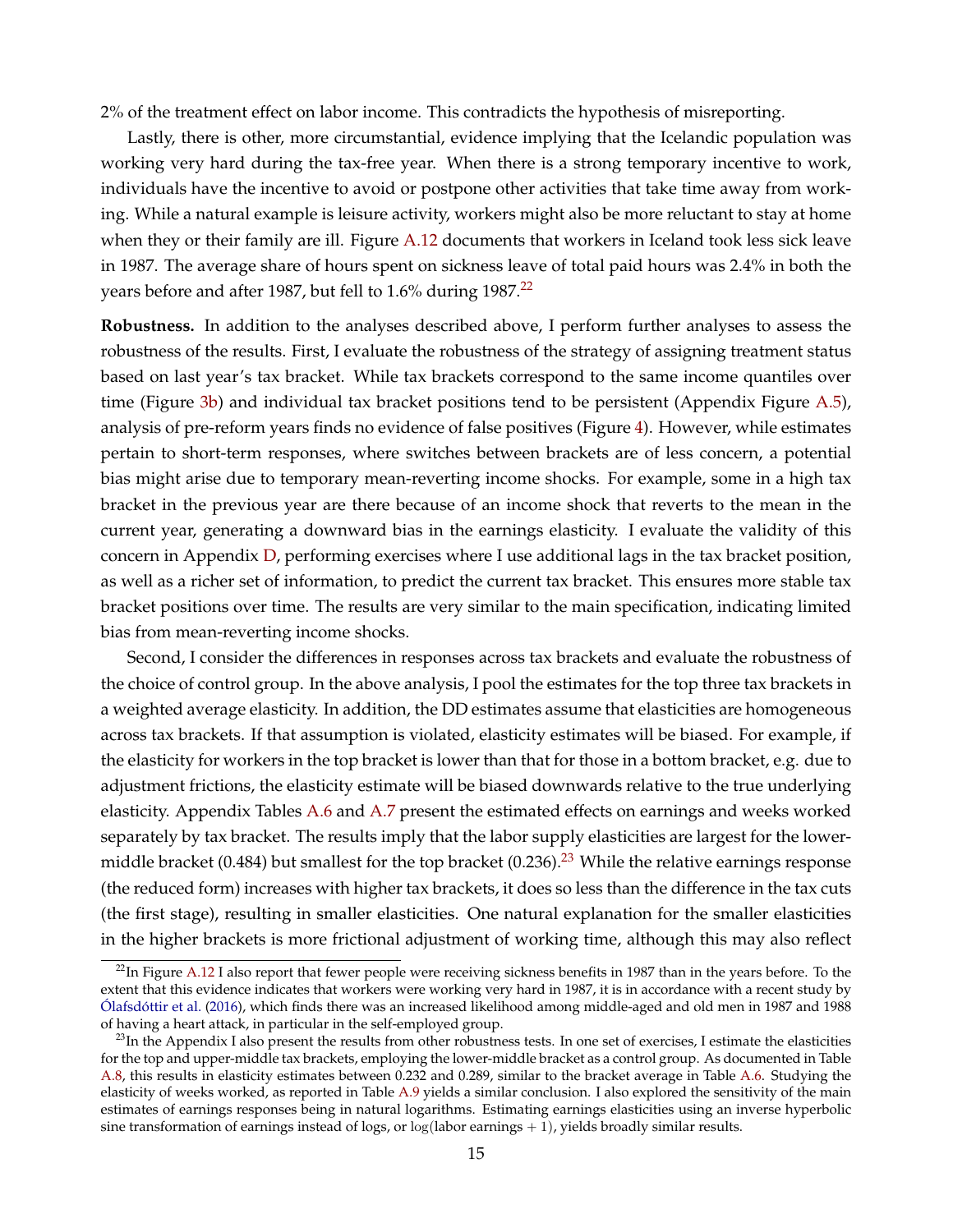2% of the treatment effect on labor income. This contradicts the hypothesis of misreporting.

Lastly, there is other, more circumstantial, evidence implying that the Icelandic population was working very hard during the tax-free year. When there is a strong temporary incentive to work, individuals have the incentive to avoid or postpone other activities that take time away from working. While a natural example is leisure activity, workers might also be more reluctant to stay at home when they or their family are ill. Figure A.12 documents that workers in Iceland took less sick leave in 1987. The average share of hours spent on sickness leave of total paid hours was 2.4% in both the years before and after 1987, but fell to 1.6% during 1987.[22]

**Robustness.** In addition to the analyses described above, I perform further analyses to assess the robustness of the results. First, I evaluate the robustness of the strategy of assigning treatment status based on last year's tax bracket. While tax brackets correspond to the same income quantiles over time (Figure 3b) and individual tax bracket positions tend to be persistent (Appendix Figure A.5), analysis of pre-reform years finds no evidence of false positives (Figure 4). However, while estimates pertain to short-term responses, where switches between brackets are of less concern, a potential bias might arise due to temporary mean-reverting income shocks. For example, some in a high tax bracket in the previous year are there because of an income shock that reverts to the mean in the current year, generating a downward bias in the earnings elasticity. I evaluate the validity of this concern in Appendix D, performing exercises where I use additional lags in the tax bracket position, as well as a richer set of information, to predict the current tax bracket. This ensures more stable tax bracket positions over time. The results are very similar to the main specification, indicating limited bias from mean-reverting income shocks.

Second, I consider the differences in responses across tax brackets and evaluate the robustness of the choice of control group. In the above analysis, I pool the estimates for the top three tax brackets in a weighted average elasticity. In addition, the DD estimates assume that elasticities are homogeneous across tax brackets. If that assumption is violated, elasticity estimates will be biased. For example, if the elasticity for workers in the top bracket is lower than that for those in a bottom bracket, e.g. due to adjustment frictions, the elasticity estimate will be biased downwards relative to the true underlying elasticity. Appendix Tables A.6 and A.7 present the estimated effects on earnings and weeks worked separately by tax bracket. The results imply that the labor supply elasticities are largest for the lower-middle bracket (0.484) but smallest for the top bracket (0.236).[23] While the relative earnings response (the reduced form) increases with higher tax brackets, it does so less than the difference in the tax cuts (the first stage), resulting in smaller elasticities. One natural explanation for the smaller elasticities in the higher brackets is more frictional adjustment of working time, although this may also reflect

[22] In Figure A.12 I also report that fewer people were receiving sickness benefits in 1987 than in the years before. To the extent that this evidence indicates that workers were working very hard in 1987, it is in accordance with a recent study by Ólafsdóttir et al. (2016), which finds there was an increased likelihood among middle-aged and old men in 1987 and 1988 of having a heart attack, in particular in the self-employed group.

[23] In the Appendix I also present the results from other robustness tests. In one set of exercises, I estimate the elasticities for the top and upper-middle tax brackets, employing the lower-middle bracket as a control group. As documented in Table A.8, this results in elasticity estimates between 0.232 and 0.289, similar to the bracket average in Table A.6. Studying the elasticity of weeks worked, as reported in Table A.9 yields a similar conclusion. I also explored the sensitivity of the main estimates of earnings responses being in natural logarithms. Estimating earnings elasticities using an inverse hyperbolic sine transformation of earnings instead of logs, or $\log(\text{labor earnings} + 1)$, yields broadly similar results.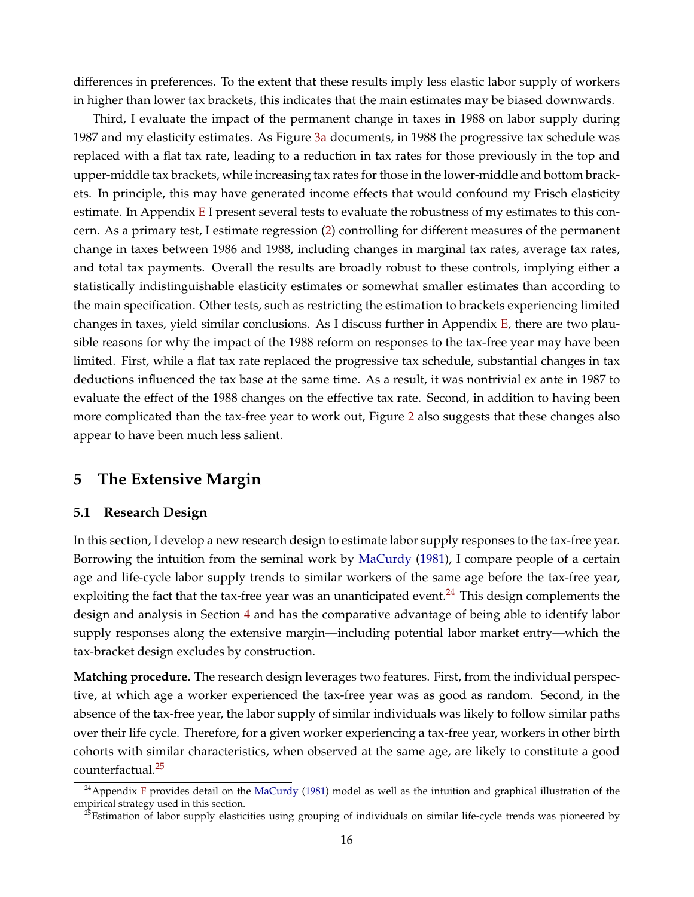differences in preferences. To the extent that these results imply less elastic labor supply of workers in higher than lower tax brackets, this indicates that the main estimates may be biased downwards.

Third, I evaluate the impact of the permanent change in taxes in 1988 on labor supply during 1987 and my elasticity estimates. As Figure 3a documents, in 1988 the progressive tax schedule was replaced with a flat tax rate, leading to a reduction in tax rates for those previously in the top and upper-middle tax brackets, while increasing tax rates for those in the lower-middle and bottom brackets. In principle, this may have generated income effects that would confound my Frisch elasticity estimate. In Appendix E I present several tests to evaluate the robustness of my estimates to this concern. As a primary test, I estimate regression (2) controlling for different measures of the permanent change in taxes between 1986 and 1988, including changes in marginal tax rates, average tax rates, and total tax payments. Overall the results are broadly robust to these controls, implying either a statistically indistinguishable elasticity estimates or somewhat smaller estimates than according to the main specification. Other tests, such as restricting the estimation to brackets experiencing limited changes in taxes, yield similar conclusions. As I discuss further in Appendix E, there are two plausible reasons for why the impact of the 1988 reform on responses to the tax-free year may have been limited. First, while a flat tax rate replaced the progressive tax schedule, substantial changes in tax deductions influenced the tax base at the same time. As a result, it was nontrivial ex ante in 1987 to evaluate the effect of the 1988 changes on the effective tax rate. Second, in addition to having been more complicated than the tax-free year to work out, Figure 2 also suggests that these changes also appear to have been much less salient.

# 5 The Extensive Margin

## 5.1 Research Design

In this section, I develop a new research design to estimate labor supply responses to the tax-free year. Borrowing the intuition from the seminal work by MaCurdy (1981), I compare people of a certain age and life-cycle labor supply trends to similar workers of the same age before the tax-free year, exploiting the fact that the tax-free year was an unanticipated event.[24] This design complements the design and analysis in Section 4 and has the comparative advantage of being able to identify labor supply responses along the extensive margin—including potential labor market entry—which the tax-bracket design excludes by construction.

**Matching procedure.** The research design leverages two features. First, from the individual perspective, at which age a worker experienced the tax-free year was as good as random. Second, in the absence of the tax-free year, the labor supply of similar individuals was likely to follow similar paths over their life cycle. Therefore, for a given worker experiencing a tax-free year, workers in other birth cohorts with similar characteristics, when observed at the same age, are likely to constitute a good counterfactual.[25]

[24] Appendix F provides detail on the MaCurdy (1981) model as well as the intuition and graphical illustration of the empirical strategy used in this section.

[25] Estimation of labor supply elasticities using grouping of individuals on similar life-cycle trends was pioneered by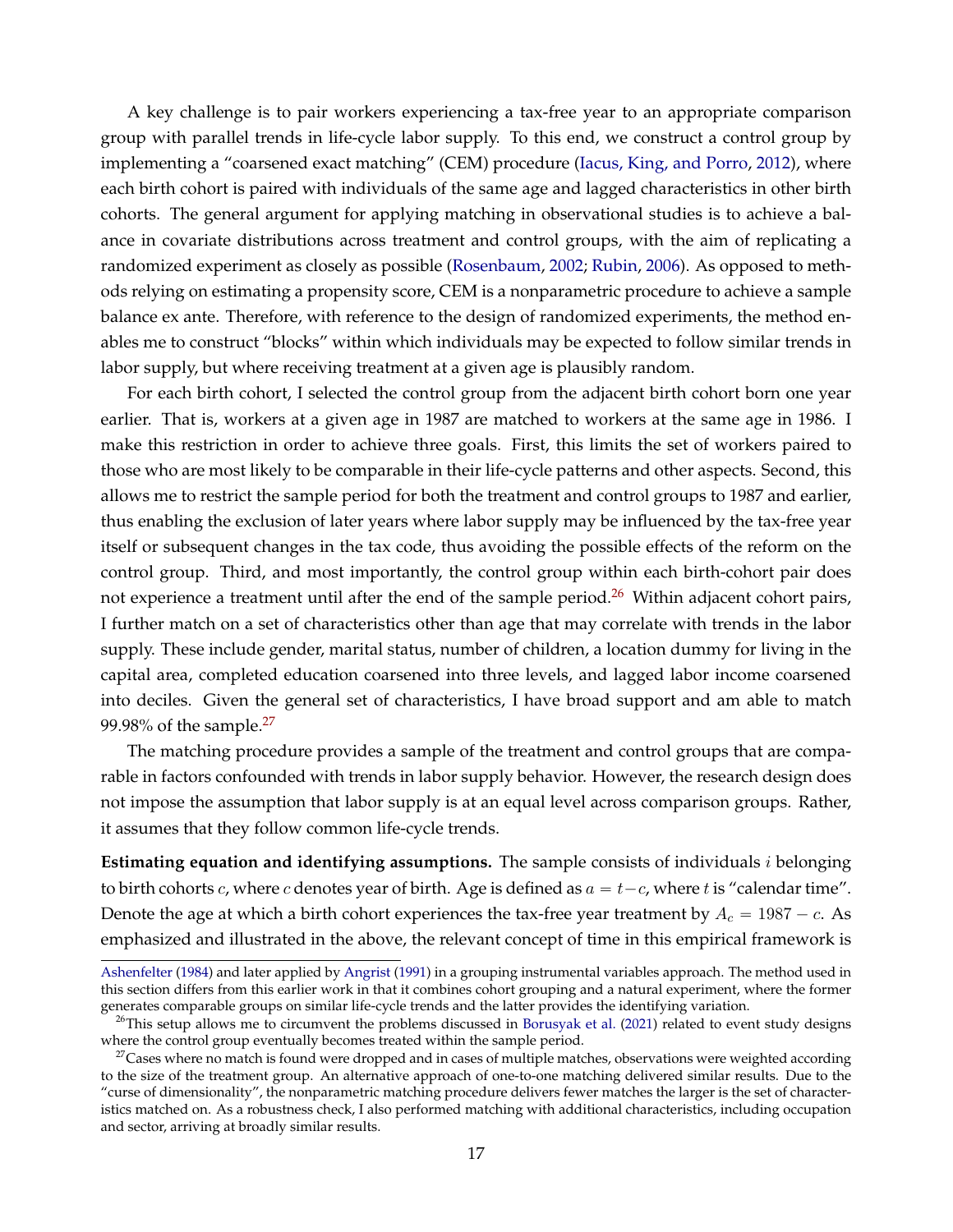A key challenge is to pair workers experiencing a tax-free year to an appropriate comparison group with parallel trends in life-cycle labor supply. To this end, we construct a control group by implementing a "coarsened exact matching" (CEM) procedure (Iacus, King, and Porro, 2012), where each birth cohort is paired with individuals of the same age and lagged characteristics in other birth cohorts. The general argument for applying matching in observational studies is to achieve a balance in covariate distributions across treatment and control groups, with the aim of replicating a randomized experiment as closely as possible (Rosenbaum, 2002; Rubin, 2006). As opposed to methods relying on estimating a propensity score, CEM is a nonparametric procedure to achieve a sample balance ex ante. Therefore, with reference to the design of randomized experiments, the method enables me to construct "blocks" within which individuals may be expected to follow similar trends in labor supply, but where receiving treatment at a given age is plausibly random.

For each birth cohort, I selected the control group from the adjacent birth cohort born one year earlier. That is, workers at a given age in 1987 are matched to workers at the same age in 1986. I make this restriction in order to achieve three goals. First, this limits the set of workers paired to those who are most likely to be comparable in their life-cycle patterns and other aspects. Second, this allows me to restrict the sample period for both the treatment and control groups to 1987 and earlier, thus enabling the exclusion of later years where labor supply may be influenced by the tax-free year itself or subsequent changes in the tax code, thus avoiding the possible effects of the reform on the control group. Third, and most importantly, the control group within each birth-cohort pair does not experience a treatment until after the end of the sample period.[26] Within adjacent cohort pairs, I further match on a set of characteristics other than age that may correlate with trends in the labor supply. These include gender, marital status, number of children, a location dummy for living in the capital area, completed education coarsened into three levels, and lagged labor income coarsened into deciles. Given the general set of characteristics, I have broad support and am able to match 99.98% of the sample.[27]

The matching procedure provides a sample of the treatment and control groups that are comparable in factors confounded with trends in labor supply behavior. However, the research design does not impose the assumption that labor supply is at an equal level across comparison groups. Rather, it assumes that they follow common life-cycle trends.

**Estimating equation and identifying assumptions.** The sample consists of individuals $i$ belonging to birth cohorts $c$, where $c$ denotes year of birth. Age is defined as $a = t - c$, where $t$ is "calendar time". Denote the age at which a birth cohort experiences the tax-free year treatment by $A_c = 1987 - c$. As emphasized and illustrated in the above, the relevant concept of time in this empirical framework is

Ashenfelter (1984) and later applied by Angrist (1991) in a grouping instrumental variables approach. The method used in this section differs from this earlier work in that it combines cohort grouping and a natural experiment, where the former generates comparable groups on similar life-cycle trends and the latter provides the identifying variation.

[26] This setup allows me to circumvent the problems discussed in Borusyak et al. (2021) related to event study designs where the control group eventually becomes treated within the sample period.

[27] Cases where no match is found were dropped and in cases of multiple matches, observations were weighted according to the size of the treatment group. An alternative approach of one-to-one matching delivered similar results. Due to the "curse of dimensionality", the nonparametric matching procedure delivers fewer matches the larger is the set of characteristics matched on. As a robustness check, I also performed matching with additional characteristics, including occupation and sector, arriving at broadly similar results.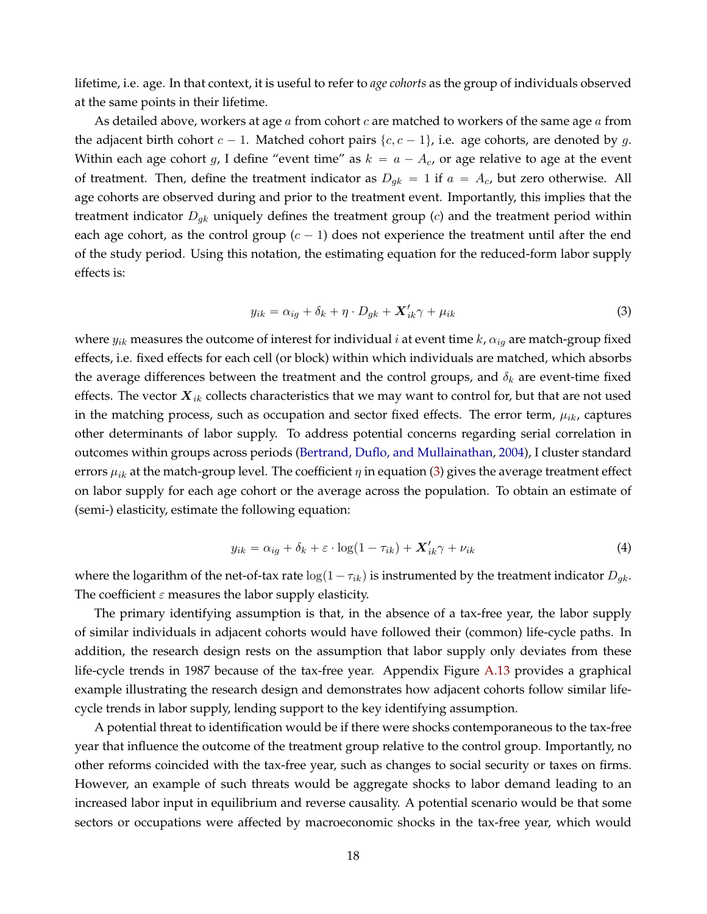lifetime, i.e. age. In that context, it is useful to refer to *age cohorts* as the group of individuals observed at the same points in their lifetime.

As detailed above, workers at age $a$ from cohort $c$ are matched to workers of the same age $a$ from the adjacent birth cohort $c-1$. Matched cohort pairs $\{c, c-1\}$, i.e. age cohorts, are denoted by $g$. Within each age cohort $g$, I define "event time" as $k = a - A_c$, or age relative to age at the event of treatment. Then, define the treatment indicator as $D_{gk} = 1$ if $a = A_c$, but zero otherwise. All age cohorts are observed during and prior to the treatment event. Importantly, this implies that the treatment indicator $D_{gk}$ uniquely defines the treatment group ($c$) and the treatment period within each age cohort, as the control group ($c-1$) does not experience the treatment until after the end of the study period. Using this notation, the estimating equation for the reduced-form labor supply effects is:

$$y_{ik} = \alpha_{ig} + \delta_k + \eta \cdot D_{gk} + \boldsymbol{X}_{ik}'\gamma + \mu_{ik} \tag{3}$$

where $y_{ik}$ measures the outcome of interest for individual $i$ at event time $k$, $\alpha_{ig}$ are match-group fixed effects, i.e. fixed effects for each cell (or block) within which individuals are matched, which absorbs the average differences between the treatment and the control groups, and $\delta_k$ are event-time fixed effects. The vector $\boldsymbol{X}_{ik}$ collects characteristics that we may want to control for, but that are not used in the matching process, such as occupation and sector fixed effects. The error term, $\mu_{ik}$, captures other determinants of labor supply. To address potential concerns regarding serial correlation in outcomes within groups across periods (Bertrand, Duflo, and Mullainathan, 2004), I cluster standard errors $\mu_{ik}$ at the match-group level. The coefficient $\eta$ in equation (3) gives the average treatment effect on labor supply for each age cohort or the average across the population. To obtain an estimate of (semi-) elasticity, estimate the following equation:

$$y_{ik} = \alpha_{ig} + \delta_k + \varepsilon \cdot \log(1 - \tau_{ik}) + \boldsymbol{X}_{ik}'\gamma + \nu_{ik} \tag{4}$$

where the logarithm of the net-of-tax rate $\log(1 - \tau_{ik})$ is instrumented by the treatment indicator $D_{gk}$. The coefficient $\varepsilon$ measures the labor supply elasticity.

The primary identifying assumption is that, in the absence of a tax-free year, the labor supply of similar individuals in adjacent cohorts would have followed their (common) life-cycle paths. In addition, the research design rests on the assumption that labor supply only deviates from these life-cycle trends in 1987 because of the tax-free year. Appendix Figure A.13 provides a graphical example illustrating the research design and demonstrates how adjacent cohorts follow similar life-cycle trends in labor supply, lending support to the key identifying assumption.

A potential threat to identification would be if there were shocks contemporaneous to the tax-free year that influence the outcome of the treatment group relative to the control group. Importantly, no other reforms coincided with the tax-free year, such as changes to social security or taxes on firms. However, an example of such threats would be aggregate shocks to labor demand leading to an increased labor input in equilibrium and reverse causality. A potential scenario would be that some sectors or occupations were affected by macroeconomic shocks in the tax-free year, which would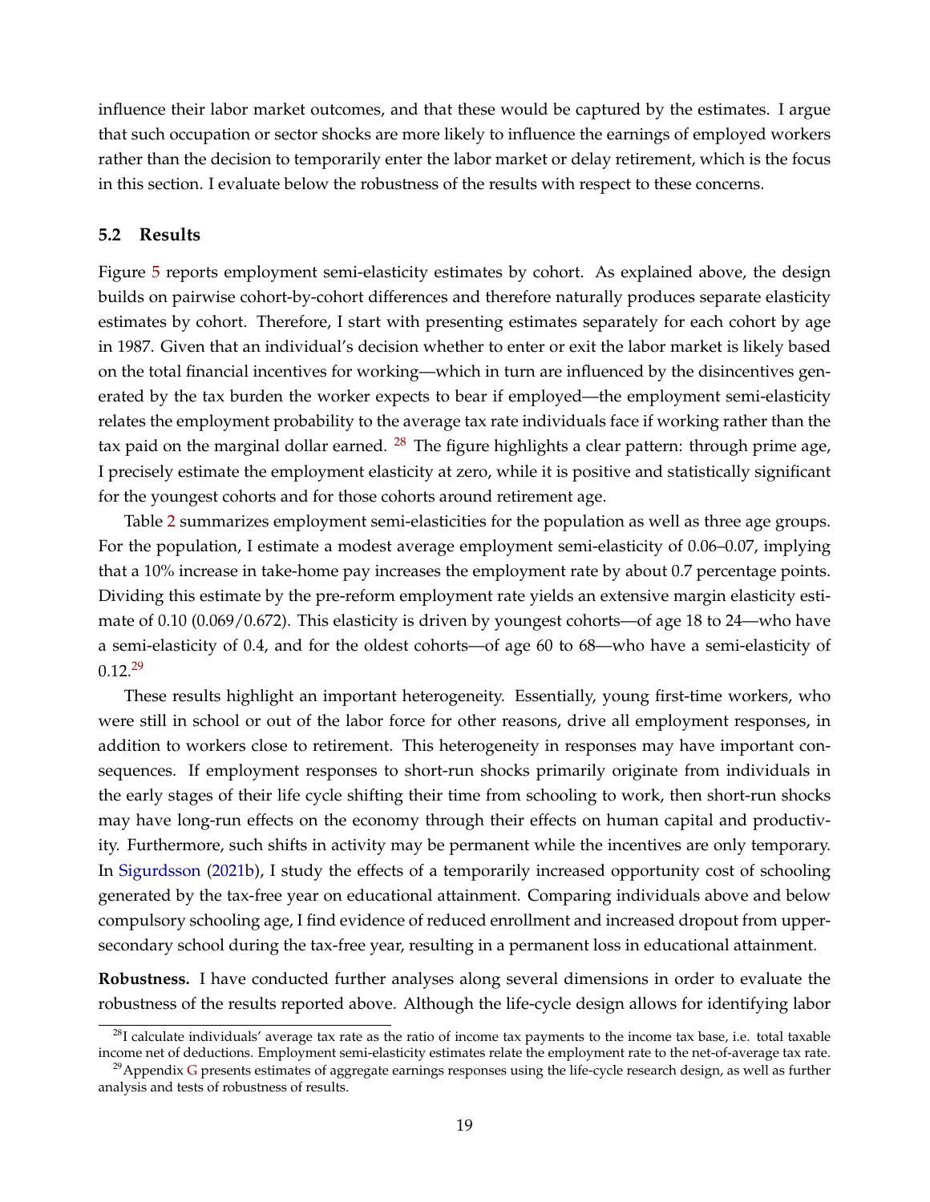influence their labor market outcomes, and that these would be captured by the estimates. I argue that such occupation or sector shocks are more likely to influence the earnings of employed workers rather than the decision to temporarily enter the labor market or delay retirement, which is the focus in this section. I evaluate below the robustness of the results with respect to these concerns.

### 5.2 Results

Figure 5 reports employment semi-elasticity estimates by cohort. As explained above, the design builds on pairwise cohort-by-cohort differences and therefore naturally produces separate elasticity estimates by cohort. Therefore, I start with presenting estimates separately for each cohort by age in 1987. Given that an individual's decision whether to enter or exit the labor market is likely based on the total financial incentives for working—which in turn are influenced by the disincentives generated by the tax burden the worker expects to bear if employed—the employment semi-elasticity relates the employment probability to the average tax rate individuals face if working rather than the tax paid on the marginal dollar earned. [28] The figure highlights a clear pattern: through prime age, I precisely estimate the employment elasticity at zero, while it is positive and statistically significant for the youngest cohorts and for those cohorts around retirement age.

Table 2 summarizes employment semi-elasticities for the population as well as three age groups. For the population, I estimate a modest average employment semi-elasticity of 0.06–0.07, implying that a 10% increase in take-home pay increases the employment rate by about 0.7 percentage points. Dividing this estimate by the pre-reform employment rate yields an extensive margin elasticity estimate of 0.10 (0.069/0.672). This elasticity is driven by youngest cohorts—of age 18 to 24—who have a semi-elasticity of 0.4, and for the oldest cohorts—of age 60 to 68—who have a semi-elasticity of 0.12.[29]

These results highlight an important heterogeneity. Essentially, young first-time workers, who were still in school or out of the labor force for other reasons, drive all employment responses, in addition to workers close to retirement. This heterogeneity in responses may have important consequences. If employment responses to short-run shocks primarily originate from individuals in the early stages of their life cycle shifting their time from schooling to work, then short-run shocks may have long-run effects on the economy through their effects on human capital and productivity. Furthermore, such shifts in activity may be permanent while the incentives are only temporary. In Sigurdsson (2021b), I study the effects of a temporarily increased opportunity cost of schooling generated by the tax-free year on educational attainment. Comparing individuals above and below compulsory schooling age, I find evidence of reduced enrollment and increased dropout from upper-secondary school during the tax-free year, resulting in a permanent loss in educational attainment.

**Robustness.** I have conducted further analyses along several dimensions in order to evaluate the robustness of the results reported above. Although the life-cycle design allows for identifying labor

[28] I calculate individuals' average tax rate as the ratio of income tax payments to the income tax base, i.e. total taxable income net of deductions. Employment semi-elasticity estimates relate the employment rate to the net-of-average tax rate.

[29] Appendix G presents estimates of aggregate earnings responses using the life-cycle research design, as well as further analysis and tests of robustness of results.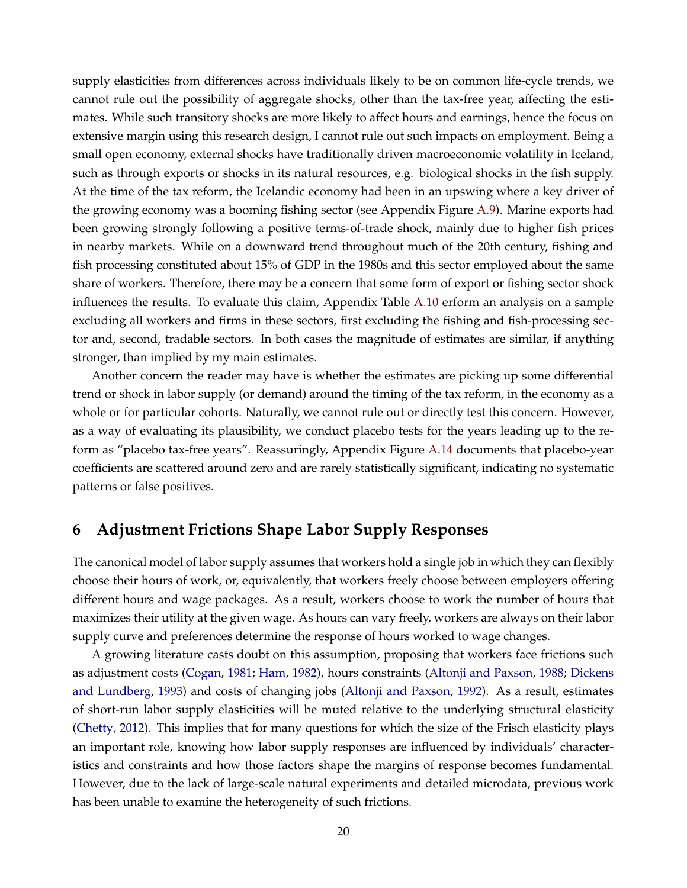supply elasticities from differences across individuals likely to be on common life-cycle trends, we cannot rule out the possibility of aggregate shocks, other than the tax-free year, affecting the estimates. While such transitory shocks are more likely to affect hours and earnings, hence the focus on extensive margin using this research design, I cannot rule out such impacts on employment. Being a small open economy, external shocks have traditionally driven macroeconomic volatility in Iceland, such as through exports or shocks in its natural resources, e.g. biological shocks in the fish supply. At the time of the tax reform, the Icelandic economy had been in an upswing where a key driver of the growing economy was a booming fishing sector (see Appendix Figure A.9). Marine exports had been growing strongly following a positive terms-of-trade shock, mainly due to higher fish prices in nearby markets. While on a downward trend throughout much of the 20th century, fishing and fish processing constituted about 15% of GDP in the 1980s and this sector employed about the same share of workers. Therefore, there may be a concern that some form of export or fishing sector shock influences the results. To evaluate this claim, Appendix Table A.10 erform an analysis on a sample excluding all workers and firms in these sectors, first excluding the fishing and fish-processing sector and, second, tradable sectors. In both cases the magnitude of estimates are similar, if anything stronger, than implied by my main estimates.

Another concern the reader may have is whether the estimates are picking up some differential trend or shock in labor supply (or demand) around the timing of the tax reform, in the economy as a whole or for particular cohorts. Naturally, we cannot rule out or directly test this concern. However, as a way of evaluating its plausibility, we conduct placebo tests for the years leading up to the reform as "placebo tax-free years". Reassuringly, Appendix Figure A.14 documents that placebo-year coefficients are scattered around zero and are rarely statistically significant, indicating no systematic patterns or false positives.

## 6 Adjustment Frictions Shape Labor Supply Responses

The canonical model of labor supply assumes that workers hold a single job in which they can flexibly choose their hours of work, or, equivalently, that workers freely choose between employers offering different hours and wage packages. As a result, workers choose to work the number of hours that maximizes their utility at the given wage. As hours can vary freely, workers are always on their labor supply curve and preferences determine the response of hours worked to wage changes.

A growing literature casts doubt on this assumption, proposing that workers face frictions such as adjustment costs (Cogan, 1981; Ham, 1982), hours constraints (Altonji and Paxson, 1988; Dickens and Lundberg, 1993) and costs of changing jobs (Altonji and Paxson, 1992). As a result, estimates of short-run labor supply elasticities will be muted relative to the underlying structural elasticity (Chetty, 2012). This implies that for many questions for which the size of the Frisch elasticity plays an important role, knowing how labor supply responses are influenced by individuals' characteristics and constraints and how those factors shape the margins of response becomes fundamental. However, due to the lack of large-scale natural experiments and detailed microdata, previous work has been unable to examine the heterogeneity of such frictions.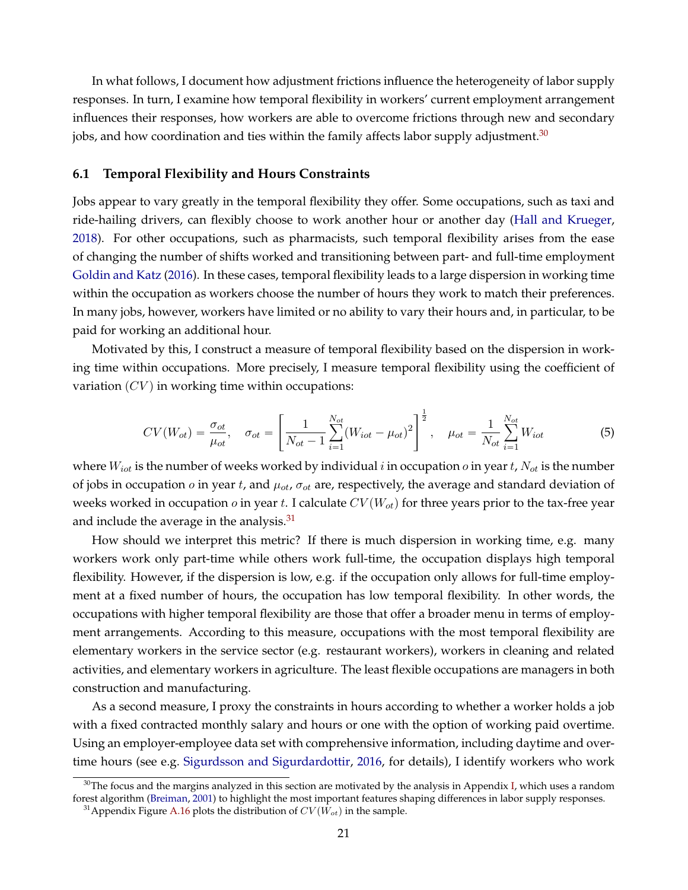In what follows, I document how adjustment frictions influence the heterogeneity of labor supply responses. In turn, I examine how temporal flexibility in workers' current employment arrangement influences their responses, how workers are able to overcome frictions through new and secondary jobs, and how coordination and ties within the family affects labor supply adjustment.[30]

### 6.1 Temporal Flexibility and Hours Constraints

Jobs appear to vary greatly in the temporal flexibility they offer. Some occupations, such as taxi and ride-hailing drivers, can flexibly choose to work another hour or another day (Hall and Krueger, 2018). For other occupations, such as pharmacists, such temporal flexibility arises from the ease of changing the number of shifts worked and transitioning between part- and full-time employment Goldin and Katz (2016). In these cases, temporal flexibility leads to a large dispersion in working time within the occupation as workers choose the number of hours they work to match their preferences. In many jobs, however, workers have limited or no ability to vary their hours and, in particular, to be paid for working an additional hour.

Motivated by this, I construct a measure of temporal flexibility based on the dispersion in working time within occupations. More precisely, I measure temporal flexibility using the coefficient of variation ($CV$) in working time within occupations:

$$CV(W_{ot}) = \frac{\sigma_{ot}}{\mu_{ot}}, \quad \sigma_{ot} = \left[\frac{1}{N_{ot}-1}\sum_{i=1}^{N_{ot}}(W_{iot}-\mu_{ot})^2\right]^{\frac{1}{2}}, \quad \mu_{ot} = \frac{1}{N_{ot}}\sum_{i=1}^{N_{ot}} W_{iot} \tag{5}$$

where $W_{iot}$ is the number of weeks worked by individual $i$ in occupation $o$ in year $t$, $N_{ot}$ is the number of jobs in occupation $o$ in year $t$, and $\mu_{ot}$, $\sigma_{ot}$ are, respectively, the average and standard deviation of weeks worked in occupation $o$ in year $t$. I calculate $CV(W_{ot})$ for three years prior to the tax-free year and include the average in the analysis.[31]

How should we interpret this metric? If there is much dispersion in working time, e.g. many workers work only part-time while others work full-time, the occupation displays high temporal flexibility. However, if the dispersion is low, e.g. if the occupation only allows for full-time employment at a fixed number of hours, the occupation has low temporal flexibility. In other words, the occupations with higher temporal flexibility are those that offer a broader menu in terms of employment arrangements. According to this measure, occupations with the most temporal flexibility are elementary workers in the service sector (e.g. restaurant workers), workers in cleaning and related activities, and elementary workers in agriculture. The least flexible occupations are managers in both construction and manufacturing.

As a second measure, I proxy the constraints in hours according to whether a worker holds a job with a fixed contracted monthly salary and hours or one with the option of working paid overtime. Using an employer-employee data set with comprehensive information, including daytime and overtime hours (see e.g. Sigurdsson and Sigurdardottir, 2016, for details), I identify workers who work

[30] The focus and the margins analyzed in this section are motivated by the analysis in Appendix I, which uses a random forest algorithm (Breiman, 2001) to highlight the most important features shaping differences in labor supply responses.

[31] Appendix Figure A.16 plots the distribution of $CV(W_{ot})$ in the sample.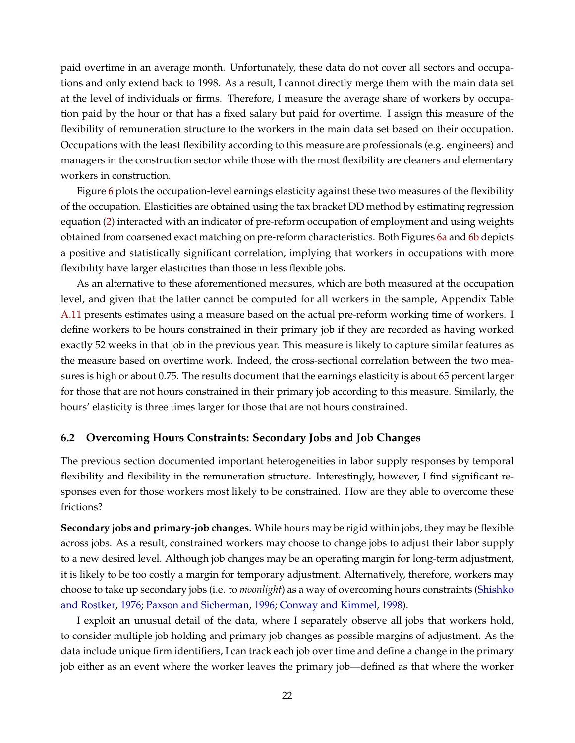paid overtime in an average month. Unfortunately, these data do not cover all sectors and occupations and only extend back to 1998. As a result, I cannot directly merge them with the main data set at the level of individuals or firms. Therefore, I measure the average share of workers by occupation paid by the hour or that has a fixed salary but paid for overtime. I assign this measure of the flexibility of remuneration structure to the workers in the main data set based on their occupation. Occupations with the least flexibility according to this measure are professionals (e.g. engineers) and managers in the construction sector while those with the most flexibility are cleaners and elementary workers in construction.

Figure 6 plots the occupation-level earnings elasticity against these two measures of the flexibility of the occupation. Elasticities are obtained using the tax bracket DD method by estimating regression equation (2) interacted with an indicator of pre-reform occupation of employment and using weights obtained from coarsened exact matching on pre-reform characteristics. Both Figures 6a and 6b depicts a positive and statistically significant correlation, implying that workers in occupations with more flexibility have larger elasticities than those in less flexible jobs.

As an alternative to these aforementioned measures, which are both measured at the occupation level, and given that the latter cannot be computed for all workers in the sample, Appendix Table A.11 presents estimates using a measure based on the actual pre-reform working time of workers. I define workers to be hours constrained in their primary job if they are recorded as having worked exactly 52 weeks in that job in the previous year. This measure is likely to capture similar features as the measure based on overtime work. Indeed, the cross-sectional correlation between the two measures is high or about 0.75. The results document that the earnings elasticity is about 65 percent larger for those that are not hours constrained in their primary job according to this measure. Similarly, the hours' elasticity is three times larger for those that are not hours constrained.

## 6.2 Overcoming Hours Constraints: Secondary Jobs and Job Changes

The previous section documented important heterogeneities in labor supply responses by temporal flexibility and flexibility in the remuneration structure. Interestingly, however, I find significant responses even for those workers most likely to be constrained. How are they able to overcome these frictions?

**Secondary jobs and primary-job changes.** While hours may be rigid within jobs, they may be flexible across jobs. As a result, constrained workers may choose to change jobs to adjust their labor supply to a new desired level. Although job changes may be an operating margin for long-term adjustment, it is likely to be too costly a margin for temporary adjustment. Alternatively, therefore, workers may choose to take up secondary jobs (i.e. to *moonlight*) as a way of overcoming hours constraints (Shishko and Rostker, 1976; Paxson and Sicherman, 1996; Conway and Kimmel, 1998).

I exploit an unusual detail of the data, where I separately observe all jobs that workers hold, to consider multiple job holding and primary job changes as possible margins of adjustment. As the data include unique firm identifiers, I can track each job over time and define a change in the primary job either as an event where the worker leaves the primary job—defined as that where the worker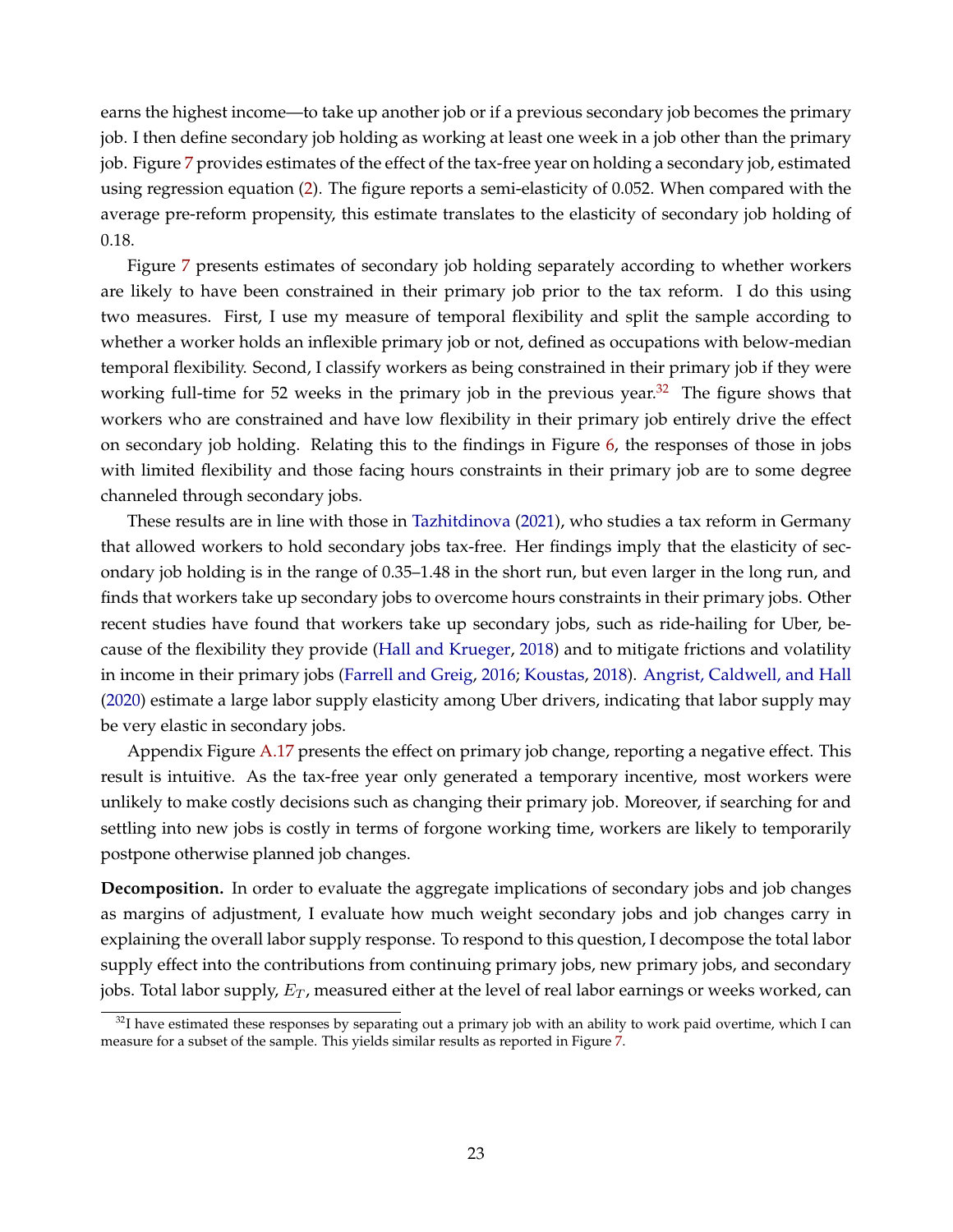earns the highest income—to take up another job or if a previous secondary job becomes the primary job. I then define secondary job holding as working at least one week in a job other than the primary job. Figure 7 provides estimates of the effect of the tax-free year on holding a secondary job, estimated using regression equation (2). The figure reports a semi-elasticity of 0.052. When compared with the average pre-reform propensity, this estimate translates to the elasticity of secondary job holding of 0.18.

Figure 7 presents estimates of secondary job holding separately according to whether workers are likely to have been constrained in their primary job prior to the tax reform. I do this using two measures. First, I use my measure of temporal flexibility and split the sample according to whether a worker holds an inflexible primary job or not, defined as occupations with below-median temporal flexibility. Second, I classify workers as being constrained in their primary job if they were working full-time for 52 weeks in the primary job in the previous year.[32] The figure shows that workers who are constrained and have low flexibility in their primary job entirely drive the effect on secondary job holding. Relating this to the findings in Figure 6, the responses of those in jobs with limited flexibility and those facing hours constraints in their primary job are to some degree channeled through secondary jobs.

These results are in line with those in Tazhitdinova (2021), who studies a tax reform in Germany that allowed workers to hold secondary jobs tax-free. Her findings imply that the elasticity of secondary job holding is in the range of 0.35–1.48 in the short run, but even larger in the long run, and finds that workers take up secondary jobs to overcome hours constraints in their primary jobs. Other recent studies have found that workers take up secondary jobs, such as ride-hailing for Uber, because of the flexibility they provide (Hall and Krueger, 2018) and to mitigate frictions and volatility in income in their primary jobs (Farrell and Greig, 2016; Koustas, 2018). Angrist, Caldwell, and Hall (2020) estimate a large labor supply elasticity among Uber drivers, indicating that labor supply may be very elastic in secondary jobs.

Appendix Figure A.17 presents the effect on primary job change, reporting a negative effect. This result is intuitive. As the tax-free year only generated a temporary incentive, most workers were unlikely to make costly decisions such as changing their primary job. Moreover, if searching for and settling into new jobs is costly in terms of forgone working time, workers are likely to temporarily postpone otherwise planned job changes.

**Decomposition.** In order to evaluate the aggregate implications of secondary jobs and job changes as margins of adjustment, I evaluate how much weight secondary jobs and job changes carry in explaining the overall labor supply response. To respond to this question, I decompose the total labor supply effect into the contributions from continuing primary jobs, new primary jobs, and secondary jobs. Total labor supply, $E_T$, measured either at the level of real labor earnings or weeks worked, can

[32] I have estimated these responses by separating out a primary job with an ability to work paid overtime, which I can measure for a subset of the sample. This yields similar results as reported in Figure 7.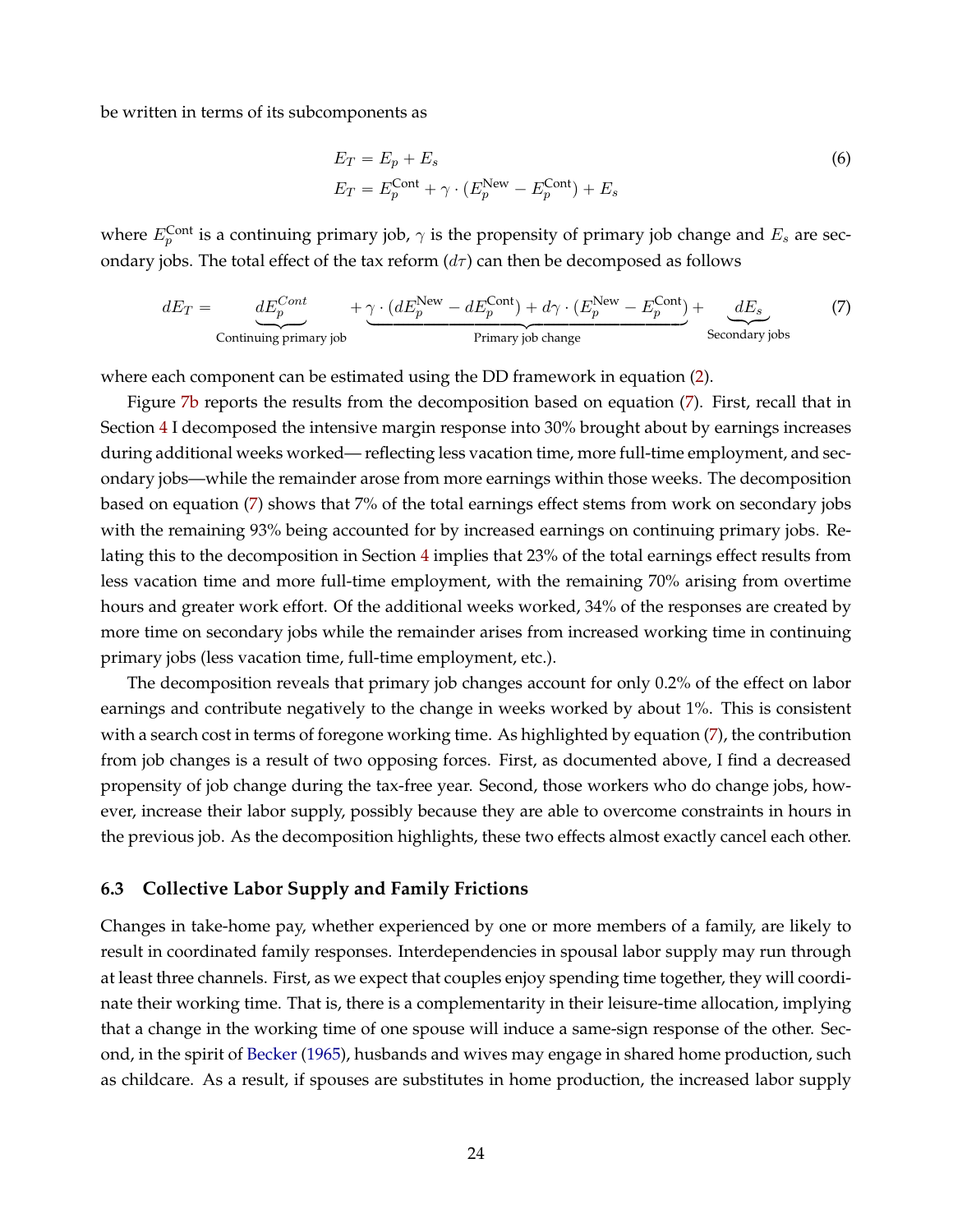be written in terms of its subcomponents as

$$
\begin{aligned}
E_T &= E_p + E_s \\
E_T &= E_p^{\text{Cont}} + \gamma \cdot (E_p^{\text{New}} - E_p^{\text{Cont}}) + E_s
\end{aligned}
\tag{6}
$$

where $E_p^{\text{Cont}}$ is a continuing primary job, $\gamma$ is the propensity of primary job change and $E_s$ are secondary jobs. The total effect of the tax reform ($d\tau$) can then be decomposed as follows

$$
dE_T = \underbrace{dE_p^{Cont}}_{\text{Continuing primary job}} + \underbrace{\gamma \cdot (dE_p^{\text{New}} - dE_p^{\text{Cont}}) + d\gamma \cdot (E_p^{\text{New}} - E_p^{\text{Cont}})}_{\text{Primary job change}} + \underbrace{dE_s}_{\text{Secondary jobs}}
\tag{7}
$$

where each component can be estimated using the DD framework in equation (2).

Figure 7b reports the results from the decomposition based on equation (7). First, recall that in Section 4 I decomposed the intensive margin response into 30% brought about by earnings increases during additional weeks worked— reflecting less vacation time, more full-time employment, and secondary jobs—while the remainder arose from more earnings within those weeks. The decomposition based on equation (7) shows that 7% of the total earnings effect stems from work on secondary jobs with the remaining 93% being accounted for by increased earnings on continuing primary jobs. Relating this to the decomposition in Section 4 implies that 23% of the total earnings effect results from less vacation time and more full-time employment, with the remaining 70% arising from overtime hours and greater work effort. Of the additional weeks worked, 34% of the responses are created by more time on secondary jobs while the remainder arises from increased working time in continuing primary jobs (less vacation time, full-time employment, etc.).

The decomposition reveals that primary job changes account for only 0.2% of the effect on labor earnings and contribute negatively to the change in weeks worked by about 1%. This is consistent with a search cost in terms of foregone working time. As highlighted by equation (7), the contribution from job changes is a result of two opposing forces. First, as documented above, I find a decreased propensity of job change during the tax-free year. Second, those workers who do change jobs, however, increase their labor supply, possibly because they are able to overcome constraints in hours in the previous job. As the decomposition highlights, these two effects almost exactly cancel each other.

### 6.3 Collective Labor Supply and Family Frictions

Changes in take-home pay, whether experienced by one or more members of a family, are likely to result in coordinated family responses. Interdependencies in spousal labor supply may run through at least three channels. First, as we expect that couples enjoy spending time together, they will coordinate their working time. That is, there is a complementarity in their leisure-time allocation, implying that a change in the working time of one spouse will induce a same-sign response of the other. Second, in the spirit of Becker (1965), husbands and wives may engage in shared home production, such as childcare. As a result, if spouses are substitutes in home production, the increased labor supply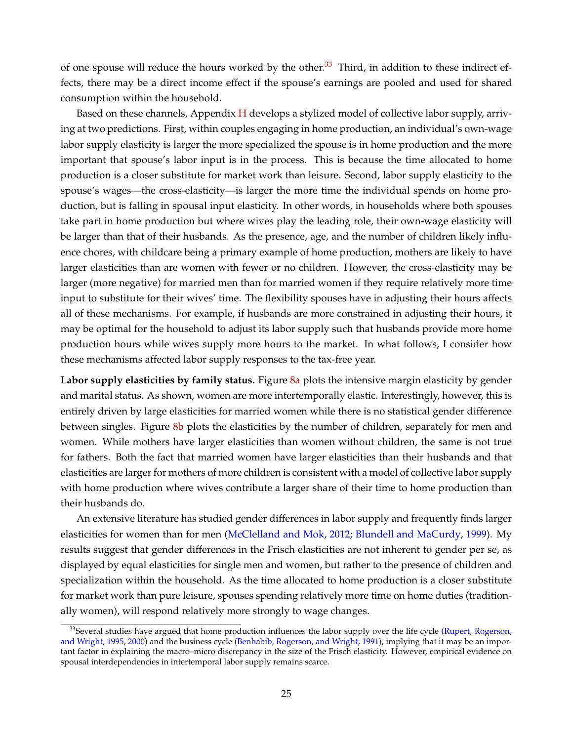of one spouse will reduce the hours worked by the other.[33] Third, in addition to these indirect effects, there may be a direct income effect if the spouse's earnings are pooled and used for shared consumption within the household.

Based on these channels, Appendix H develops a stylized model of collective labor supply, arriving at two predictions. First, within couples engaging in home production, an individual's own-wage labor supply elasticity is larger the more specialized the spouse is in home production and the more important that spouse's labor input is in the process. This is because the time allocated to home production is a closer substitute for market work than leisure. Second, labor supply elasticity to the spouse's wages—the cross-elasticity—is larger the more time the individual spends on home production, but is falling in spousal input elasticity. In other words, in households where both spouses take part in home production but where wives play the leading role, their own-wage elasticity will be larger than that of their husbands. As the presence, age, and the number of children likely influence chores, with childcare being a primary example of home production, mothers are likely to have larger elasticities than are women with fewer or no children. However, the cross-elasticity may be larger (more negative) for married men than for married women if they require relatively more time input to substitute for their wives' time. The flexibility spouses have in adjusting their hours affects all of these mechanisms. For example, if husbands are more constrained in adjusting their hours, it may be optimal for the household to adjust its labor supply such that husbands provide more home production hours while wives supply more hours to the market. In what follows, I consider how these mechanisms affected labor supply responses to the tax-free year.

**Labor supply elasticities by family status.** Figure 8a plots the intensive margin elasticity by gender and marital status. As shown, women are more intertemporally elastic. Interestingly, however, this is entirely driven by large elasticities for married women while there is no statistical gender difference between singles. Figure 8b plots the elasticities by the number of children, separately for men and women. While mothers have larger elasticities than women without children, the same is not true for fathers. Both the fact that married women have larger elasticities than their husbands and that elasticities are larger for mothers of more children is consistent with a model of collective labor supply with home production where wives contribute a larger share of their time to home production than their husbands do.

An extensive literature has studied gender differences in labor supply and frequently finds larger elasticities for women than for men (McClelland and Mok, 2012; Blundell and MaCurdy, 1999). My results suggest that gender differences in the Frisch elasticities are not inherent to gender per se, as displayed by equal elasticities for single men and women, but rather to the presence of children and specialization within the household. As the time allocated to home production is a closer substitute for market work than pure leisure, spouses spending relatively more time on home duties (traditionally women), will respond relatively more strongly to wage changes.

[33] Several studies have argued that home production influences the labor supply over the life cycle (Rupert, Rogerson, and Wright, 1995, 2000) and the business cycle (Benhabib, Rogerson, and Wright, 1991), implying that it may be an important factor in explaining the macro–micro discrepancy in the size of the Frisch elasticity. However, empirical evidence on spousal interdependencies in intertemporal labor supply remains scarce.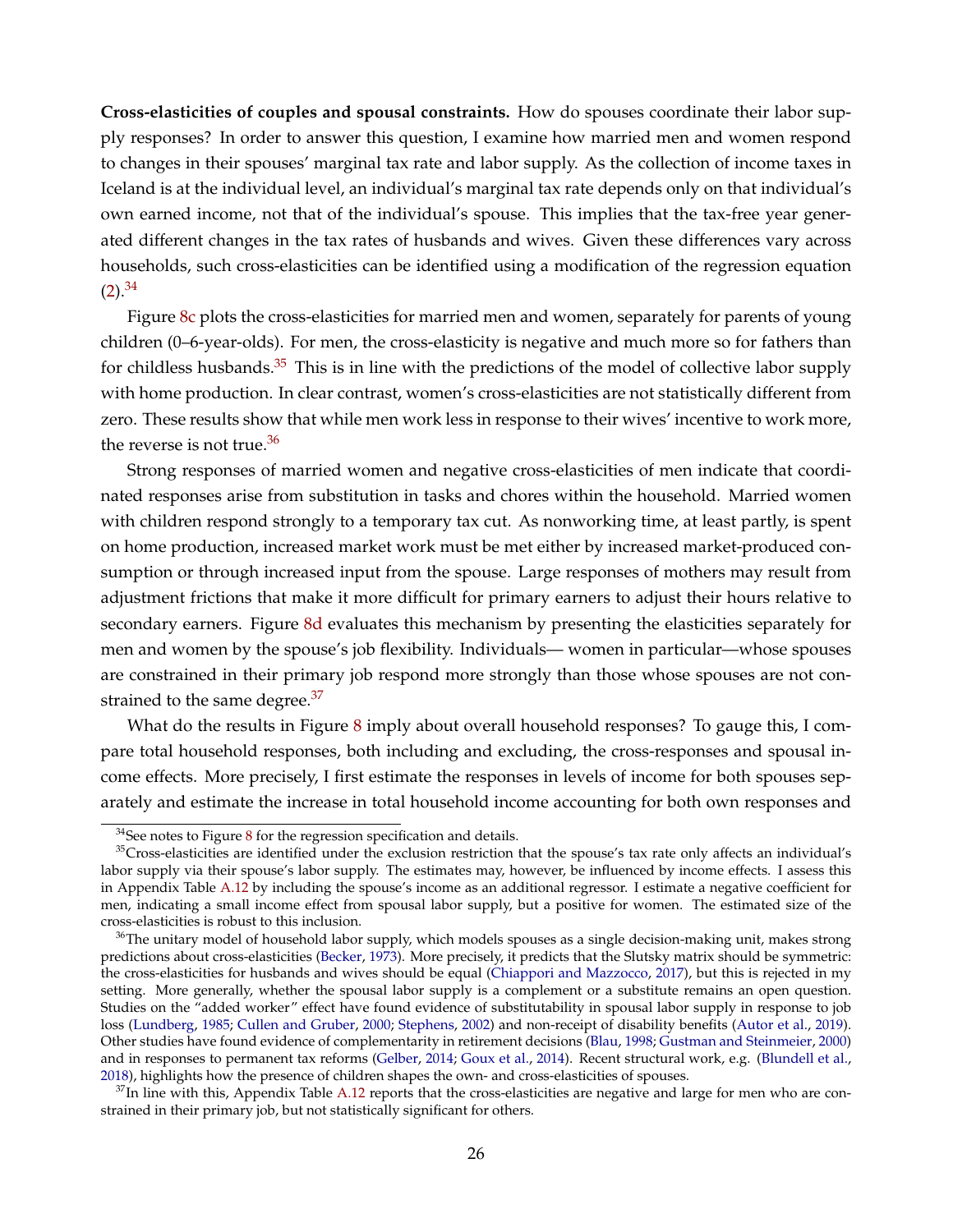**Cross-elasticities of couples and spousal constraints.** How do spouses coordinate their labor supply responses? In order to answer this question, I examine how married men and women respond to changes in their spouses' marginal tax rate and labor supply. As the collection of income taxes in Iceland is at the individual level, an individual's marginal tax rate depends only on that individual's own earned income, not that of the individual's spouse. This implies that the tax-free year generated different changes in the tax rates of husbands and wives. Given these differences vary across households, such cross-elasticities can be identified using a modification of the regression equation (2).[34]

Figure 8c plots the cross-elasticities for married men and women, separately for parents of young children (0–6-year-olds). For men, the cross-elasticity is negative and much more so for fathers than for childless husbands.[35] This is in line with the predictions of the model of collective labor supply with home production. In clear contrast, women's cross-elasticities are not statistically different from zero. These results show that while men work less in response to their wives' incentive to work more, the reverse is not true.[36]

Strong responses of married women and negative cross-elasticities of men indicate that coordinated responses arise from substitution in tasks and chores within the household. Married women with children respond strongly to a temporary tax cut. As nonworking time, at least partly, is spent on home production, increased market work must be met either by increased market-produced consumption or through increased input from the spouse. Large responses of mothers may result from adjustment frictions that make it more difficult for primary earners to adjust their hours relative to secondary earners. Figure 8d evaluates this mechanism by presenting the elasticities separately for men and women by the spouse's job flexibility. Individuals— women in particular—whose spouses are constrained in their primary job respond more strongly than those whose spouses are not constrained to the same degree.[37]

What do the results in Figure 8 imply about overall household responses? To gauge this, I compare total household responses, both including and excluding, the cross-responses and spousal income effects. More precisely, I first estimate the responses in levels of income for both spouses separately and estimate the increase in total household income accounting for both own responses and

[34] See notes to Figure 8 for the regression specification and details.

[35] Cross-elasticities are identified under the exclusion restriction that the spouse's tax rate only affects an individual's labor supply via their spouse's labor supply. The estimates may, however, be influenced by income effects. I assess this in Appendix Table A.12 by including the spouse's income as an additional regressor. I estimate a negative coefficient for men, indicating a small income effect from spousal labor supply, but a positive for women. The estimated size of the cross-elasticities is robust to this inclusion.

[36] The unitary model of household labor supply, which models spouses as a single decision-making unit, makes strong predictions about cross-elasticities (Becker, 1973). More precisely, it predicts that the Slutsky matrix should be symmetric: the cross-elasticities for husbands and wives should be equal (Chiappori and Mazzocco, 2017), but this is rejected in my setting. More generally, whether the spousal labor supply is a complement or a substitute remains an open question. Studies on the "added worker" effect have found evidence of substitutability in spousal labor supply in response to job loss (Lundberg, 1985; Cullen and Gruber, 2000; Stephens, 2002) and non-receipt of disability benefits (Autor et al., 2019). Other studies have found evidence of complementarity in retirement decisions (Blau, 1998; Gustman and Steinmeier, 2000) and in responses to permanent tax reforms (Gelber, 2014; Goux et al., 2014). Recent structural work, e.g. (Blundell et al., 2018), highlights how the presence of children shapes the own- and cross-elasticities of spouses.

[37] In line with this, Appendix Table A.12 reports that the cross-elasticities are negative and large for men who are constrained in their primary job, but not statistically significant for others.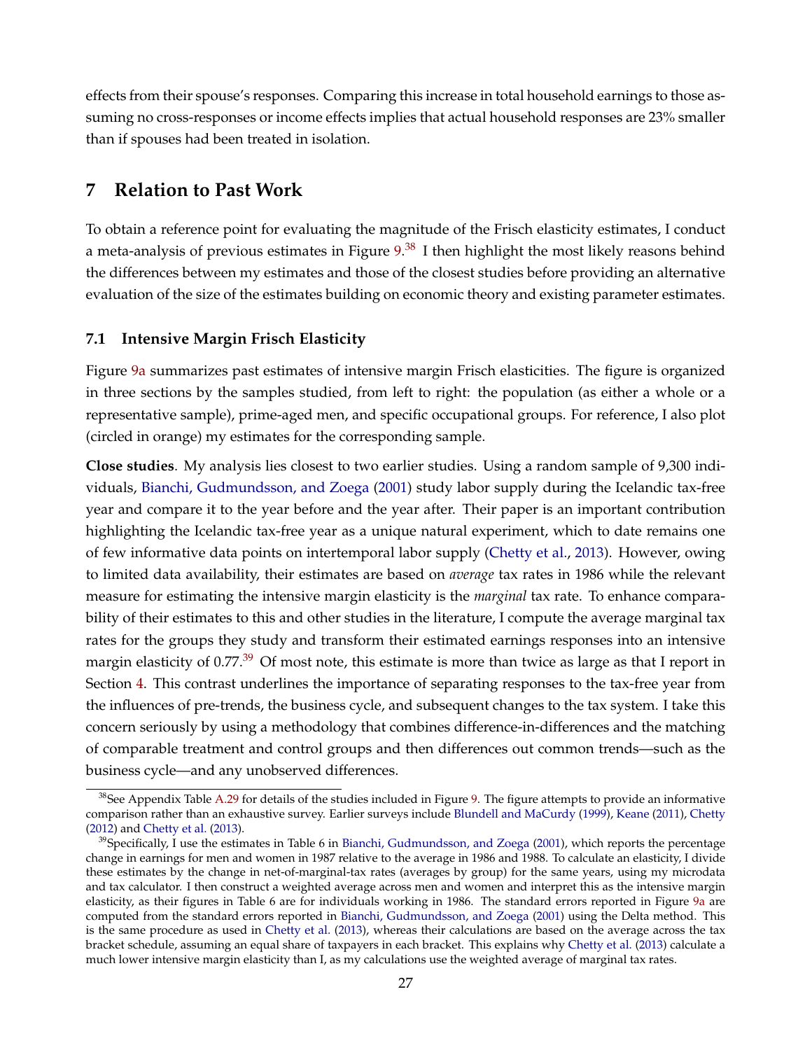effects from their spouse's responses. Comparing this increase in total household earnings to those assuming no cross-responses or income effects implies that actual household responses are 23% smaller than if spouses had been treated in isolation.

## 7 Relation to Past Work

To obtain a reference point for evaluating the magnitude of the Frisch elasticity estimates, I conduct a meta-analysis of previous estimates in Figure 9.[38] I then highlight the most likely reasons behind the differences between my estimates and those of the closest studies before providing an alternative evaluation of the size of the estimates building on economic theory and existing parameter estimates.

### 7.1 Intensive Margin Frisch Elasticity

Figure 9a summarizes past estimates of intensive margin Frisch elasticities. The figure is organized in three sections by the samples studied, from left to right: the population (as either a whole or a representative sample), prime-aged men, and specific occupational groups. For reference, I also plot (circled in orange) my estimates for the corresponding sample.

**Close studies**. My analysis lies closest to two earlier studies. Using a random sample of 9,300 individuals, Bianchi, Gudmundsson, and Zoega (2001) study labor supply during the Icelandic tax-free year and compare it to the year before and the year after. Their paper is an important contribution highlighting the Icelandic tax-free year as a unique natural experiment, which to date remains one of few informative data points on intertemporal labor supply (Chetty et al., 2013). However, owing to limited data availability, their estimates are based on *average* tax rates in 1986 while the relevant measure for estimating the intensive margin elasticity is the *marginal* tax rate. To enhance comparability of their estimates to this and other studies in the literature, I compute the average marginal tax rates for the groups they study and transform their estimated earnings responses into an intensive margin elasticity of 0.77.[39] Of most note, this estimate is more than twice as large as that I report in Section 4. This contrast underlines the importance of separating responses to the tax-free year from the influences of pre-trends, the business cycle, and subsequent changes to the tax system. I take this concern seriously by using a methodology that combines difference-in-differences and the matching of comparable treatment and control groups and then differences out common trends—such as the business cycle—and any unobserved differences.

[38] See Appendix Table A.29 for details of the studies included in Figure 9. The figure attempts to provide an informative comparison rather than an exhaustive survey. Earlier surveys include Blundell and MaCurdy (1999), Keane (2011), Chetty (2012) and Chetty et al. (2013).

[39] Specifically, I use the estimates in Table 6 in Bianchi, Gudmundsson, and Zoega (2001), which reports the percentage change in earnings for men and women in 1987 relative to the average in 1986 and 1988. To calculate an elasticity, I divide these estimates by the change in net-of-marginal-tax rates (averages by group) for the same years, using my microdata and tax calculator. I then construct a weighted average across men and women and interpret this as the intensive margin elasticity, as their figures in Table 6 are for individuals working in 1986. The standard errors reported in Figure 9a are computed from the standard errors reported in Bianchi, Gudmundsson, and Zoega (2001) using the Delta method. This is the same procedure as used in Chetty et al. (2013), whereas their calculations are based on the average across the tax bracket schedule, assuming an equal share of taxpayers in each bracket. This explains why Chetty et al. (2013) calculate a much lower intensive margin elasticity than I, as my calculations use the weighted average of marginal tax rates.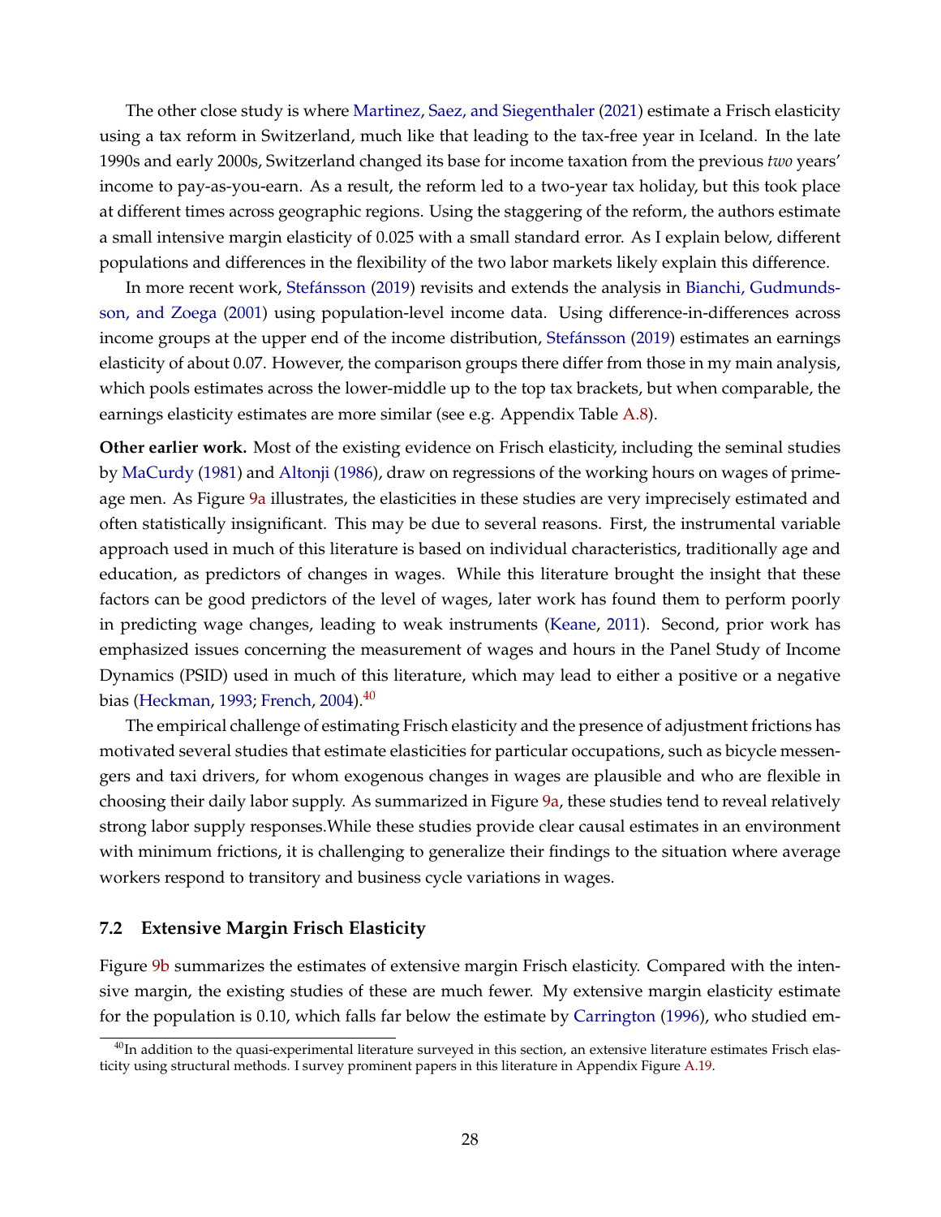The other close study is where Martinez, Saez, and Siegenthaler (2021) estimate a Frisch elasticity using a tax reform in Switzerland, much like that leading to the tax-free year in Iceland. In the late 1990s and early 2000s, Switzerland changed its base for income taxation from the previous *two* years' income to pay-as-you-earn. As a result, the reform led to a two-year tax holiday, but this took place at different times across geographic regions. Using the staggering of the reform, the authors estimate a small intensive margin elasticity of 0.025 with a small standard error. As I explain below, different populations and differences in the flexibility of the two labor markets likely explain this difference.

In more recent work, Stefánsson (2019) revisits and extends the analysis in Bianchi, Gudmundsson, and Zoega (2001) using population-level income data. Using difference-in-differences across income groups at the upper end of the income distribution, Stefánsson (2019) estimates an earnings elasticity of about 0.07. However, the comparison groups there differ from those in my main analysis, which pools estimates across the lower-middle up to the top tax brackets, but when comparable, the earnings elasticity estimates are more similar (see e.g. Appendix Table A.8).

**Other earlier work.** Most of the existing evidence on Frisch elasticity, including the seminal studies by MaCurdy (1981) and Altonji (1986), draw on regressions of the working hours on wages of prime-age men. As Figure 9a illustrates, the elasticities in these studies are very imprecisely estimated and often statistically insignificant. This may be due to several reasons. First, the instrumental variable approach used in much of this literature is based on individual characteristics, traditionally age and education, as predictors of changes in wages. While this literature brought the insight that these factors can be good predictors of the level of wages, later work has found them to perform poorly in predicting wage changes, leading to weak instruments (Keane, 2011). Second, prior work has emphasized issues concerning the measurement of wages and hours in the Panel Study of Income Dynamics (PSID) used in much of this literature, which may lead to either a positive or a negative bias (Heckman, 1993; French, 2004).[40]

The empirical challenge of estimating Frisch elasticity and the presence of adjustment frictions has motivated several studies that estimate elasticities for particular occupations, such as bicycle messengers and taxi drivers, for whom exogenous changes in wages are plausible and who are flexible in choosing their daily labor supply. As summarized in Figure 9a, these studies tend to reveal relatively strong labor supply responses.While these studies provide clear causal estimates in an environment with minimum frictions, it is challenging to generalize their findings to the situation where average workers respond to transitory and business cycle variations in wages.

### 7.2 Extensive Margin Frisch Elasticity

Figure 9b summarizes the estimates of extensive margin Frisch elasticity. Compared with the intensive margin, the existing studies of these are much fewer. My extensive margin elasticity estimate for the population is 0.10, which falls far below the estimate by Carrington (1996), who studied em-

[40] In addition to the quasi-experimental literature surveyed in this section, an extensive literature estimates Frisch elasticity using structural methods. I survey prominent papers in this literature in Appendix Figure A.19.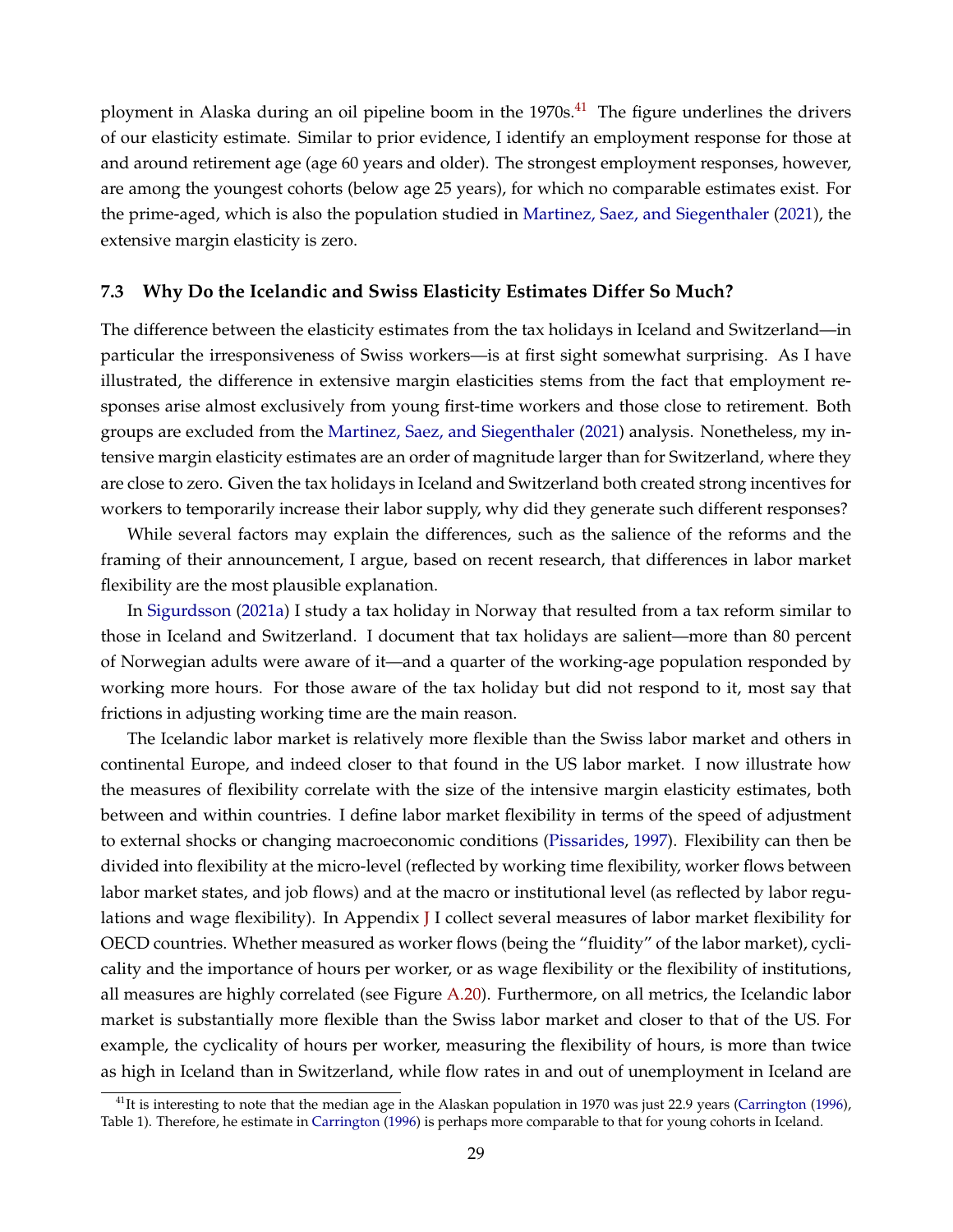ployment in Alaska during an oil pipeline boom in the 1970s.[41] The figure underlines the drivers of our elasticity estimate. Similar to prior evidence, I identify an employment response for those at and around retirement age (age 60 years and older). The strongest employment responses, however, are among the youngest cohorts (below age 25 years), for which no comparable estimates exist. For the prime-aged, which is also the population studied in Martinez, Saez, and Siegenthaler (2021), the extensive margin elasticity is zero.

### 7.3 Why Do the Icelandic and Swiss Elasticity Estimates Differ So Much?

The difference between the elasticity estimates from the tax holidays in Iceland and Switzerland—in particular the irresponsiveness of Swiss workers—is at first sight somewhat surprising. As I have illustrated, the difference in extensive margin elasticities stems from the fact that employment responses arise almost exclusively from young first-time workers and those close to retirement. Both groups are excluded from the Martinez, Saez, and Siegenthaler (2021) analysis. Nonetheless, my intensive margin elasticity estimates are an order of magnitude larger than for Switzerland, where they are close to zero. Given the tax holidays in Iceland and Switzerland both created strong incentives for workers to temporarily increase their labor supply, why did they generate such different responses?

While several factors may explain the differences, such as the salience of the reforms and the framing of their announcement, I argue, based on recent research, that differences in labor market flexibility are the most plausible explanation.

In Sigurdsson (2021a) I study a tax holiday in Norway that resulted from a tax reform similar to those in Iceland and Switzerland. I document that tax holidays are salient—more than 80 percent of Norwegian adults were aware of it—and a quarter of the working-age population responded by working more hours. For those aware of the tax holiday but did not respond to it, most say that frictions in adjusting working time are the main reason.

The Icelandic labor market is relatively more flexible than the Swiss labor market and others in continental Europe, and indeed closer to that found in the US labor market. I now illustrate how the measures of flexibility correlate with the size of the intensive margin elasticity estimates, both between and within countries. I define labor market flexibility in terms of the speed of adjustment to external shocks or changing macroeconomic conditions (Pissarides, 1997). Flexibility can then be divided into flexibility at the micro-level (reflected by working time flexibility, worker flows between labor market states, and job flows) and at the macro or institutional level (as reflected by labor regulations and wage flexibility). In Appendix J I collect several measures of labor market flexibility for OECD countries. Whether measured as worker flows (being the "fluidity" of the labor market), cyclicality and the importance of hours per worker, or as wage flexibility or the flexibility of institutions, all measures are highly correlated (see Figure A.20). Furthermore, on all metrics, the Icelandic labor market is substantially more flexible than the Swiss labor market and closer to that of the US. For example, the cyclicality of hours per worker, measuring the flexibility of hours, is more than twice as high in Iceland than in Switzerland, while flow rates in and out of unemployment in Iceland are

[41] It is interesting to note that the median age in the Alaskan population in 1970 was just 22.9 years (Carrington (1996), Table 1). Therefore, he estimate in Carrington (1996) is perhaps more comparable to that for young cohorts in Iceland.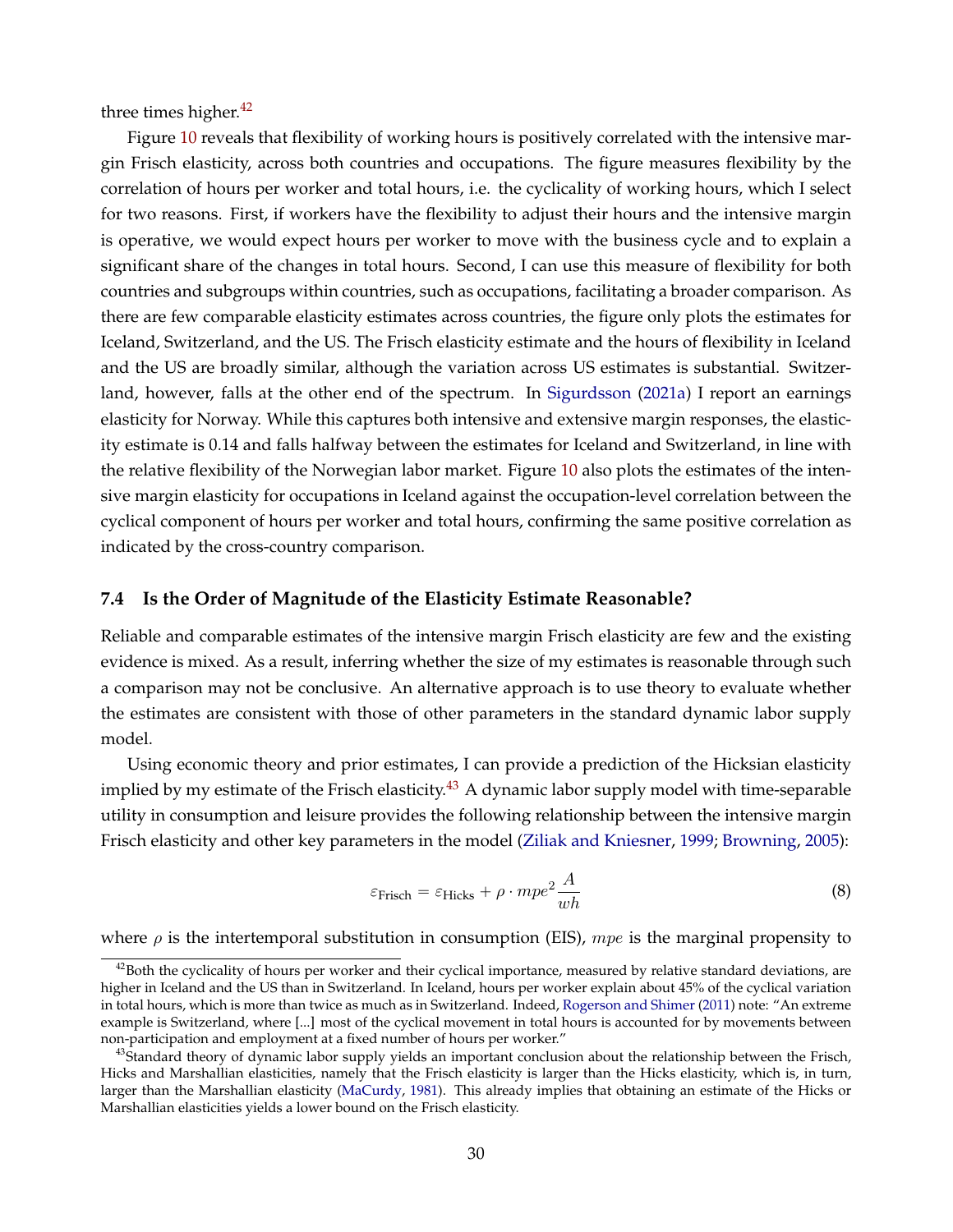three times higher.[42]

Figure 10 reveals that flexibility of working hours is positively correlated with the intensive margin Frisch elasticity, across both countries and occupations. The figure measures flexibility by the correlation of hours per worker and total hours, i.e. the cyclicality of working hours, which I select for two reasons. First, if workers have the flexibility to adjust their hours and the intensive margin is operative, we would expect hours per worker to move with the business cycle and to explain a significant share of the changes in total hours. Second, I can use this measure of flexibility for both countries and subgroups within countries, such as occupations, facilitating a broader comparison. As there are few comparable elasticity estimates across countries, the figure only plots the estimates for Iceland, Switzerland, and the US. The Frisch elasticity estimate and the hours of flexibility in Iceland and the US are broadly similar, although the variation across US estimates is substantial. Switzerland, however, falls at the other end of the spectrum. In Sigurdsson (2021a) I report an earnings elasticity for Norway. While this captures both intensive and extensive margin responses, the elasticity estimate is 0.14 and falls halfway between the estimates for Iceland and Switzerland, in line with the relative flexibility of the Norwegian labor market. Figure 10 also plots the estimates of the intensive margin elasticity for occupations in Iceland against the occupation-level correlation between the cyclical component of hours per worker and total hours, confirming the same positive correlation as indicated by the cross-country comparison.

### 7.4 Is the Order of Magnitude of the Elasticity Estimate Reasonable?

Reliable and comparable estimates of the intensive margin Frisch elasticity are few and the existing evidence is mixed. As a result, inferring whether the size of my estimates is reasonable through such a comparison may not be conclusive. An alternative approach is to use theory to evaluate whether the estimates are consistent with those of other parameters in the standard dynamic labor supply model.

Using economic theory and prior estimates, I can provide a prediction of the Hicksian elasticity implied by my estimate of the Frisch elasticity.[43] A dynamic labor supply model with time-separable utility in consumption and leisure provides the following relationship between the intensive margin Frisch elasticity and other key parameters in the model (Ziliak and Kniesner, 1999; Browning, 2005):

$$\varepsilon_{\text{Frisch}} = \varepsilon_{\text{Hicks}} + \rho \cdot mpe^2 \frac{A}{wh} \tag{8}$$

where $\rho$ is the intertemporal substitution in consumption (EIS), $mpe$ is the marginal propensity to

[42] Both the cyclicality of hours per worker and their cyclical importance, measured by relative standard deviations, are higher in Iceland and the US than in Switzerland. In Iceland, hours per worker explain about 45% of the cyclical variation in total hours, which is more than twice as much as in Switzerland. Indeed, Rogerson and Shimer (2011) note: "An extreme example is Switzerland, where [...] most of the cyclical movement in total hours is accounted for by movements between non-participation and employment at a fixed number of hours per worker."

[43] Standard theory of dynamic labor supply yields an important conclusion about the relationship between the Frisch, Hicks and Marshallian elasticities, namely that the Frisch elasticity is larger than the Hicks elasticity, which is, in turn, larger than the Marshallian elasticity (MaCurdy, 1981). This already implies that obtaining an estimate of the Hicks or Marshallian elasticities yields a lower bound on the Frisch elasticity.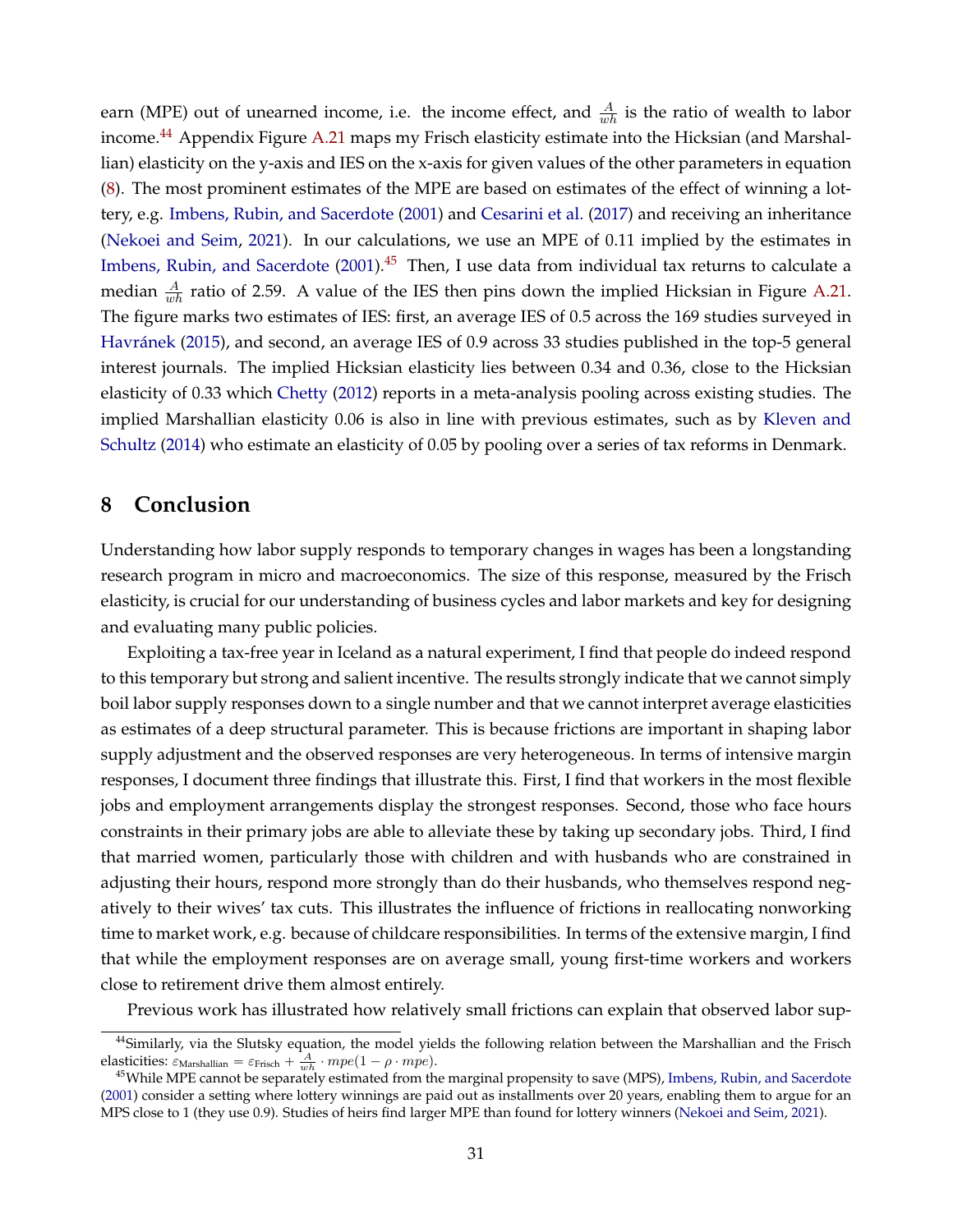earn (MPE) out of unearned income, i.e. the income effect, and $\frac{A}{wh}$ is the ratio of wealth to labor income.[44] Appendix Figure A.21 maps my Frisch elasticity estimate into the Hicksian (and Marshallian) elasticity on the y-axis and IES on the x-axis for given values of the other parameters in equation (8). The most prominent estimates of the MPE are based on estimates of the effect of winning a lottery, e.g. Imbens, Rubin, and Sacerdote (2001) and Cesarini et al. (2017) and receiving an inheritance (Nekoei and Seim, 2021). In our calculations, we use an MPE of 0.11 implied by the estimates in Imbens, Rubin, and Sacerdote (2001).[45] Then, I use data from individual tax returns to calculate a median $\frac{A}{wh}$ ratio of 2.59. A value of the IES then pins down the implied Hicksian in Figure A.21. The figure marks two estimates of IES: first, an average IES of 0.5 across the 169 studies surveyed in Havránek (2015), and second, an average IES of 0.9 across 33 studies published in the top-5 general interest journals. The implied Hicksian elasticity lies between 0.34 and 0.36, close to the Hicksian elasticity of 0.33 which Chetty (2012) reports in a meta-analysis pooling across existing studies. The implied Marshallian elasticity 0.06 is also in line with previous estimates, such as by Kleven and Schultz (2014) who estimate an elasticity of 0.05 by pooling over a series of tax reforms in Denmark.

# 8 Conclusion

Understanding how labor supply responds to temporary changes in wages has been a longstanding research program in micro and macroeconomics. The size of this response, measured by the Frisch elasticity, is crucial for our understanding of business cycles and labor markets and key for designing and evaluating many public policies.

Exploiting a tax-free year in Iceland as a natural experiment, I find that people do indeed respond to this temporary but strong and salient incentive. The results strongly indicate that we cannot simply boil labor supply responses down to a single number and that we cannot interpret average elasticities as estimates of a deep structural parameter. This is because frictions are important in shaping labor supply adjustment and the observed responses are very heterogeneous. In terms of intensive margin responses, I document three findings that illustrate this. First, I find that workers in the most flexible jobs and employment arrangements display the strongest responses. Second, those who face hours constraints in their primary jobs are able to alleviate these by taking up secondary jobs. Third, I find that married women, particularly those with children and with husbands who are constrained in adjusting their hours, respond more strongly than do their husbands, who themselves respond negatively to their wives' tax cuts. This illustrates the influence of frictions in reallocating nonworking time to market work, e.g. because of childcare responsibilities. In terms of the extensive margin, I find that while the employment responses are on average small, young first-time workers and workers close to retirement drive them almost entirely.

Previous work has illustrated how relatively small frictions can explain that observed labor sup-

[44] Similarly, via the Slutsky equation, the model yields the following relation between the Marshallian and the Frisch elasticities: $\varepsilon_{\text{Marshallian}} = \varepsilon_{\text{Frisch}} + \frac{A}{wh} \cdot mpe(1 - \rho \cdot mpe)$.

[45] While MPE cannot be separately estimated from the marginal propensity to save (MPS), Imbens, Rubin, and Sacerdote (2001) consider a setting where lottery winnings are paid out as installments over 20 years, enabling them to argue for an MPS close to 1 (they use 0.9). Studies of heirs find larger MPE than found for lottery winners (Nekoei and Seim, 2021).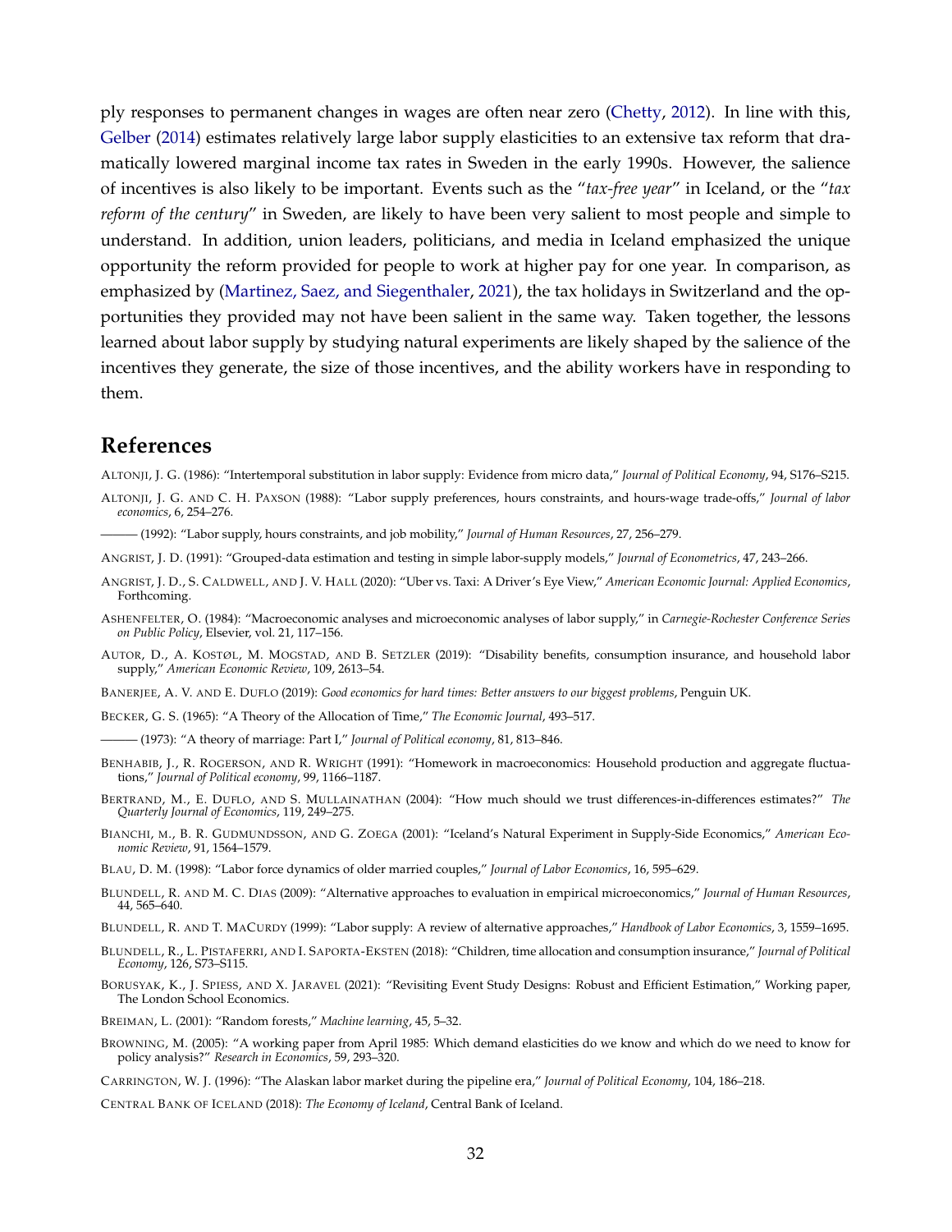ply responses to permanent changes in wages are often near zero (Chetty, 2012). In line with this, Gelber (2014) estimates relatively large labor supply elasticities to an extensive tax reform that dramatically lowered marginal income tax rates in Sweden in the early 1990s. However, the salience of incentives is also likely to be important. Events such as the "*tax-free year*" in Iceland, or the "*tax reform of the century*" in Sweden, are likely to have been very salient to most people and simple to understand. In addition, union leaders, politicians, and media in Iceland emphasized the unique opportunity the reform provided for people to work at higher pay for one year. In comparison, as emphasized by (Martinez, Saez, and Siegenthaler, 2021), the tax holidays in Switzerland and the opportunities they provided may not have been salient in the same way. Taken together, the lessons learned about labor supply by studying natural experiments are likely shaped by the salience of the incentives they generate, the size of those incentives, and the ability workers have in responding to them.

## References

ALTONJI, J. G. (1986): "Intertemporal substitution in labor supply: Evidence from micro data," *Journal of Political Economy*, 94, S176–S215.

ALTONJI, J. G. AND C. H. PAXSON (1988): "Labor supply preferences, hours constraints, and hours-wage trade-offs," *Journal of labor economics*, 6, 254–276.

——— (1992): "Labor supply, hours constraints, and job mobility," *Journal of Human Resources*, 27, 256–279.

ANGRIST, J. D. (1991): "Grouped-data estimation and testing in simple labor-supply models," *Journal of Econometrics*, 47, 243–266.

ANGRIST, J. D., S. CALDWELL, AND J. V. HALL (2020): "Uber vs. Taxi: A Driver's Eye View," *American Economic Journal: Applied Economics*, Forthcoming.

ASHENFELTER, O. (1984): "Macroeconomic analyses and microeconomic analyses of labor supply," in *Carnegie-Rochester Conference Series on Public Policy*, Elsevier, vol. 21, 117–156.

AUTOR, D., A. KOSTØL, M. MOGSTAD, AND B. SETZLER (2019): "Disability benefits, consumption insurance, and household labor supply," *American Economic Review*, 109, 2613–54.

BANERJEE, A. V. AND E. DUFLO (2019): *Good economics for hard times: Better answers to our biggest problems*, Penguin UK.

BECKER, G. S. (1965): "A Theory of the Allocation of Time," *The Economic Journal*, 493–517.

——— (1973): "A theory of marriage: Part I," *Journal of Political economy*, 81, 813–846.

BENHABIB, J., R. ROGERSON, AND R. WRIGHT (1991): "Homework in macroeconomics: Household production and aggregate fluctuations," *Journal of Political economy*, 99, 1166–1187.

BERTRAND, M., E. DUFLO, AND S. MULLAINATHAN (2004): "How much should we trust differences-in-differences estimates?" *The Quarterly Journal of Economics*, 119, 249–275.

BIANCHI, M., B. R. GUDMUNDSSON, AND G. ZOEGA (2001): "Iceland's Natural Experiment in Supply-Side Economics," *American Economic Review*, 91, 1564–1579.

BLAU, D. M. (1998): "Labor force dynamics of older married couples," *Journal of Labor Economics*, 16, 595–629.

BLUNDELL, R. AND M. C. DIAS (2009): "Alternative approaches to evaluation in empirical microeconomics," *Journal of Human Resources*, 44, 565–640.

BLUNDELL, R. AND T. MACURDY (1999): "Labor supply: A review of alternative approaches," *Handbook of Labor Economics*, 3, 1559–1695.

BLUNDELL, R., L. PISTAFERRI, AND I. SAPORTA-EKSTEN (2018): "Children, time allocation and consumption insurance," *Journal of Political Economy*, 126, S73–S115.

BORUSYAK, K., J. SPIESS, AND X. JARAVEL (2021): "Revisiting Event Study Designs: Robust and Efficient Estimation," Working paper, The London School Economics.

BREIMAN, L. (2001): "Random forests," *Machine learning*, 45, 5–32.

BROWNING, M. (2005): "A working paper from April 1985: Which demand elasticities do we know and which do we need to know for policy analysis?" *Research in Economics*, 59, 293–320.

CARRINGTON, W. J. (1996): "The Alaskan labor market during the pipeline era," *Journal of Political Economy*, 104, 186–218.

CENTRAL BANK OF ICELAND (2018): *The Economy of Iceland*, Central Bank of Iceland.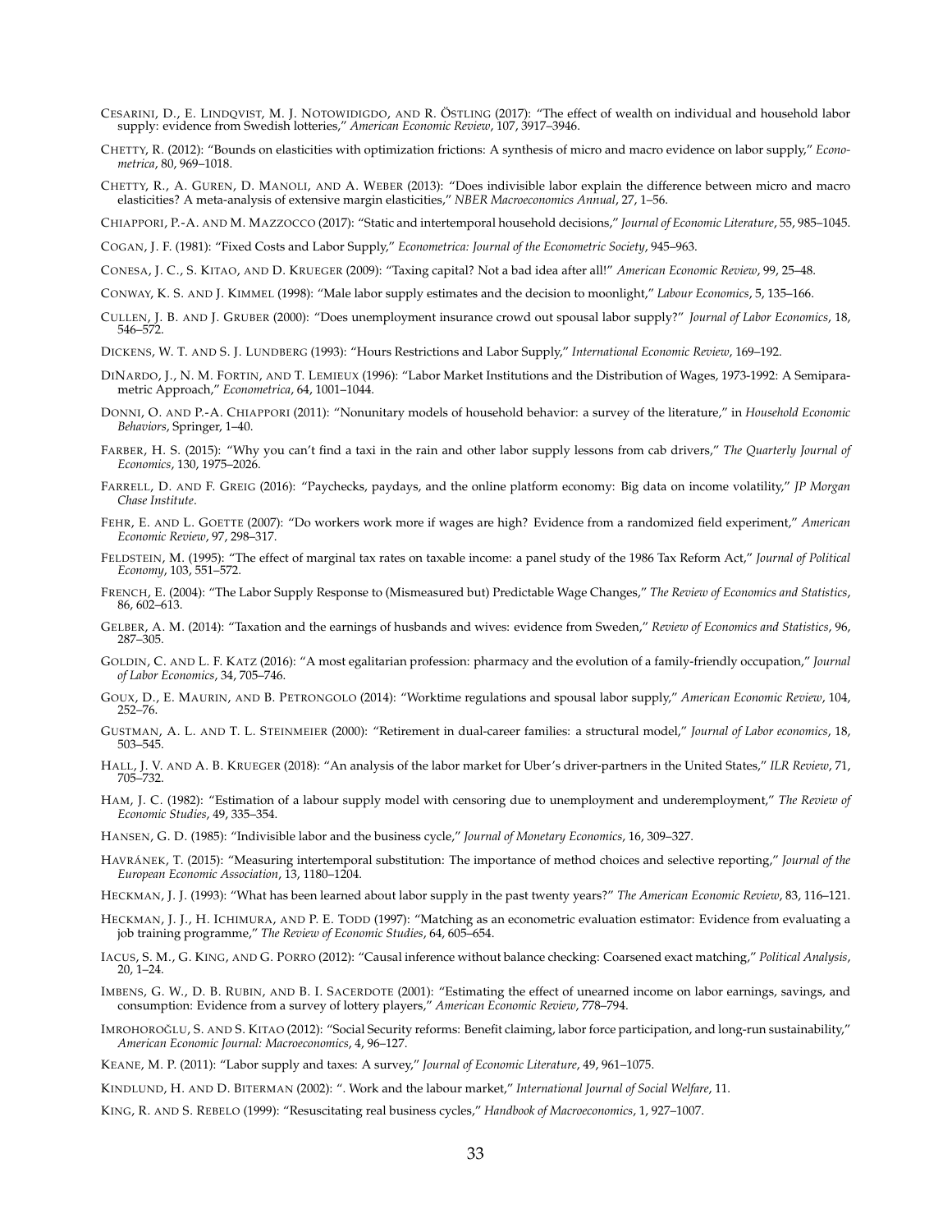CESARINI, D., E. LINDQVIST, M. J. NOTOWIDIGDO, AND R. ÖSTLING (2017): "The effect of wealth on individual and household labor supply: evidence from Swedish lotteries," *American Economic Review*, 107, 3917–3946.

CHETTY, R. (2012): "Bounds on elasticities with optimization frictions: A synthesis of micro and macro evidence on labor supply," *Econometrica*, 80, 969–1018.

CHETTY, R., A. GUREN, D. MANOLI, AND A. WEBER (2013): "Does indivisible labor explain the difference between micro and macro elasticities? A meta-analysis of extensive margin elasticities," *NBER Macroeconomics Annual*, 27, 1–56.

CHIAPPORI, P.-A. AND M. MAZZOCCO (2017): "Static and intertemporal household decisions," *Journal of Economic Literature*, 55, 985–1045.

COGAN, J. F. (1981): "Fixed Costs and Labor Supply," *Econometrica: Journal of the Econometric Society*, 945–963.

CONESA, J. C., S. KITAO, AND D. KRUEGER (2009): "Taxing capital? Not a bad idea after all!" *American Economic Review*, 99, 25–48.

CONWAY, K. S. AND J. KIMMEL (1998): "Male labor supply estimates and the decision to moonlight," *Labour Economics*, 5, 135–166.

CULLEN, J. B. AND J. GRUBER (2000): "Does unemployment insurance crowd out spousal labor supply?" *Journal of Labor Economics*, 18, 546–572.

DICKENS, W. T. AND S. J. LUNDBERG (1993): "Hours Restrictions and Labor Supply," *International Economic Review*, 169–192.

DINARDO, J., N. M. FORTIN, AND T. LEMIEUX (1996): "Labor Market Institutions and the Distribution of Wages, 1973-1992: A Semiparametric Approach," *Econometrica*, 64, 1001–1044.

DONNI, O. AND P.-A. CHIAPPORI (2011): "Nonunitary models of household behavior: a survey of the literature," in *Household Economic Behaviors*, Springer, 1–40.

FARBER, H. S. (2015): "Why you can't find a taxi in the rain and other labor supply lessons from cab drivers," *The Quarterly Journal of Economics*, 130, 1975–2026.

FARRELL, D. AND F. GREIG (2016): "Paychecks, paydays, and the online platform economy: Big data on income volatility," *JP Morgan Chase Institute*.

FEHR, E. AND L. GOETTE (2007): "Do workers work more if wages are high? Evidence from a randomized field experiment," *American Economic Review*, 97, 298–317.

FELDSTEIN, M. (1995): "The effect of marginal tax rates on taxable income: a panel study of the 1986 Tax Reform Act," *Journal of Political Economy*, 103, 551–572.

FRENCH, E. (2004): "The Labor Supply Response to (Mismeasured but) Predictable Wage Changes," *The Review of Economics and Statistics*, 86, 602–613.

GELBER, A. M. (2014): "Taxation and the earnings of husbands and wives: evidence from Sweden," *Review of Economics and Statistics*, 96, 287–305.

GOLDIN, C. AND L. F. KATZ (2016): "A most egalitarian profession: pharmacy and the evolution of a family-friendly occupation," *Journal of Labor Economics*, 34, 705–746.

GOUX, D., E. MAURIN, AND B. PETRONGOLO (2014): "Worktime regulations and spousal labor supply," *American Economic Review*, 104, 252–76.

GUSTMAN, A. L. AND T. L. STEINMEIER (2000): "Retirement in dual-career families: a structural model," *Journal of Labor economics*, 18, 503–545.

HALL, J. V. AND A. B. KRUEGER (2018): "An analysis of the labor market for Uber's driver-partners in the United States," *ILR Review*, 71, 705–732.

HAM, J. C. (1982): "Estimation of a labour supply model with censoring due to unemployment and underemployment," *The Review of Economic Studies*, 49, 335–354.

HANSEN, G. D. (1985): "Indivisible labor and the business cycle," *Journal of Monetary Economics*, 16, 309–327.

HAVRÁNEK, T. (2015): "Measuring intertemporal substitution: The importance of method choices and selective reporting," *Journal of the European Economic Association*, 13, 1180–1204.

HECKMAN, J. J. (1993): "What has been learned about labor supply in the past twenty years?" *The American Economic Review*, 83, 116–121.

HECKMAN, J. J., H. ICHIMURA, AND P. E. TODD (1997): "Matching as an econometric evaluation estimator: Evidence from evaluating a job training programme," *The Review of Economic Studies*, 64, 605–654.

IACUS, S. M., G. KING, AND G. PORRO (2012): "Causal inference without balance checking: Coarsened exact matching," *Political Analysis*, 20, 1–24.

IMBENS, G. W., D. B. RUBIN, AND B. I. SACERDOTE (2001): "Estimating the effect of unearned income on labor earnings, savings, and consumption: Evidence from a survey of lottery players," *American Economic Review*, 778–794.

IMROHOROĞLU, S. AND S. KITAO (2012): "Social Security reforms: Benefit claiming, labor force participation, and long-run sustainability," *American Economic Journal: Macroeconomics*, 4, 96–127.

KEANE, M. P. (2011): "Labor supply and taxes: A survey," *Journal of Economic Literature*, 49, 961–1075.

KINDLUND, H. AND D. BITERMAN (2002): ". Work and the labour market," *International Journal of Social Welfare*, 11.

KING, R. AND S. REBELO (1999): "Resuscitating real business cycles," *Handbook of Macroeconomics*, 1, 927–1007.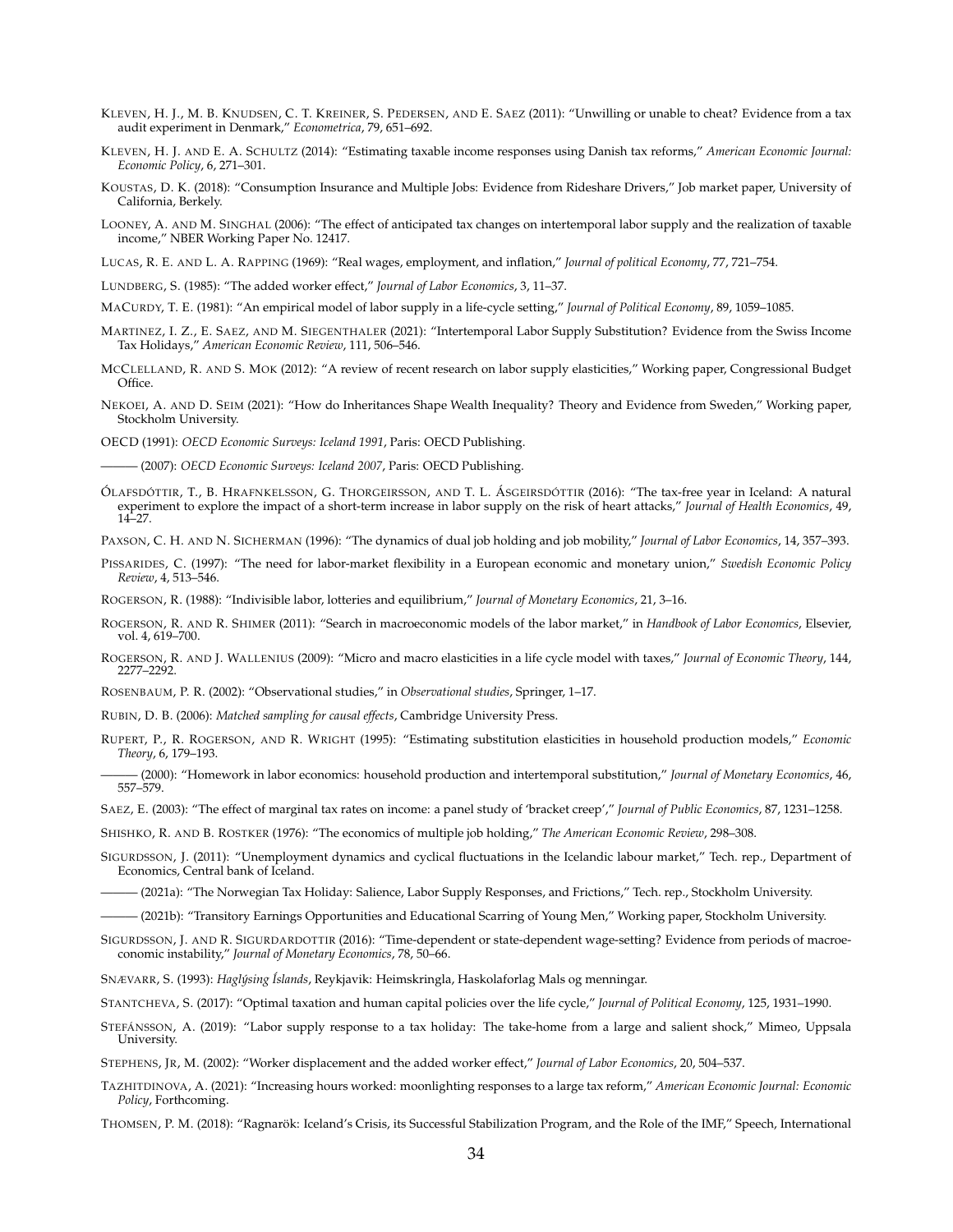KLEVEN, H. J., M. B. KNUDSEN, C. T. KREINER, S. PEDERSEN, AND E. SAEZ (2011): "Unwilling or unable to cheat? Evidence from a tax audit experiment in Denmark," *Econometrica*, 79, 651–692.

KLEVEN, H. J. AND E. A. SCHULTZ (2014): "Estimating taxable income responses using Danish tax reforms," *American Economic Journal: Economic Policy*, 6, 271–301.

KOUSTAS, D. K. (2018): "Consumption Insurance and Multiple Jobs: Evidence from Rideshare Drivers," Job market paper, University of California, Berkely.

LOONEY, A. AND M. SINGHAL (2006): "The effect of anticipated tax changes on intertemporal labor supply and the realization of taxable income," NBER Working Paper No. 12417.

LUCAS, R. E. AND L. A. RAPPING (1969): "Real wages, employment, and inflation," *Journal of political Economy*, 77, 721–754.

LUNDBERG, S. (1985): "The added worker effect," *Journal of Labor Economics*, 3, 11–37.

MACURDY, T. E. (1981): "An empirical model of labor supply in a life-cycle setting," *Journal of Political Economy*, 89, 1059–1085.

MARTINEZ, I. Z., E. SAEZ, AND M. SIEGENTHALER (2021): "Intertemporal Labor Supply Substitution? Evidence from the Swiss Income Tax Holidays," *American Economic Review*, 111, 506–546.

MCCLELLAND, R. AND S. MOK (2012): "A review of recent research on labor supply elasticities," Working paper, Congressional Budget Office.

NEKOEI, A. AND D. SEIM (2021): "How do Inheritances Shape Wealth Inequality? Theory and Evidence from Sweden," Working paper, Stockholm University.

OECD (1991): *OECD Economic Surveys: Iceland 1991*, Paris: OECD Publishing.

——— (2007): *OECD Economic Surveys: Iceland 2007*, Paris: OECD Publishing.

ÓLAFSDÓTTIR, T., B. HRAFNKELSSON, G. THORGEIRSSON, AND T. L. ÁSGEIRSDÓTTIR (2016): "The tax-free year in Iceland: A natural experiment to explore the impact of a short-term increase in labor supply on the risk of heart attacks," *Journal of Health Economics*, 49, 14–27.

PAXSON, C. H. AND N. SICHERMAN (1996): "The dynamics of dual job holding and job mobility," *Journal of Labor Economics*, 14, 357–393.

PISSARIDES, C. (1997): "The need for labor-market flexibility in a European economic and monetary union," *Swedish Economic Policy Review*, 4, 513–546.

ROGERSON, R. (1988): "Indivisible labor, lotteries and equilibrium," *Journal of Monetary Economics*, 21, 3–16.

ROGERSON, R. AND R. SHIMER (2011): "Search in macroeconomic models of the labor market," in *Handbook of Labor Economics*, Elsevier, vol. 4, 619–700.

ROGERSON, R. AND J. WALLENIUS (2009): "Micro and macro elasticities in a life cycle model with taxes," *Journal of Economic Theory*, 144, 2277–2292.

ROSENBAUM, P. R. (2002): "Observational studies," in *Observational studies*, Springer, 1–17.

RUBIN, D. B. (2006): *Matched sampling for causal effects*, Cambridge University Press.

RUPERT, P., R. ROGERSON, AND R. WRIGHT (1995): "Estimating substitution elasticities in household production models," *Economic Theory*, 6, 179–193.

——— (2000): "Homework in labor economics: household production and intertemporal substitution," *Journal of Monetary Economics*, 46, 557–579.

SAEZ, E. (2003): "The effect of marginal tax rates on income: a panel study of 'bracket creep'," *Journal of Public Economics*, 87, 1231–1258.

SHISHKO, R. AND B. ROSTKER (1976): "The economics of multiple job holding," *The American Economic Review*, 298–308.

SIGURDSSON, J. (2011): "Unemployment dynamics and cyclical fluctuations in the Icelandic labour market," Tech. rep., Department of Economics, Central bank of Iceland.

——— (2021a): "The Norwegian Tax Holiday: Salience, Labor Supply Responses, and Frictions," Tech. rep., Stockholm University.

——— (2021b): "Transitory Earnings Opportunities and Educational Scarring of Young Men," Working paper, Stockholm University.

SIGURDSSON, J. AND R. SIGURDARDOTTIR (2016): "Time-dependent or state-dependent wage-setting? Evidence from periods of macroeconomic instability," *Journal of Monetary Economics*, 78, 50–66.

SNÆVARR, S. (1993): *Haglýsing Íslands*, Reykjavik: Heimskringla, Haskolaforlag Mals og menningar.

STANTCHEVA, S. (2017): "Optimal taxation and human capital policies over the life cycle," *Journal of Political Economy*, 125, 1931–1990.

STEFÁNSSON, A. (2019): "Labor supply response to a tax holiday: The take-home from a large and salient shock," Mimeo, Uppsala University.

STEPHENS, JR, M. (2002): "Worker displacement and the added worker effect," *Journal of Labor Economics*, 20, 504–537.

TAZHITDINOVA, A. (2021): "Increasing hours worked: moonlighting responses to a large tax reform," *American Economic Journal: Economic Policy*, Forthcoming.

THOMSEN, P. M. (2018): "Ragnarök: Iceland's Crisis, its Successful Stabilization Program, and the Role of the IMF," Speech, International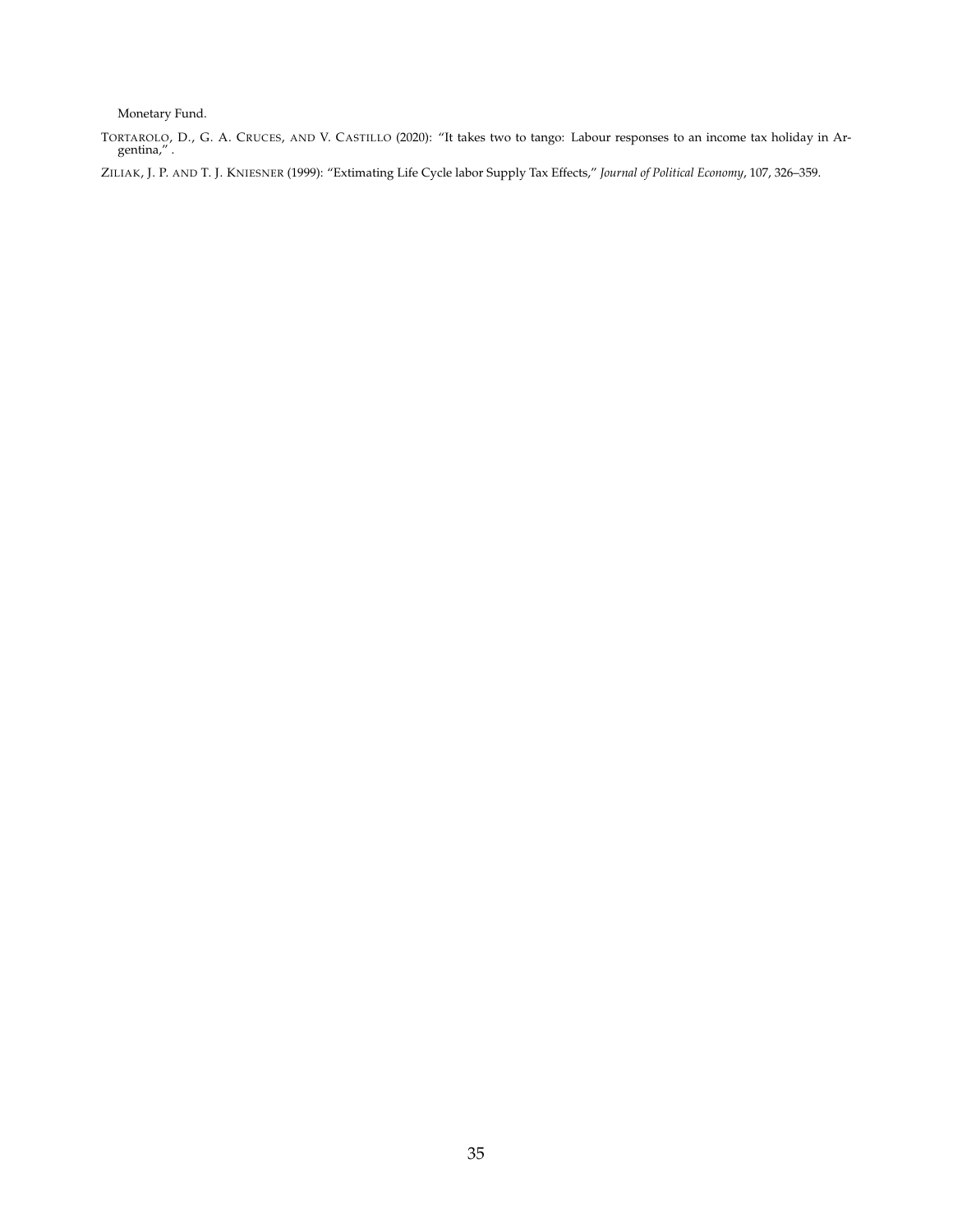Monetary Fund.

Tortarolo, D., G. A. Cruces, and V. Castillo (2020): "It takes two to tango: Labour responses to an income tax holiday in Argentina," .

Ziliak, J. P. and T. J. Kniesner (1999): "Extimating Life Cycle labor Supply Tax Effects," *Journal of Political Economy*, 107, 326–359.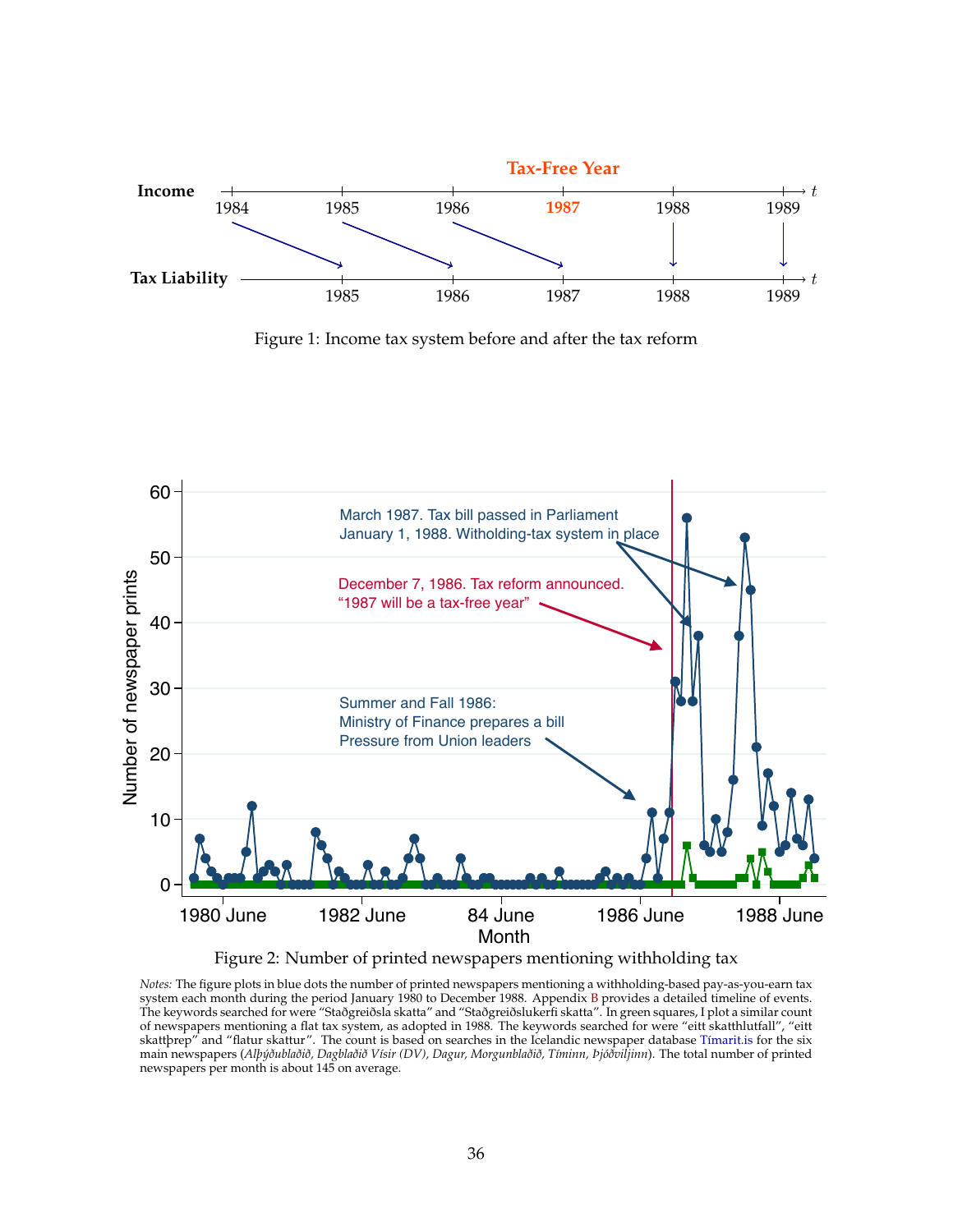Figure 1: Income tax system before and after the tax reform

Figure 2: Number of printed newspapers mentioning withholding tax

*Notes:* The figure plots in blue dots the number of printed newspapers mentioning a withholding-based pay-as-you-earn tax system each month during the period January 1980 to December 1988. Appendix B provides a detailed timeline of events. The keywords searched for were "Staðgreiðsla skatta" and "Staðgreiðslukerfi skatta". In green squares, I plot a similar count of newspapers mentioning a flat tax system, as adopted in 1988. The keywords searched for were "eitt skatthlutfall", "eitt skattþrep" and "flatur skattur". The count is based on searches in the Icelandic newspaper database Tímarit.is for the six main newspapers (*Alþýðublaðið, Dagblaðið Vísir (DV), Dagur, Morgunblaðið, Tíminn, Þjóðviljinn*). The total number of printed newspapers per month is about 145 on average.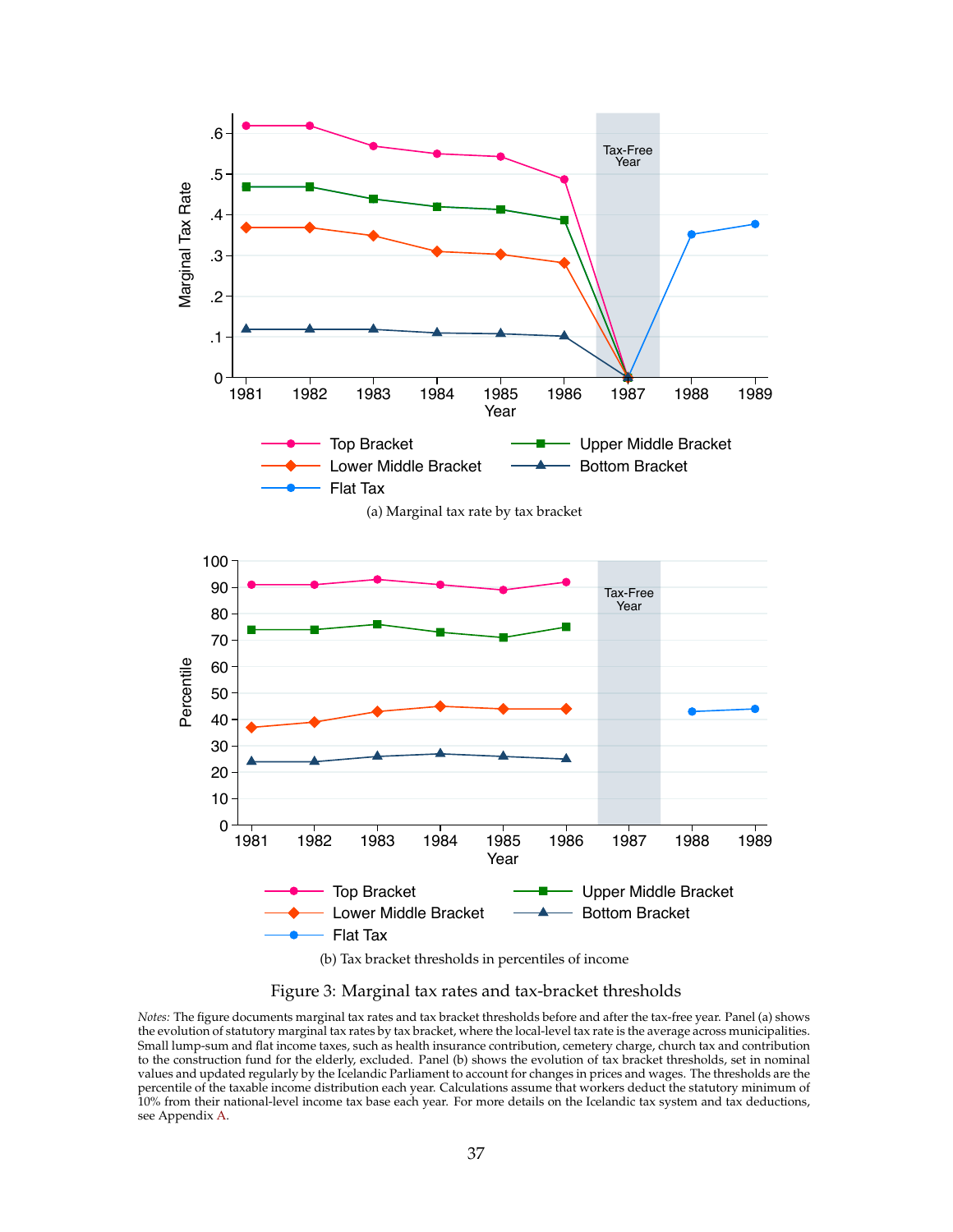(a) Marginal tax rate by tax bracket

(b) Tax bracket thresholds in percentiles of income

Figure 3: Marginal tax rates and tax-bracket thresholds

*Notes:* The figure documents marginal tax rates and tax bracket thresholds before and after the tax-free year. Panel (a) shows the evolution of statutory marginal tax rates by tax bracket, where the local-level tax rate is the average across municipalities. Small lump-sum and flat income taxes, such as health insurance contribution, cemetery charge, church tax and contribution to the construction fund for the elderly, excluded. Panel (b) shows the evolution of tax bracket thresholds, set in nominal values and updated regularly by the Icelandic Parliament to account for changes in prices and wages. The thresholds are the percentile of the taxable income distribution each year. Calculations assume that workers deduct the statutory minimum of 10% from their national-level income tax base each year. For more details on the Icelandic tax system and tax deductions, see Appendix A.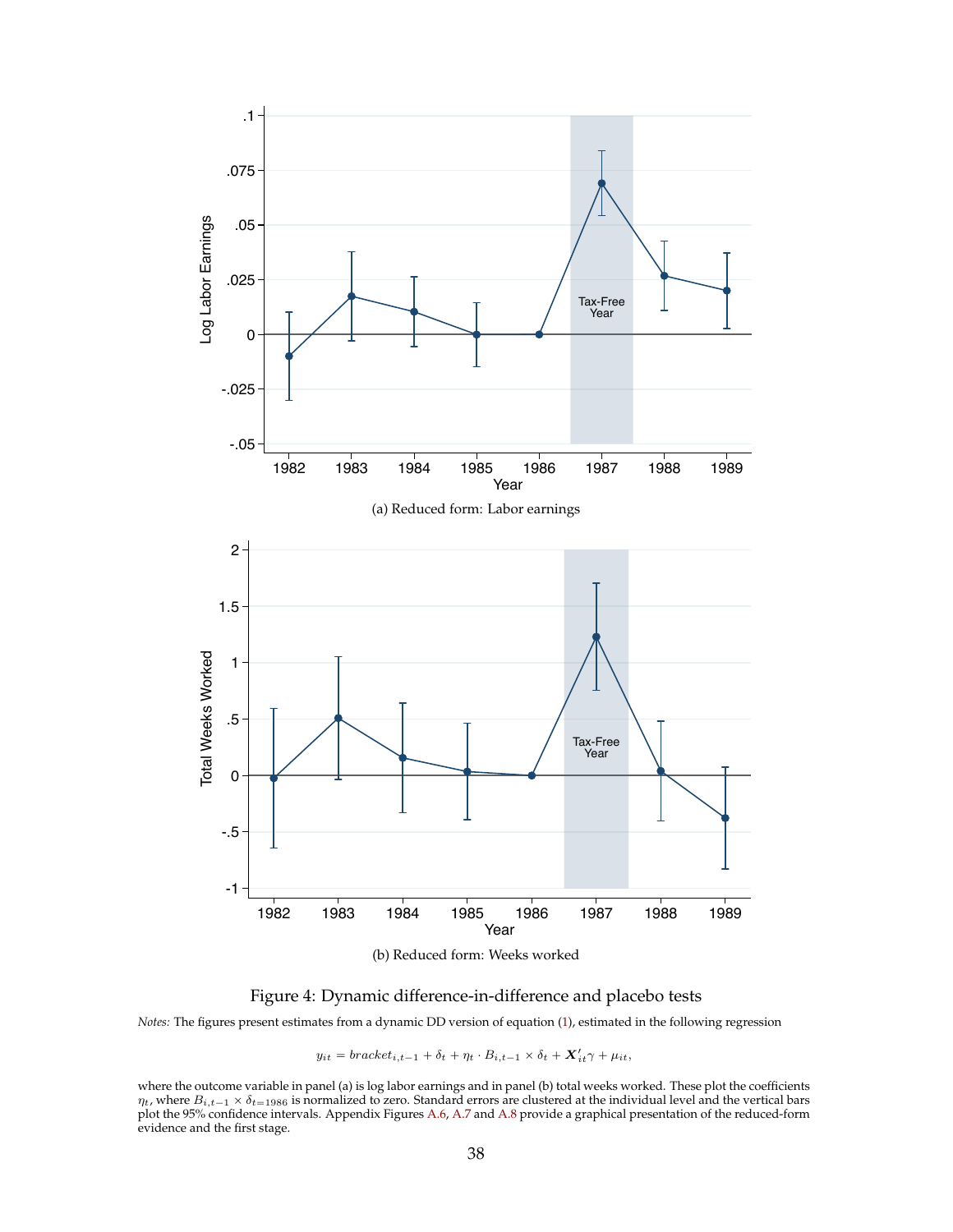(a) Reduced form: Labor earnings

(b) Reduced form: Weeks worked

Figure 4: Dynamic difference-in-difference and placebo tests

*Notes:* The figures present estimates from a dynamic DD version of equation (1), estimated in the following regression

$$y_{it} = bracket_{i,t-1} + \delta_t + \eta_t \cdot B_{i,t-1} \times \delta_t + \boldsymbol{X}'_{it}\gamma + \mu_{it},$$

where the outcome variable in panel (a) is log labor earnings and in panel (b) total weeks worked. These plot the coefficients $\eta_t$, where $B_{i,t-1} \times \delta_{t=1986}$ is normalized to zero. Standard errors are clustered at the individual level and the vertical bars plot the 95% confidence intervals. Appendix Figures A.6, A.7 and A.8 provide a graphical presentation of the reduced-form evidence and the first stage.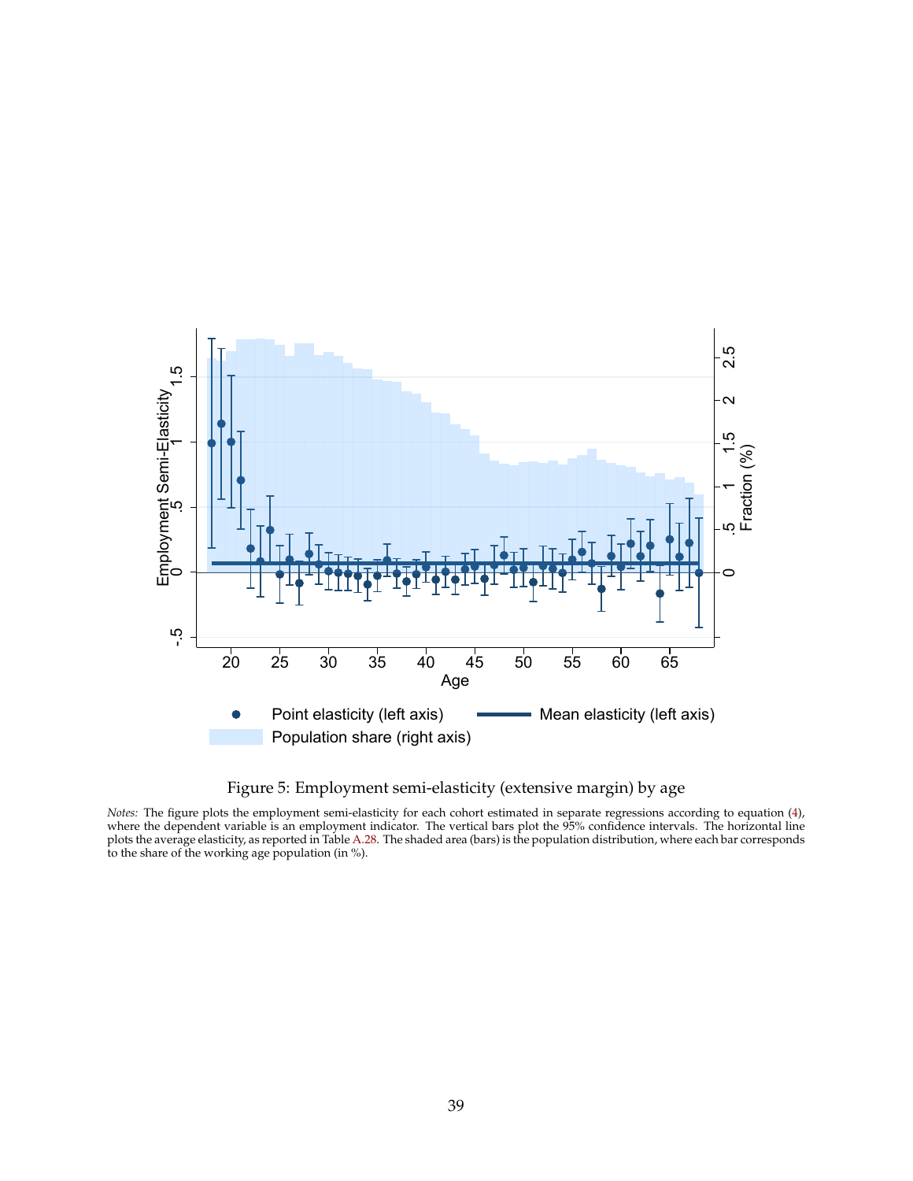Figure 5: Employment semi-elasticity (extensive margin) by age

*Notes:* The figure plots the employment semi-elasticity for each cohort estimated in separate regressions according to equation (4), where the dependent variable is an employment indicator. The vertical bars plot the 95% confidence intervals. The horizontal line plots the average elasticity, as reported in Table A.28. The shaded area (bars) is the population distribution, where each bar corresponds to the share of the working age population (in %).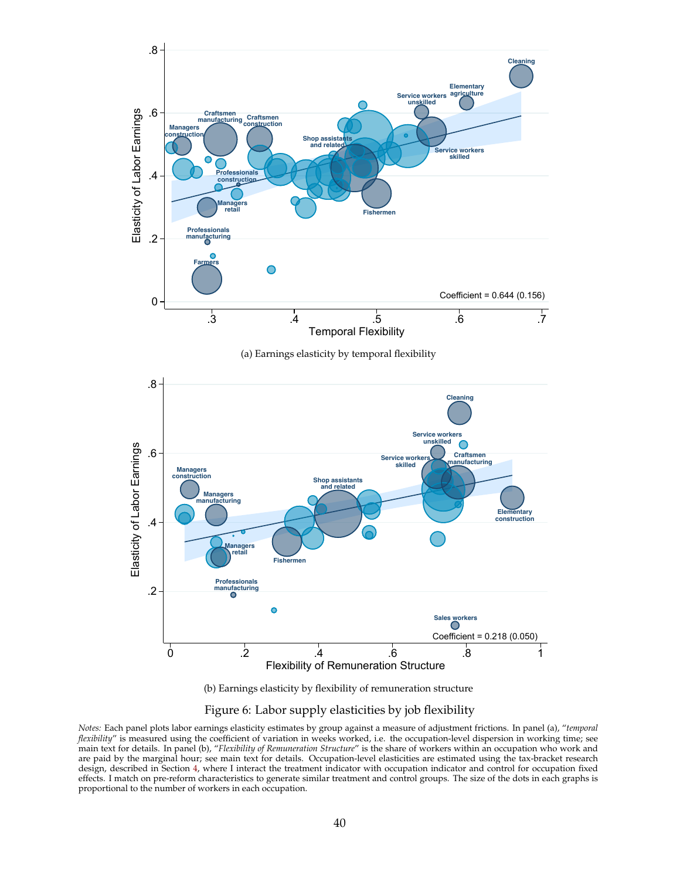(a) Earnings elasticity by temporal flexibility

(b) Earnings elasticity by flexibility of remuneration structure

Figure 6: Labor supply elasticities by job flexibility

*Notes:* Each panel plots labor earnings elasticity estimates by group against a measure of adjustment frictions. In panel (a), "*temporal flexibility*" is measured using the coefficient of variation in weeks worked, i.e. the occupation-level dispersion in working time; see main text for details. In panel (b), "*Flexibility of Remuneration Structure*" is the share of workers within an occupation who work and are paid by the marginal hour; see main text for details. Occupation-level elasticities are estimated using the tax-bracket research design, described in Section 4, where I interact the treatment indicator with occupation indicator and control for occupation fixed effects. I match on pre-reform characteristics to generate similar treatment and control groups. The size of the dots in each graphs is proportional to the number of workers in each occupation.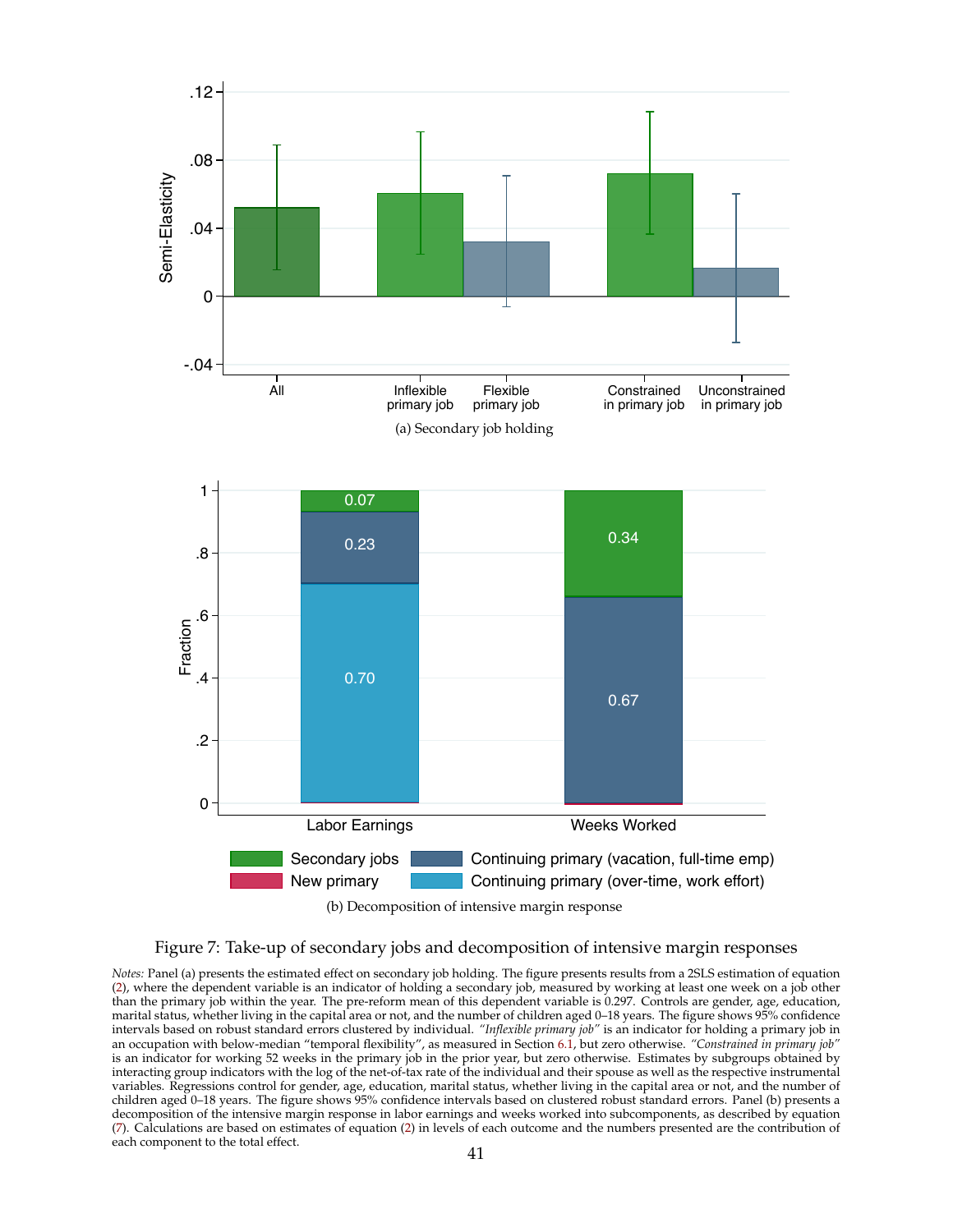(a) Secondary job holding

(b) Decomposition of intensive margin response

Figure 7: Take-up of secondary jobs and decomposition of intensive margin responses

*Notes:* Panel (a) presents the estimated effect on secondary job holding. The figure presents results from a 2SLS estimation of equation (2), where the dependent variable is an indicator of holding a secondary job, measured by working at least one week on a job other than the primary job within the year. The pre-reform mean of this dependent variable is 0.297. Controls are gender, age, education, marital status, whether living in the capital area or not, and the number of children aged 0–18 years. The figure shows 95% confidence intervals based on robust standard errors clustered by individual. *"Inflexible primary job"* is an indicator for holding a primary job in an occupation with below-median "temporal flexibility", as measured in Section 6.1, but zero otherwise. *"Constrained in primary job"* is an indicator for working 52 weeks in the primary job in the prior year, but zero otherwise. Estimates by subgroups obtained by interacting group indicators with the log of the net-of-tax rate of the individual and their spouse as well as the respective instrumental variables. Regressions control for gender, age, education, marital status, whether living in the capital area or not, and the number of children aged 0–18 years. The figure shows 95% confidence intervals based on clustered robust standard errors. Panel (b) presents a decomposition of the intensive margin response in labor earnings and weeks worked into subcomponents, as described by equation (7). Calculations are based on estimates of equation (2) in levels of each outcome and the numbers presented are the contribution of each component to the total effect.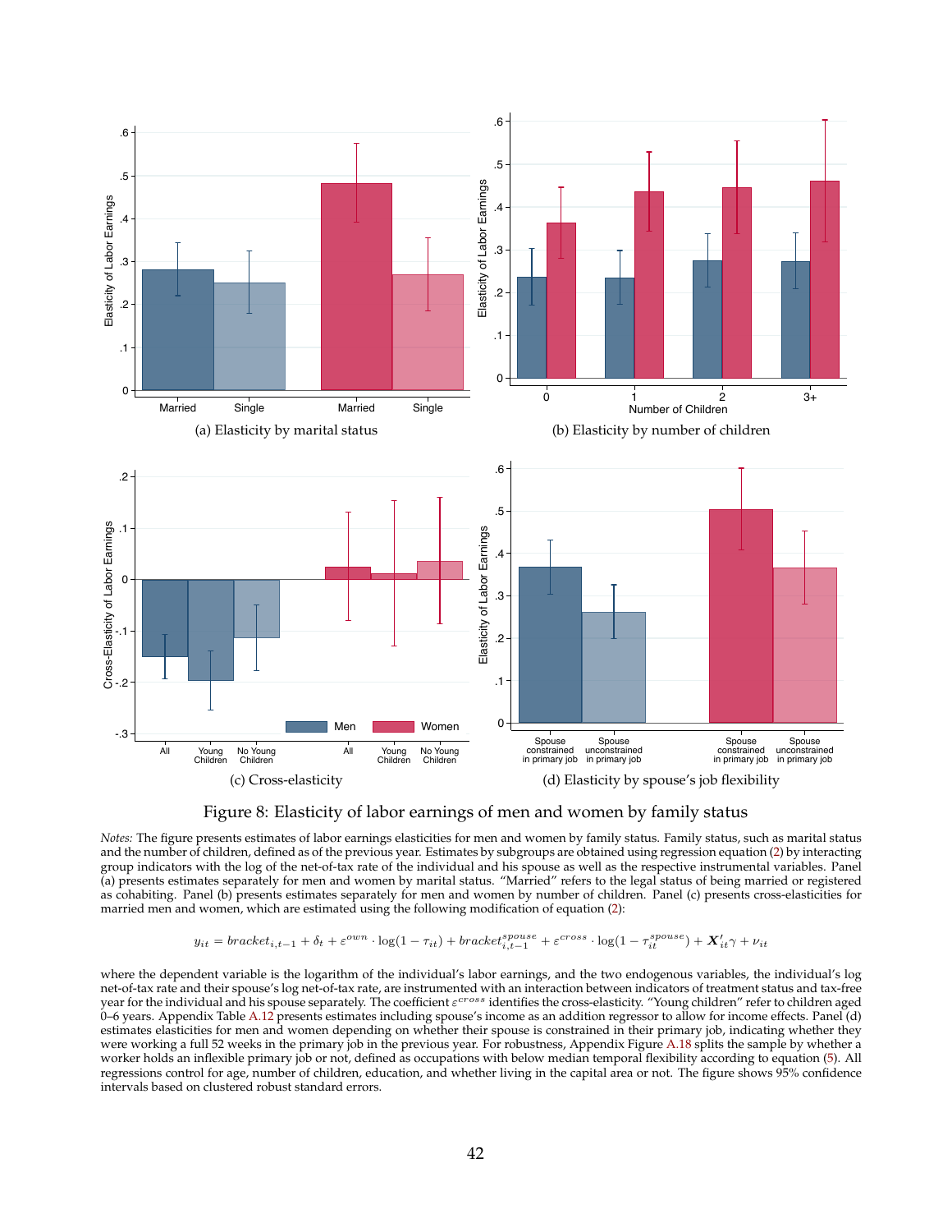(a) Elasticity by marital status

(b) Elasticity by number of children

(c) Cross-elasticity

(d) Elasticity by spouse's job flexibility

Figure 8: Elasticity of labor earnings of men and women by family status

*Notes:* The figure presents estimates of labor earnings elasticities for men and women by family status. Family status, such as marital status and the number of children, defined as of the previous year. Estimates by subgroups are obtained using regression equation (2) by interacting group indicators with the log of the net-of-tax rate of the individual and his spouse as well as the respective instrumental variables. Panel (a) presents estimates separately for men and women by marital status. "Married" refers to the legal status of being married or registered as cohabiting. Panel (b) presents estimates separately for men and women by number of children. Panel (c) presents cross-elasticities for married men and women, which are estimated using the following modification of equation (2):

$$y_{it} = bracket_{i,t-1} + \delta_t + \varepsilon^{own} \cdot \log(1 - \tau_{it}) + bracket^{spouse}_{i,t-1} + \varepsilon^{cross} \cdot \log(1 - \tau^{spouse}_{it}) + \boldsymbol{X}'_{it}\gamma + \nu_{it}$$

where the dependent variable is the logarithm of the individual's labor earnings, and the two endogenous variables, the individual's log net-of-tax rate and their spouse's log net-of-tax rate, are instrumented with an interaction between indicators of treatment status and tax-free year for the individual and his spouse separately. The coefficient $\varepsilon^{cross}$ identifies the cross-elasticity. "Young children" refer to children aged 0–6 years. Appendix Table A.12 presents estimates including spouse's income as an addition regressor to allow for income effects. Panel (d) estimates elasticities for men and women depending on whether their spouse is constrained in their primary job, indicating whether they were working a full 52 weeks in the primary job in the previous year. For robustness, Appendix Figure A.18 splits the sample by whether a worker holds an inflexible primary job or not, defined as occupations with below median temporal flexibility according to equation (5). All regressions control for age, number of children, education, and whether living in the capital area or not. The figure shows 95% confidence intervals based on clustered robust standard errors.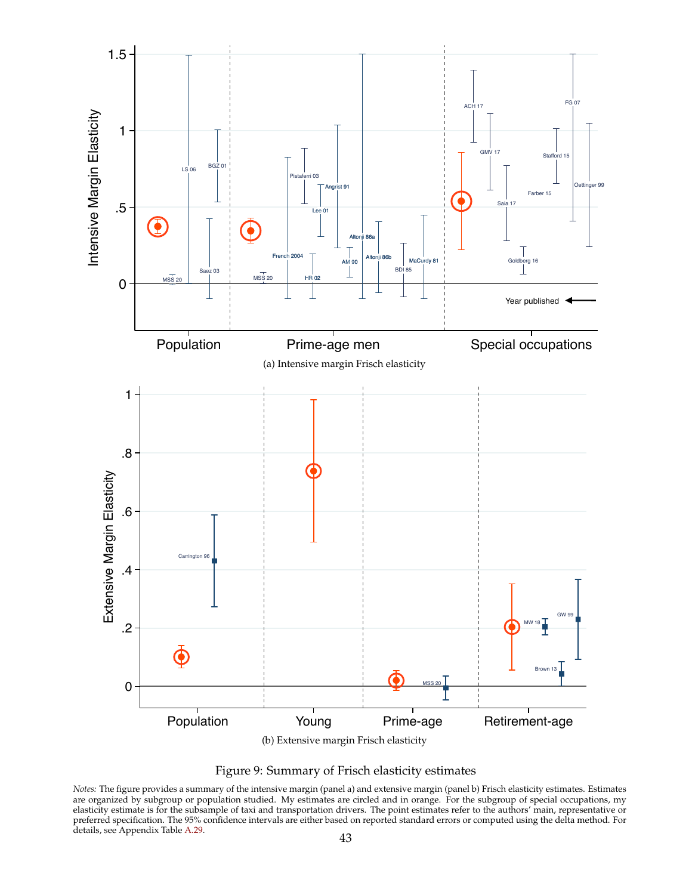(a) Intensive margin Frisch elasticity

(b) Extensive margin Frisch elasticity

Figure 9: Summary of Frisch elasticity estimates

*Notes:* The figure provides a summary of the intensive margin (panel a) and extensive margin (panel b) Frisch elasticity estimates. Estimates are organized by subgroup or population studied. My estimates are circled and in orange. For the subgroup of special occupations, my elasticity estimate is for the subsample of taxi and transportation drivers. The point estimates refer to the authors' main, representative or preferred specification. The 95% confidence intervals are either based on reported standard errors or computed using the delta method. For details, see Appendix Table A.29.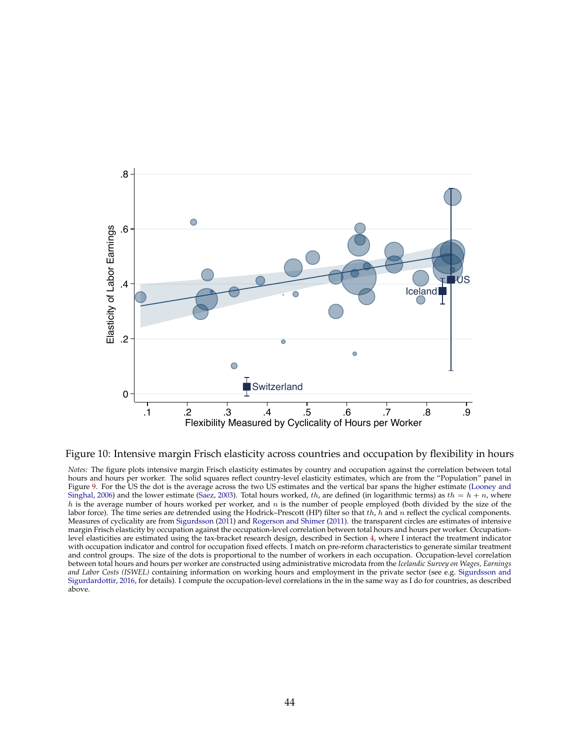Figure 10: Intensive margin Frisch elasticity across countries and occupation by flexibility in hours

*Notes:* The figure plots intensive margin Frisch elasticity estimates by country and occupation against the correlation between total hours and hours per worker. The solid squares reflect country-level elasticity estimates, which are from the "Population" panel in Figure 9. For the US the dot is the average across the two US estimates and the vertical bar spans the higher estimate (Looney and Singhal, 2006) and the lower estimate (Saez, 2003). Total hours worked, $th$, are defined (in logarithmic terms) as $th = h + n$, where $h$ is the average number of hours worked per worker, and $n$ is the number of people employed (both divided by the size of the labor force). The time series are detrended using the Hodrick–Prescott (HP) filter so that $th$, $h$ and $n$ reflect the cyclical components. Measures of cyclicality are from Sigurdsson (2011) and Rogerson and Shimer (2011). the transparent circles are estimates of intensive margin Frisch elasticity by occupation against the occupation-level correlation between total hours and hours per worker. Occupation-level elasticities are estimated using the tax-bracket research design, described in Section 4, where I interact the treatment indicator with occupation indicator and control for occupation fixed effects. I match on pre-reform characteristics to generate similar treatment and control groups. The size of the dots is proportional to the number of workers in each occupation. Occupation-level correlation between total hours and hours per worker are constructed using administrative microdata from the *Icelandic Survey on Wages, Earnings and Labor Costs (ISWEL)* containing information on working hours and employment in the private sector (see e.g. Sigurdsson and Sigurdardottir, 2016, for details). I compute the occupation-level correlations in the in the same way as I do for countries, as described above.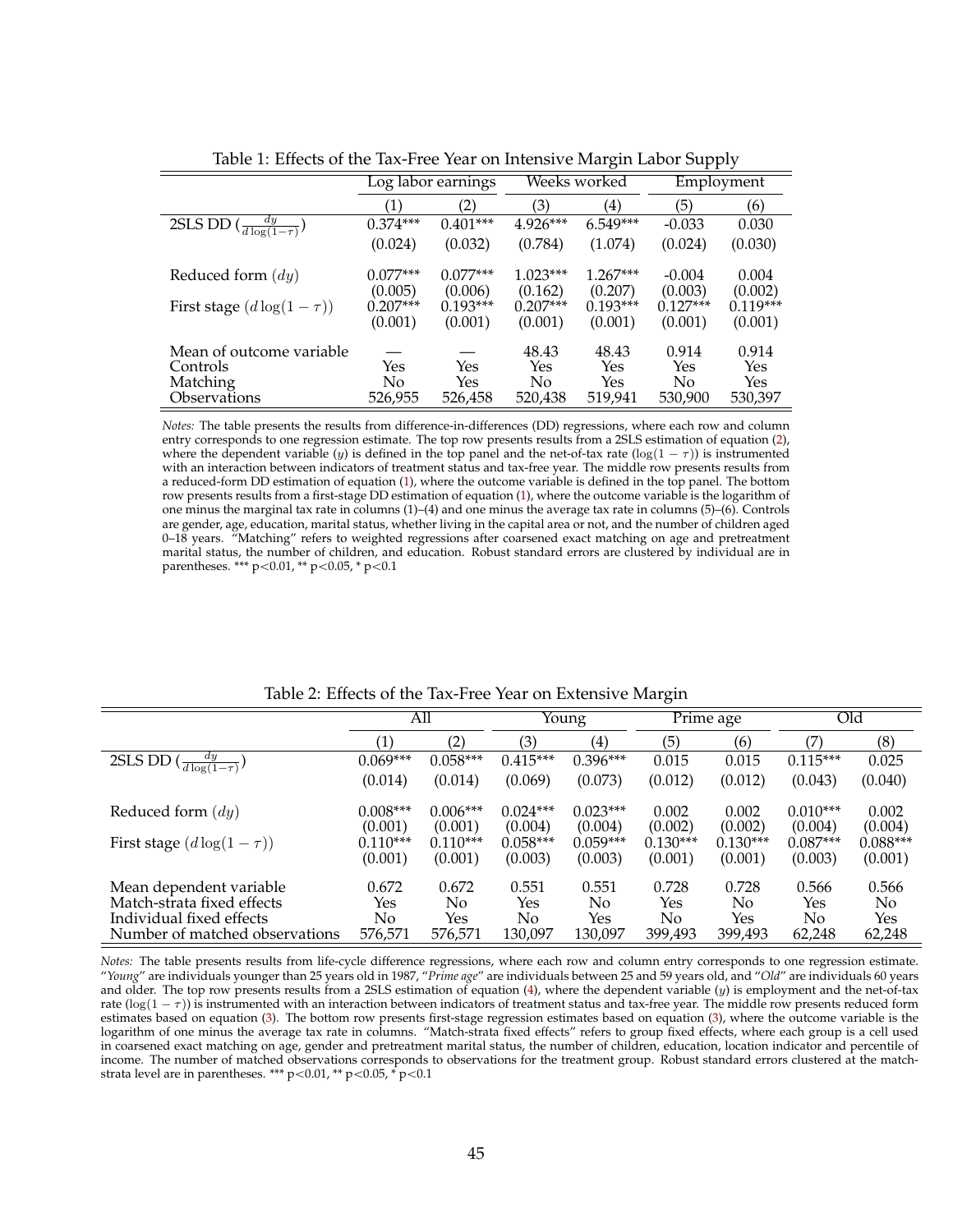Table 1: Effects of the Tax-Free Year on Intensive Margin Labor Supply

| | Log labor earnings | | Weeks worked | | Employment | |
|---|---|---|---|---|---|---|
| | (1) | (2) | (3) | (4) | (5) | (6) |
| 2SLS DD ($\frac{dy}{d\log(1-\tau)}$) | 0.374*** | 0.401*** | 4.926*** | 6.549*** | -0.033 | 0.030 |
| | (0.024) | (0.032) | (0.784) | (1.074) | (0.024) | (0.030) |
| Reduced form ($dy$) | 0.077*** | 0.077*** | 1.023*** | 1.267*** | -0.004 | 0.004 |
| | (0.005) | (0.006) | (0.162) | (0.207) | (0.003) | (0.002) |
| First stage ($d\log(1-\tau)$) | 0.207*** | 0.193*** | 0.207*** | 0.193*** | 0.127*** | 0.119*** |
| | (0.001) | (0.001) | (0.001) | (0.001) | (0.001) | (0.001) |
| Mean of outcome variable | — | — | 48.43 | 48.43 | 0.914 | 0.914 |
| Controls | Yes | Yes | Yes | Yes | Yes | Yes |
| Matching | No | Yes | No | Yes | No | Yes |
| Observations | 526,955 | 526,458 | 520,438 | 519,941 | 530,900 | 530,397 |

*Notes:* The table presents the results from difference-in-differences (DD) regressions, where each row and column entry corresponds to one regression estimate. The top row presents results from a 2SLS estimation of equation (2), where the dependent variable ($y$) is defined in the top panel and the net-of-tax rate ($\log(1-\tau)$) is instrumented with an interaction between indicators of treatment status and tax-free year. The middle row presents results from a reduced-form DD estimation of equation (1), where the outcome variable is defined in the top panel. The bottom row presents results from a first-stage DD estimation of equation (1), where the outcome variable is the logarithm of one minus the marginal tax rate in columns (1)–(4) and one minus the average tax rate in columns (5)–(6). Controls are gender, age, education, marital status, whether living in the capital area or not, and the number of children aged 0–18 years. "Matching" refers to weighted regressions after coarsened exact matching on age and pretreatment marital status, the number of children, and education. Robust standard errors are clustered by individual are in parentheses. *** p<0.01, ** p<0.05, * p<0.1

Table 2: Effects of the Tax-Free Year on Extensive Margin

| | All | | Young | | Prime age | | Old | |
|---|---|---|---|---|---|---|---|---|
| | (1) | (2) | (3) | (4) | (5) | (6) | (7) | (8) |
| 2SLS DD ($\frac{dy}{d\log(1-\tau)}$) | 0.069*** | 0.058*** | 0.415*** | 0.396*** | 0.015 | 0.015 | 0.115*** | 0.025 |
| | (0.014) | (0.014) | (0.069) | (0.073) | (0.012) | (0.012) | (0.043) | (0.040) |
| Reduced form ($dy$) | 0.008*** | 0.006*** | 0.024*** | 0.023*** | 0.002 | 0.002 | 0.010*** | 0.002 |
| | (0.001) | (0.001) | (0.004) | (0.004) | (0.002) | (0.002) | (0.004) | (0.004) |
| First stage ($d\log(1-\tau)$) | 0.110*** | 0.110*** | 0.058*** | 0.059*** | 0.130*** | 0.130*** | 0.087*** | 0.088*** |
| | (0.001) | (0.001) | (0.003) | (0.003) | (0.001) | (0.001) | (0.003) | (0.001) |
| Mean dependent variable | 0.672 | 0.672 | 0.551 | 0.551 | 0.728 | 0.728 | 0.566 | 0.566 |
| Match-strata fixed effects | Yes | No | Yes | No | Yes | No | Yes | No |
| Individual fixed effects | No | Yes | No | Yes | No | Yes | No | Yes |
| Number of matched observations | 576,571 | 576,571 | 130,097 | 130,097 | 399,493 | 399,493 | 62,248 | 62,248 |

*Notes:* The table presents results from life-cycle difference regressions, where each row and column entry corresponds to one regression estimate. "*Young*" are individuals younger than 25 years old in 1987, "*Prime age*" are individuals between 25 and 59 years old, and "*Old*" are individuals 60 years and older. The top row presents results from a 2SLS estimation of equation (4), where the dependent variable ($y$) is employment and the net-of-tax rate ($\log(1-\tau)$) is instrumented with an interaction between indicators of treatment status and tax-free year. The middle row presents reduced form estimates based on equation (3). The bottom row presents first-stage regression estimates based on equation (3), where the outcome variable is the logarithm of one minus the average tax rate in columns. "Match-strata fixed effects" refers to group fixed effects, where each group is a cell used in coarsened exact matching on age, gender and pretreatment marital status, the number of children, education, location indicator and percentile of income. The number of matched observations corresponds to observations for the treatment group. Robust standard errors clustered at the match-strata level are in parentheses. *** p<0.01, ** p<0.05, * p<0.1